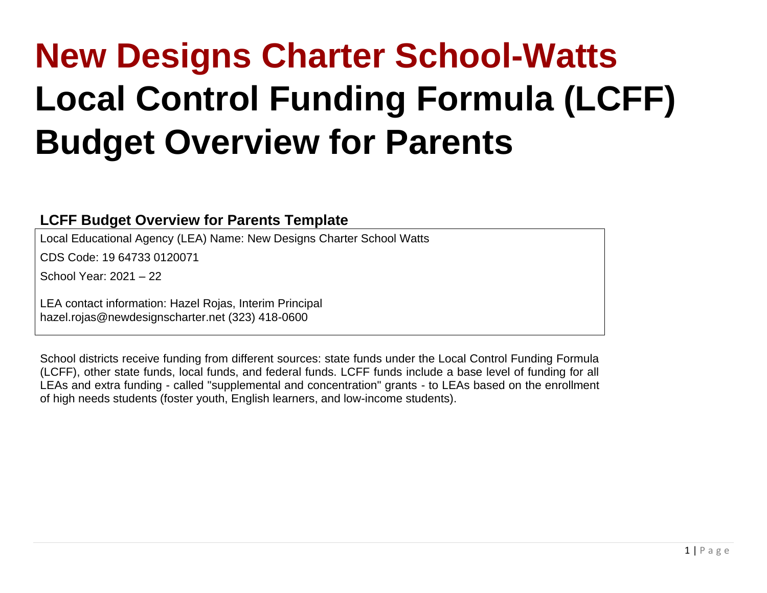# New Designs Charter School-Watts

# Local Control Funding Formula (LCFF) Budget Overview for Parents

### LCFF Budget Overview for Parents Template

Local Educational Agency (LEA) Name: New Designs Charter School Watts

CDS Code: 19 64733 0120071

School Year: 2021 – 22

LEA contact information: Hazel Rojas, Interim Principal
hazel.rojas@newdesignscharter.net (323) 418-0600

School districts receive funding from different sources: state funds under the Local Control Funding Formula (LCFF), other state funds, local funds, and federal funds. LCFF funds include a base level of funding for all LEAs and extra funding - called "supplemental and concentration" grants - to LEAs based on the enrollment of high needs students (foster youth, English learners, and low-income students).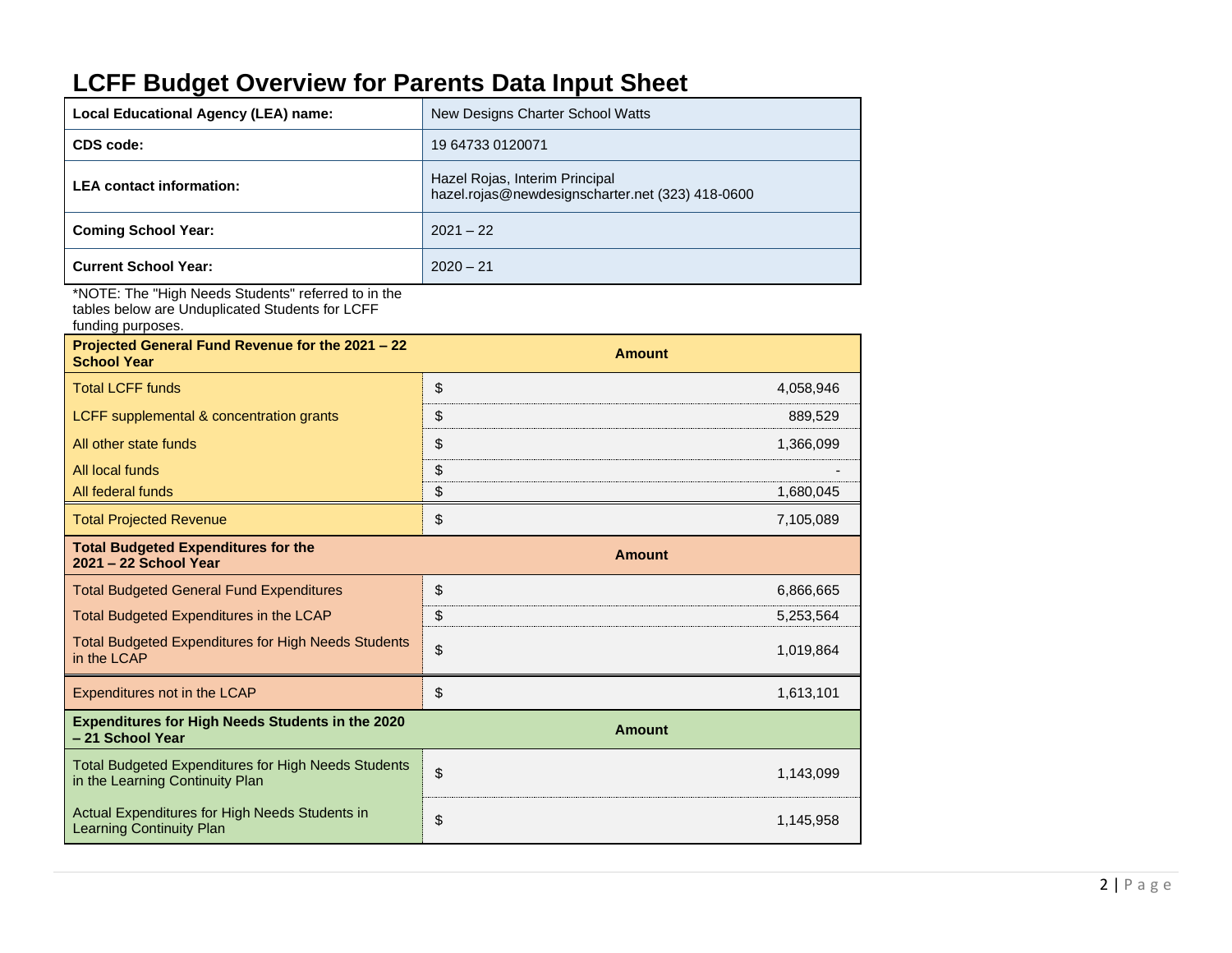# LCFF Budget Overview for Parents Data Input Sheet

| Local Educational Agency (LEA) name: | New Designs Charter School Watts |
|---|---|
| CDS code: | 19 64733 0120071 |
| LEA contact information: | Hazel Rojas, Interim Principal<br>hazel.rojas@newdesignscharter.net (323) 418-0600 |
| Coming School Year: | 2021 – 22 |
| Current School Year: | 2020 – 21 |

*NOTE: The "High Needs Students" referred to in the tables below are Unduplicated Students for LCFF funding purposes.

| Projected General Fund Revenue for the 2021 – 22 School Year | Amount |
|---|---|
| Total LCFF funds | $ 4,058,946 |
| LCFF supplemental & concentration grants | $ 889,529 |
| All other state funds | $ 1,366,099 |
| All local funds | $ - |
| All federal funds | $ 1,680,045 |
| Total Projected Revenue | $ 7,105,089 |

| Total Budgeted Expenditures for the 2021 – 22 School Year | Amount |
|---|---|
| Total Budgeted General Fund Expenditures | $ 6,866,665 |
| Total Budgeted Expenditures in the LCAP | $ 5,253,564 |
| Total Budgeted Expenditures for High Needs Students in the LCAP | $ 1,019,864 |
| Expenditures not in the LCAP | $ 1,613,101 |

| Expenditures for High Needs Students in the 2020 – 21 School Year | Amount |
|---|---|
| Total Budgeted Expenditures for High Needs Students in the Learning Continuity Plan | $ 1,143,099 |
| Actual Expenditures for High Needs Students in Learning Continuity Plan | $ 1,145,958 |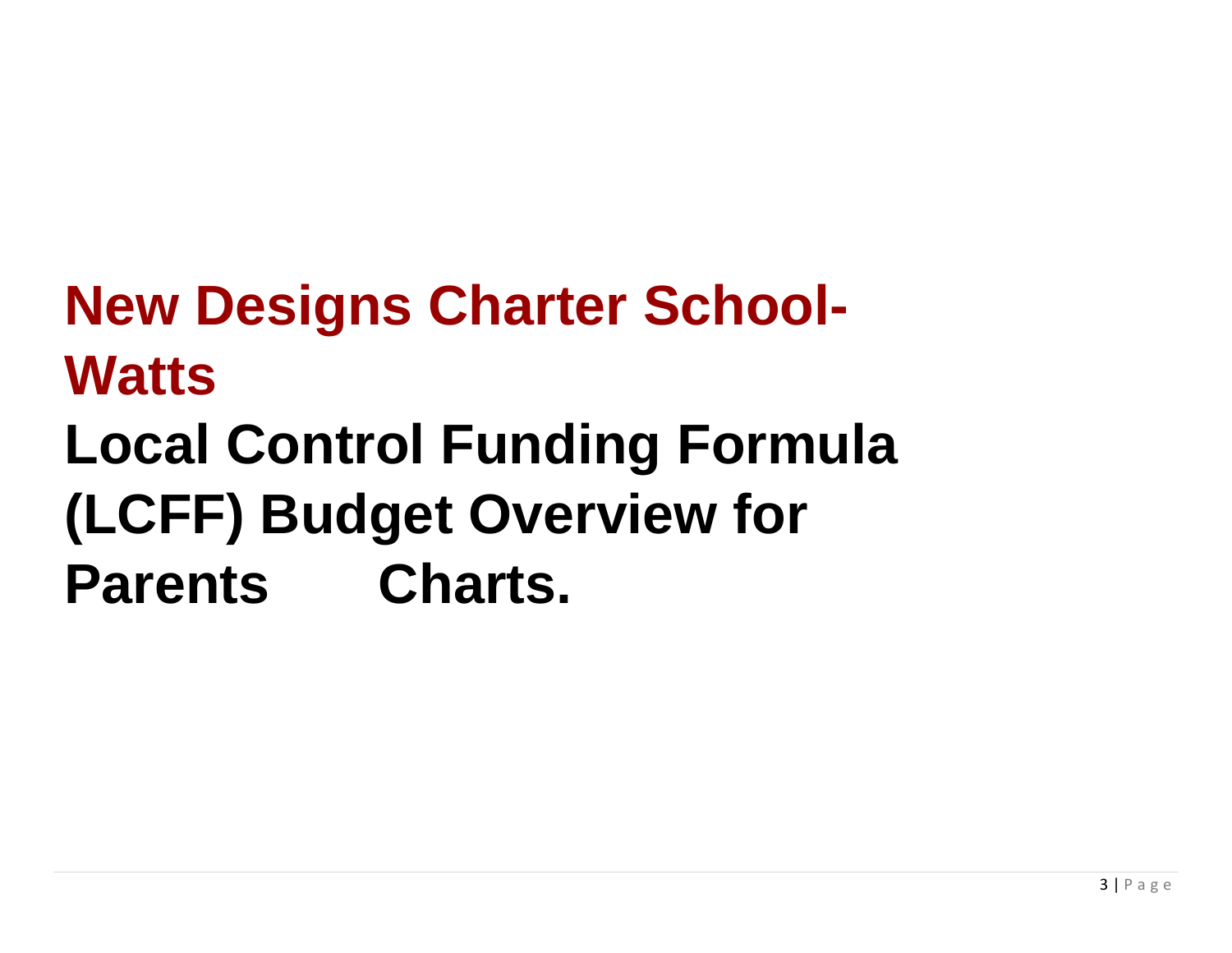# New Designs Charter School-Watts

# Local Control Funding Formula (LCFF) Budget Overview for Parents Charts.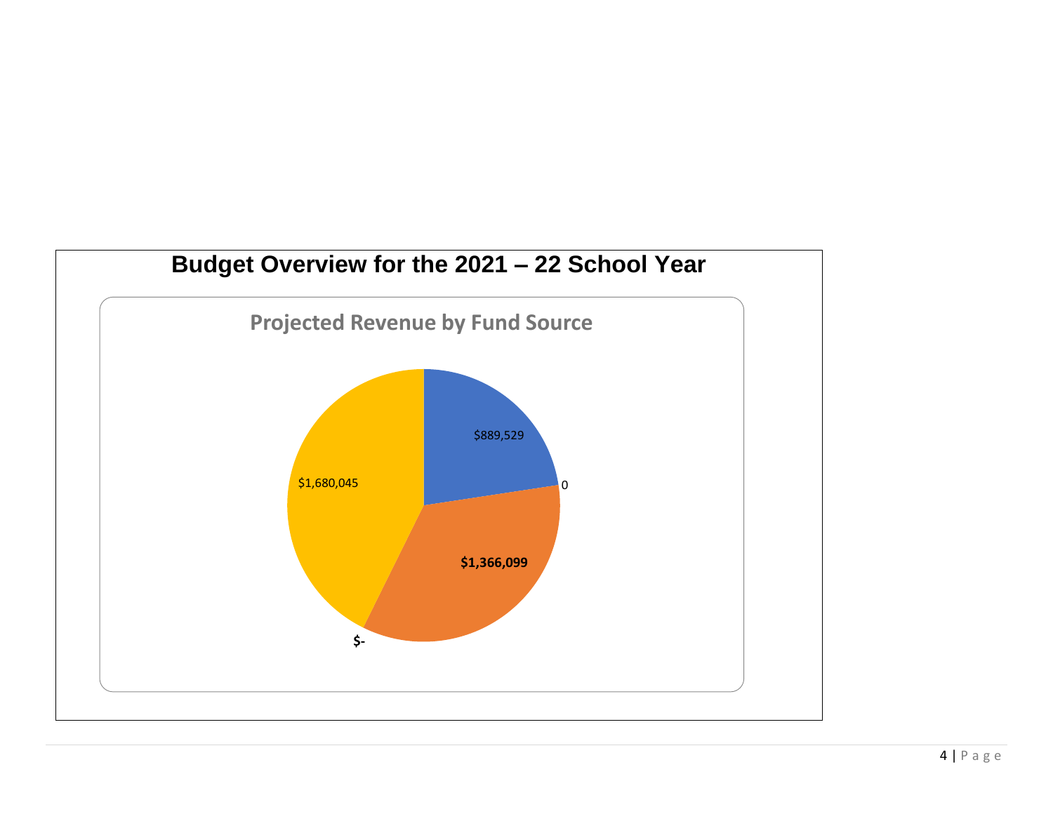## Budget Overview for the 2021 – 22 School Year

### Projected Revenue by Fund Source

$889,529

0

$1,366,099

$-

$1,680,045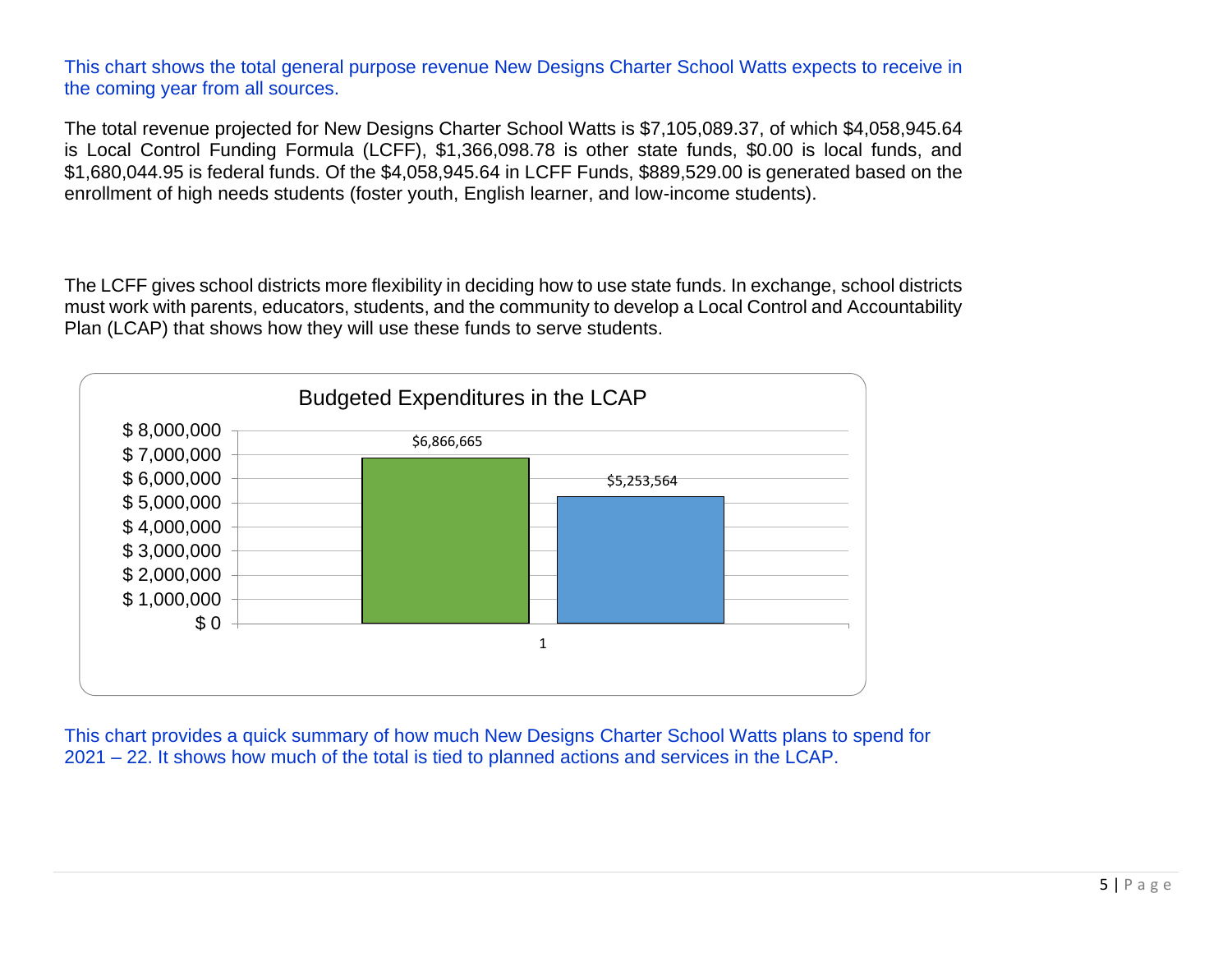This chart shows the total general purpose revenue New Designs Charter School Watts expects to receive in the coming year from all sources.

The total revenue projected for New Designs Charter School Watts is $7,105,089.37, of which $4,058,945.64 is Local Control Funding Formula (LCFF), $1,366,098.78 is other state funds, $0.00 is local funds, and $1,680,044.95 is federal funds. Of the $4,058,945.64 in LCFF Funds, $889,529.00 is generated based on the enrollment of high needs students (foster youth, English learner, and low-income students).

The LCFF gives school districts more flexibility in deciding how to use state funds. In exchange, school districts must work with parents, educators, students, and the community to develop a Local Control and Accountability Plan (LCAP) that shows how they will use these funds to serve students.

**Budgeted Expenditures in the LCAP**

$6,866,665

$5,253,564

This chart provides a quick summary of how much New Designs Charter School Watts plans to spend for 2021 – 22. It shows how much of the total is tied to planned actions and services in the LCAP.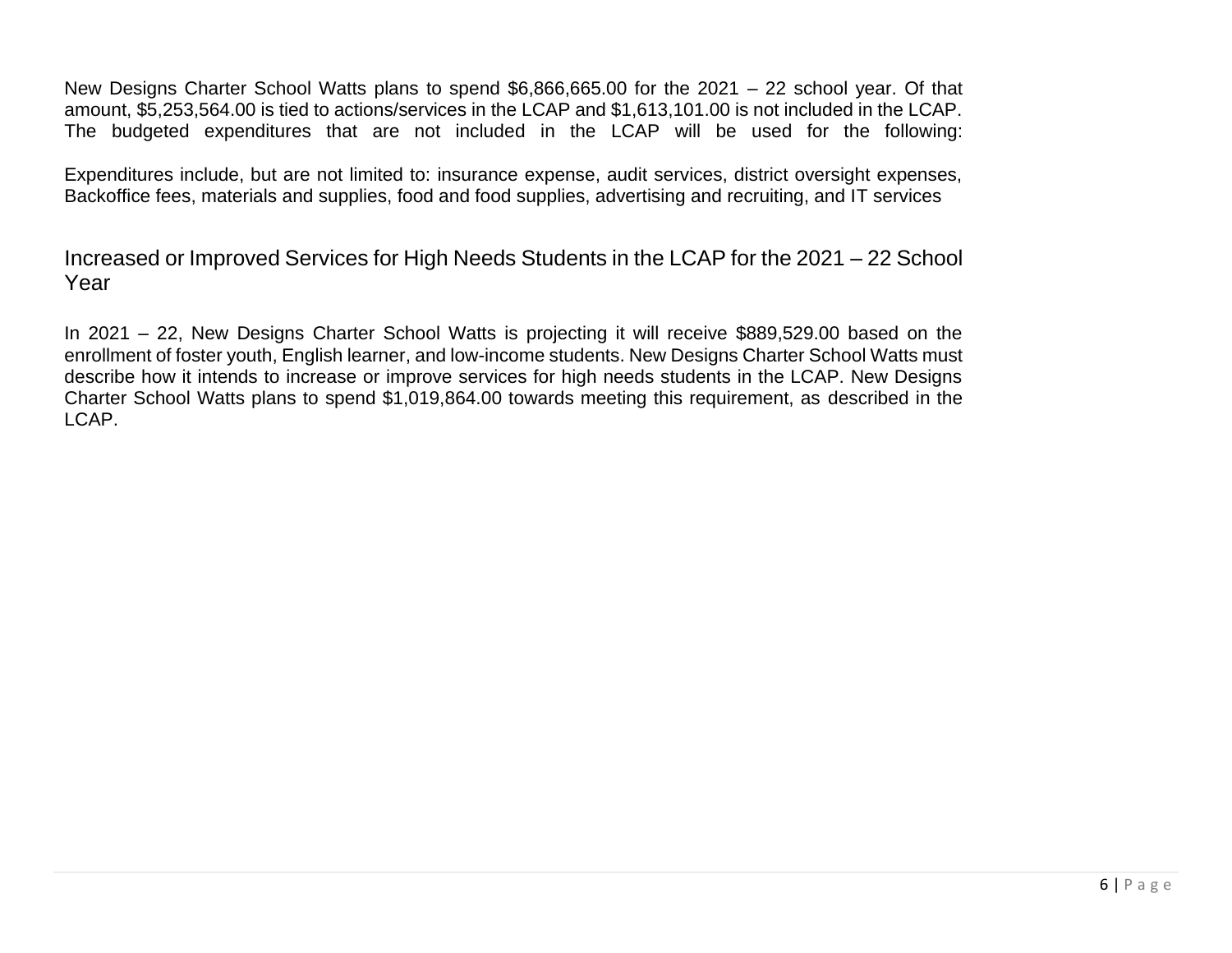New Designs Charter School Watts plans to spend $6,866,665.00 for the 2021 – 22 school year. Of that amount, $5,253,564.00 is tied to actions/services in the LCAP and $1,613,101.00 is not included in the LCAP. The budgeted expenditures that are not included in the LCAP will be used for the following:

Expenditures include, but are not limited to: insurance expense, audit services, district oversight expenses, Backoffice fees, materials and supplies, food and food supplies, advertising and recruiting, and IT services

## Increased or Improved Services for High Needs Students in the LCAP for the 2021 – 22 School Year

In 2021 – 22, New Designs Charter School Watts is projecting it will receive $889,529.00 based on the enrollment of foster youth, English learner, and low-income students. New Designs Charter School Watts must describe how it intends to increase or improve services for high needs students in the LCAP. New Designs Charter School Watts plans to spend $1,019,864.00 towards meeting this requirement, as described in the LCAP.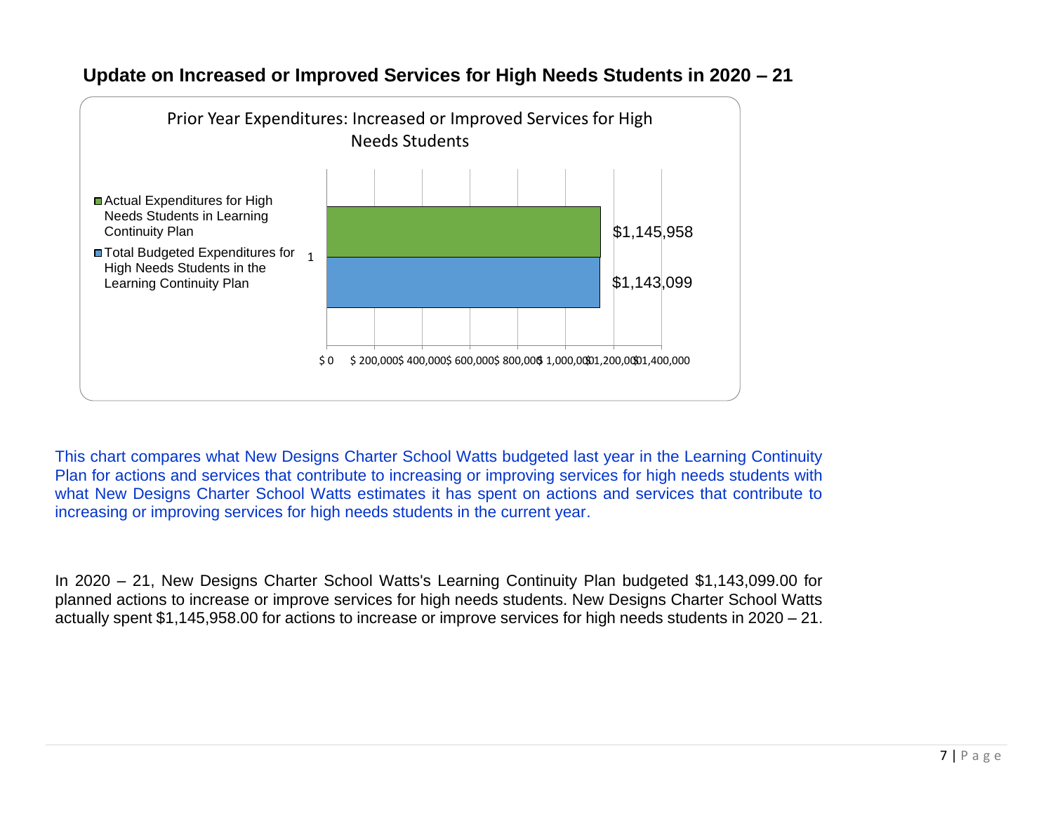## Update on Increased or Improved Services for High Needs Students in 2020 – 21

Prior Year Expenditures: Increased or Improved Services for High Needs Students

| | Amount |
|---|---|
| Actual Expenditures for High Needs Students in Learning Continuity Plan | $1,145,958 |
| Total Budgeted Expenditures for High Needs Students in the Learning Continuity Plan | $1,143,099 |

This chart compares what New Designs Charter School Watts budgeted last year in the Learning Continuity Plan for actions and services that contribute to increasing or improving services for high needs students with what New Designs Charter School Watts estimates it has spent on actions and services that contribute to increasing or improving services for high needs students in the current year.

In 2020 – 21, New Designs Charter School Watts's Learning Continuity Plan budgeted $1,143,099.00 for planned actions to increase or improve services for high needs students. New Designs Charter School Watts actually spent $1,145,958.00 for actions to increase or improve services for high needs students in 2020 – 21.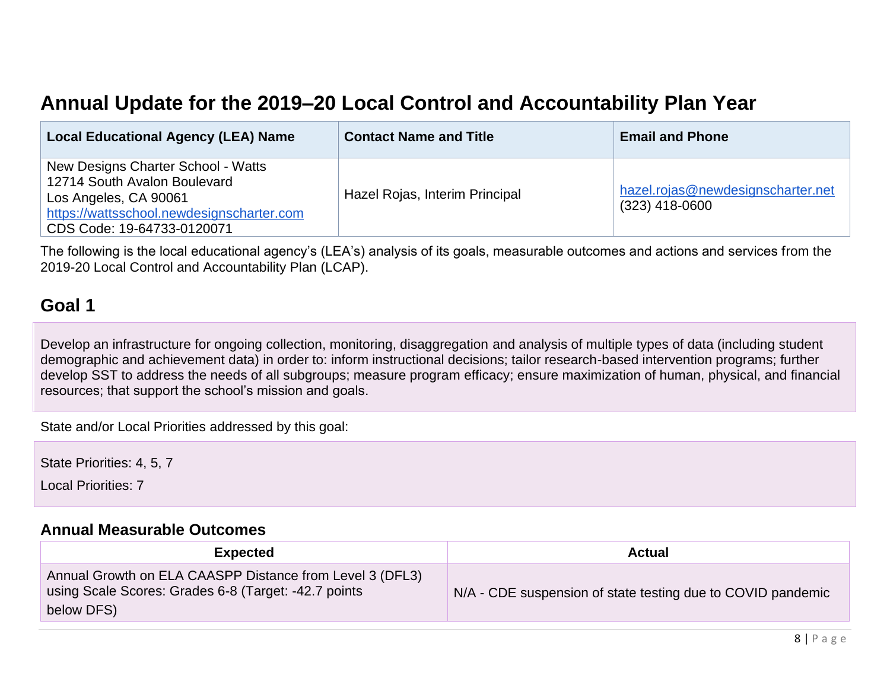# Annual Update for the 2019–20 Local Control and Accountability Plan Year

| Local Educational Agency (LEA) Name | Contact Name and Title | Email and Phone |
| --- | --- | --- |
| New Designs Charter School - Watts<br>12714 South Avalon Boulevard<br>Los Angeles, CA 90061<br>https://wattsschool.newdesignscharter.com<br>CDS Code: 19-64733-0120071 | Hazel Rojas, Interim Principal | hazel.rojas@newdesignscharter.net<br>(323) 418-0600 |

The following is the local educational agency's (LEA's) analysis of its goals, measurable outcomes and actions and services from the 2019-20 Local Control and Accountability Plan (LCAP).

## Goal 1

Develop an infrastructure for ongoing collection, monitoring, disaggregation and analysis of multiple types of data (including student demographic and achievement data) in order to: inform instructional decisions; tailor research-based intervention programs; further develop SST to address the needs of all subgroups; measure program efficacy; ensure maximization of human, physical, and financial resources; that support the school's mission and goals.

State and/or Local Priorities addressed by this goal:

State Priorities: 4, 5, 7

Local Priorities: 7

### Annual Measurable Outcomes

| Expected | Actual |
| --- | --- |
| Annual Growth on ELA CAASPP Distance from Level 3 (DFL3) using Scale Scores: Grades 6-8 (Target: -42.7 points below DFS) | N/A - CDE suspension of state testing due to COVID pandemic |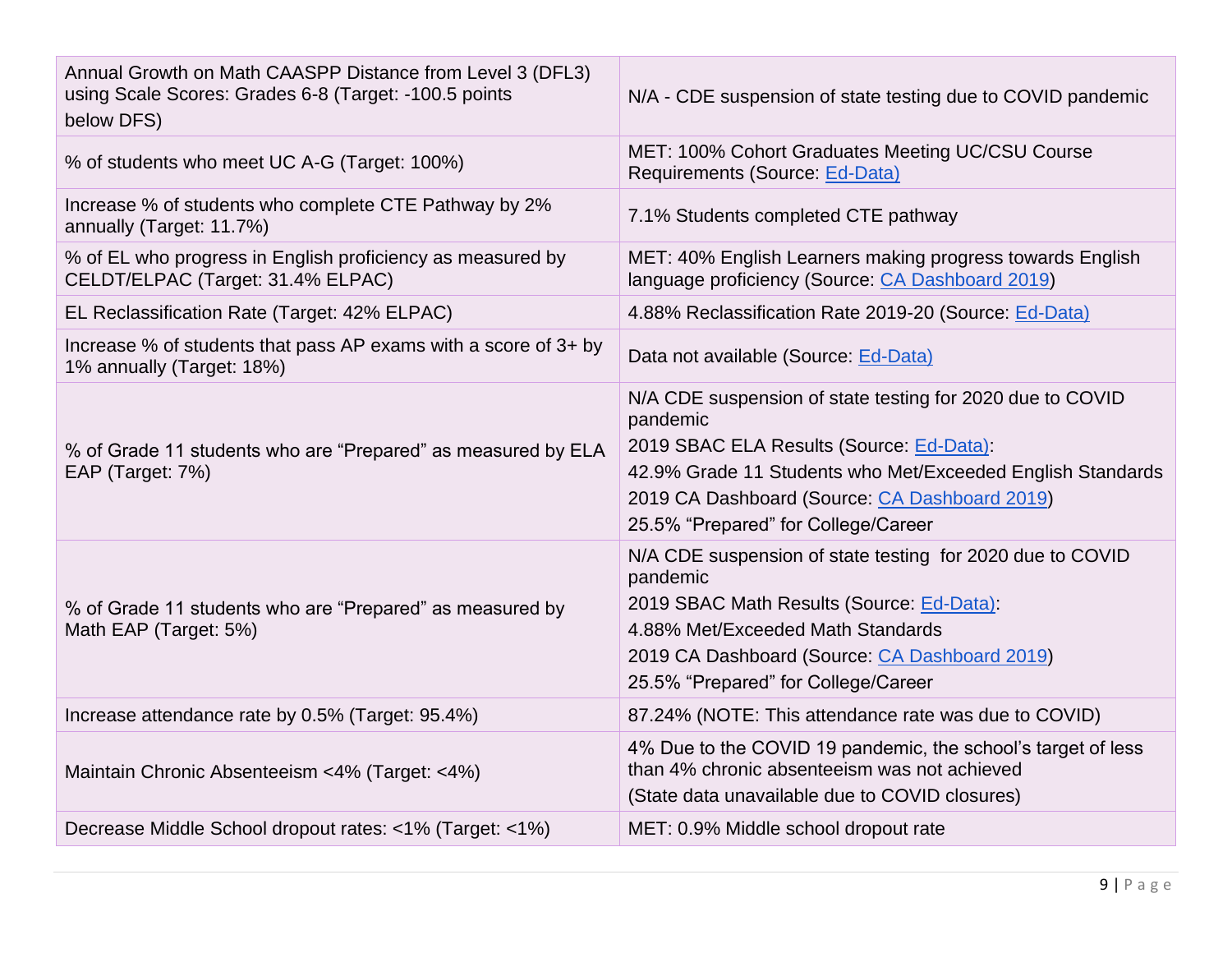| | |
|---|---|
| Annual Growth on Math CAASPP Distance from Level 3 (DFL3) using Scale Scores: Grades 6-8 (Target: -100.5 points below DFS) | N/A - CDE suspension of state testing due to COVID pandemic |
| % of students who meet UC A-G (Target: 100%) | MET: 100% Cohort Graduates Meeting UC/CSU Course Requirements (Source: Ed-Data) |
| Increase % of students who complete CTE Pathway by 2% annually (Target: 11.7%) | 7.1% Students completed CTE pathway |
| % of EL who progress in English proficiency as measured by CELDT/ELPAC (Target: 31.4% ELPAC) | MET: 40% English Learners making progress towards English language proficiency (Source: CA Dashboard 2019) |
| EL Reclassification Rate (Target: 42% ELPAC) | 4.88% Reclassification Rate 2019-20 (Source: Ed-Data) |
| Increase % of students that pass AP exams with a score of 3+ by 1% annually (Target: 18%) | Data not available (Source: Ed-Data) |
| % of Grade 11 students who are "Prepared" as measured by ELA EAP (Target: 7%) | N/A CDE suspension of state testing for 2020 due to COVID pandemic<br>2019 SBAC ELA Results (Source: Ed-Data):<br>42.9% Grade 11 Students who Met/Exceeded English Standards<br>2019 CA Dashboard (Source: CA Dashboard 2019)<br>25.5% "Prepared" for College/Career |
| % of Grade 11 students who are "Prepared" as measured by Math EAP (Target: 5%) | N/A CDE suspension of state testing for 2020 due to COVID pandemic<br>2019 SBAC Math Results (Source: Ed-Data):<br>4.88% Met/Exceeded Math Standards<br>2019 CA Dashboard (Source: CA Dashboard 2019)<br>25.5% "Prepared" for College/Career |
| Increase attendance rate by 0.5% (Target: 95.4%) | 87.24% (NOTE: This attendance rate was due to COVID) |
| Maintain Chronic Absenteeism <4% (Target: <4%) | 4% Due to the COVID 19 pandemic, the school's target of less than 4% chronic absenteeism was not achieved<br>(State data unavailable due to COVID closures) |
| Decrease Middle School dropout rates: <1% (Target: <1%) | MET: 0.9% Middle school dropout rate |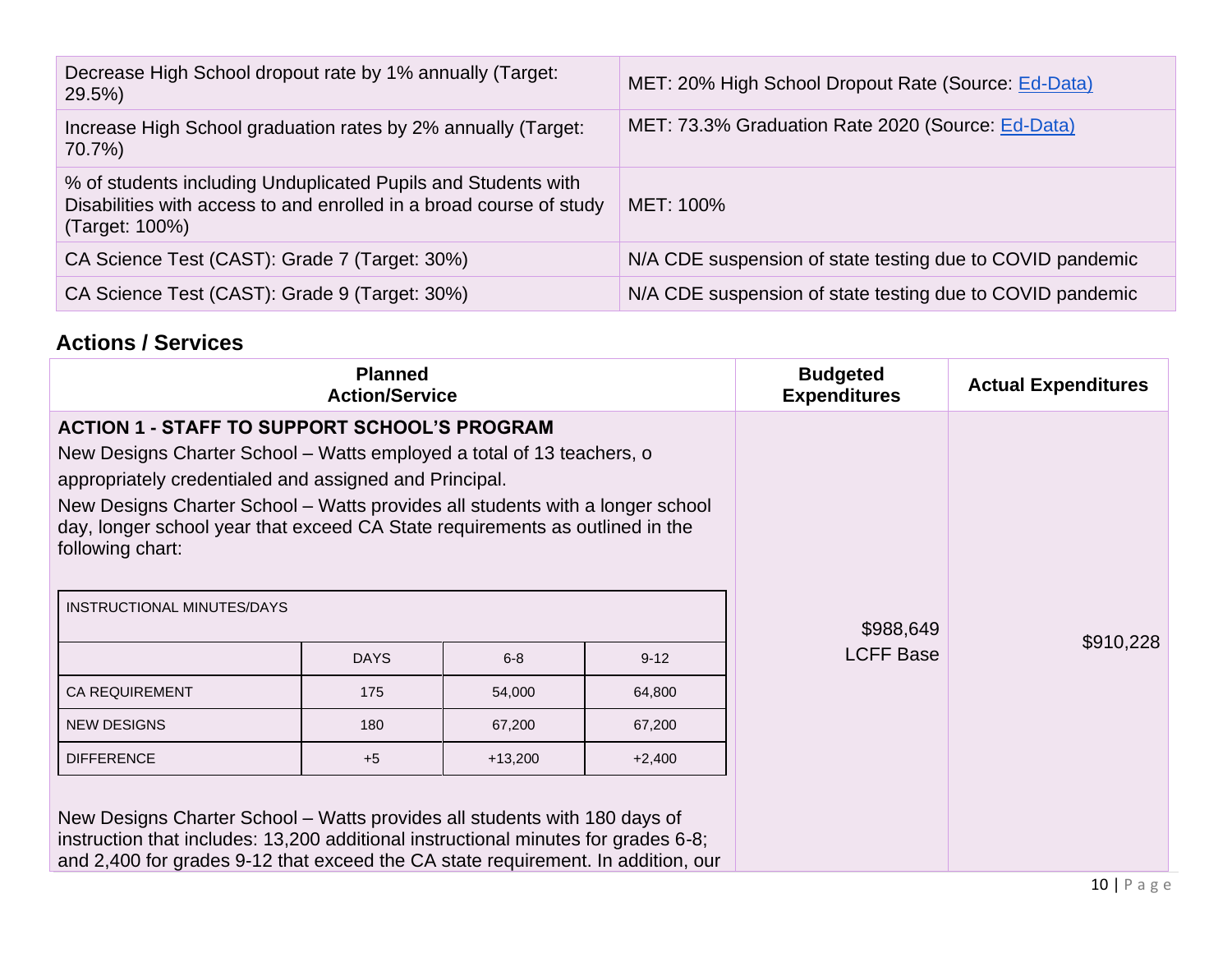| | |
|---|---|
| Decrease High School dropout rate by 1% annually (Target: 29.5%) | MET: 20% High School Dropout Rate (Source: Ed-Data) |
| Increase High School graduation rates by 2% annually (Target: 70.7%) | MET: 73.3% Graduation Rate 2020 (Source: Ed-Data) |
| % of students including Unduplicated Pupils and Students with Disabilities with access to and enrolled in a broad course of study (Target: 100%) | MET: 100% |
| CA Science Test (CAST): Grade 7 (Target: 30%) | N/A CDE suspension of state testing due to COVID pandemic |
| CA Science Test (CAST): Grade 9 (Target: 30%) | N/A CDE suspension of state testing due to COVID pandemic |

## Actions / Services

| Planned Action/Service | Budgeted Expenditures | Actual Expenditures |
|---|---|---|
| **ACTION 1 - STAFF TO SUPPORT SCHOOL'S PROGRAM**<br>New Designs Charter School – Watts employed a total of 13 teachers, o appropriately credentialed and assigned and Principal.<br>New Designs Charter School – Watts provides all students with a longer school day, longer school year that exceed CA State requirements as outlined in the following chart:<br><br>INSTRUCTIONAL MINUTES/DAYS<br><br>(see table below)<br><br>New Designs Charter School – Watts provides all students with 180 days of instruction that includes: 13,200 additional instructional minutes for grades 6-8; and 2,400 for grades 9-12 that exceed the CA state requirement. In addition, our | $988,649<br>LCFF Base | $910,228 |

**INSTRUCTIONAL MINUTES/DAYS**

| | DAYS | 6-8 | 9-12 |
|---|---|---|---|
| CA REQUIREMENT | 175 | 54,000 | 64,800 |
| NEW DESIGNS | 180 | 67,200 | 67,200 |
| DIFFERENCE | +5 | +13,200 | +2,400 |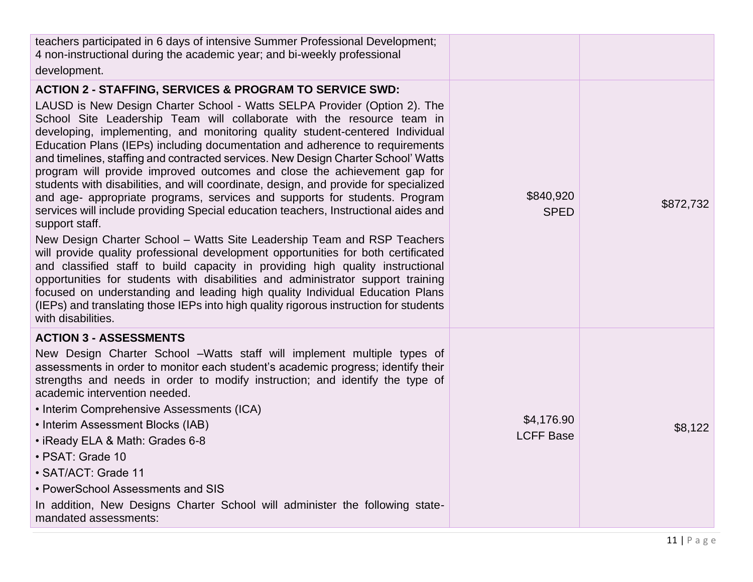| | | |
|---|---|---|
| teachers participated in 6 days of intensive Summer Professional Development; 4 non-instructional during the academic year; and bi-weekly professional development. | | |
| **ACTION 2 - STAFFING, SERVICES & PROGRAM TO SERVICE SWD:**<br><br>LAUSD is New Design Charter School - Watts SELPA Provider (Option 2). The School Site Leadership Team will collaborate with the resource team in developing, implementing, and monitoring quality student-centered Individual Education Plans (IEPs) including documentation and adherence to requirements and timelines, staffing and contracted services. New Design Charter School' Watts program will provide improved outcomes and close the achievement gap for students with disabilities, and will coordinate, design, and provide for specialized and age- appropriate programs, services and supports for students. Program services will include providing Special education teachers, Instructional aides and support staff.<br><br>New Design Charter School – Watts Site Leadership Team and RSP Teachers will provide quality professional development opportunities for both certificated and classified staff to build capacity in providing high quality instructional opportunities for students with disabilities and administrator support training focused on understanding and leading high quality Individual Education Plans (IEPs) and translating those IEPs into high quality rigorous instruction for students with disabilities. | $840,920<br>SPED | $872,732 |
| **ACTION 3 - ASSESSMENTS**<br><br>New Design Charter School –Watts staff will implement multiple types of assessments in order to monitor each student's academic progress; identify their strengths and needs in order to modify instruction; and identify the type of academic intervention needed.<br><br>• Interim Comprehensive Assessments (ICA)<br>• Interim Assessment Blocks (IAB)<br>• iReady ELA & Math: Grades 6-8<br>• PSAT: Grade 10<br>• SAT/ACT: Grade 11<br>• PowerSchool Assessments and SIS<br><br>In addition, New Designs Charter School will administer the following state-mandated assessments: | $4,176.90<br>LCFF Base | $8,122 |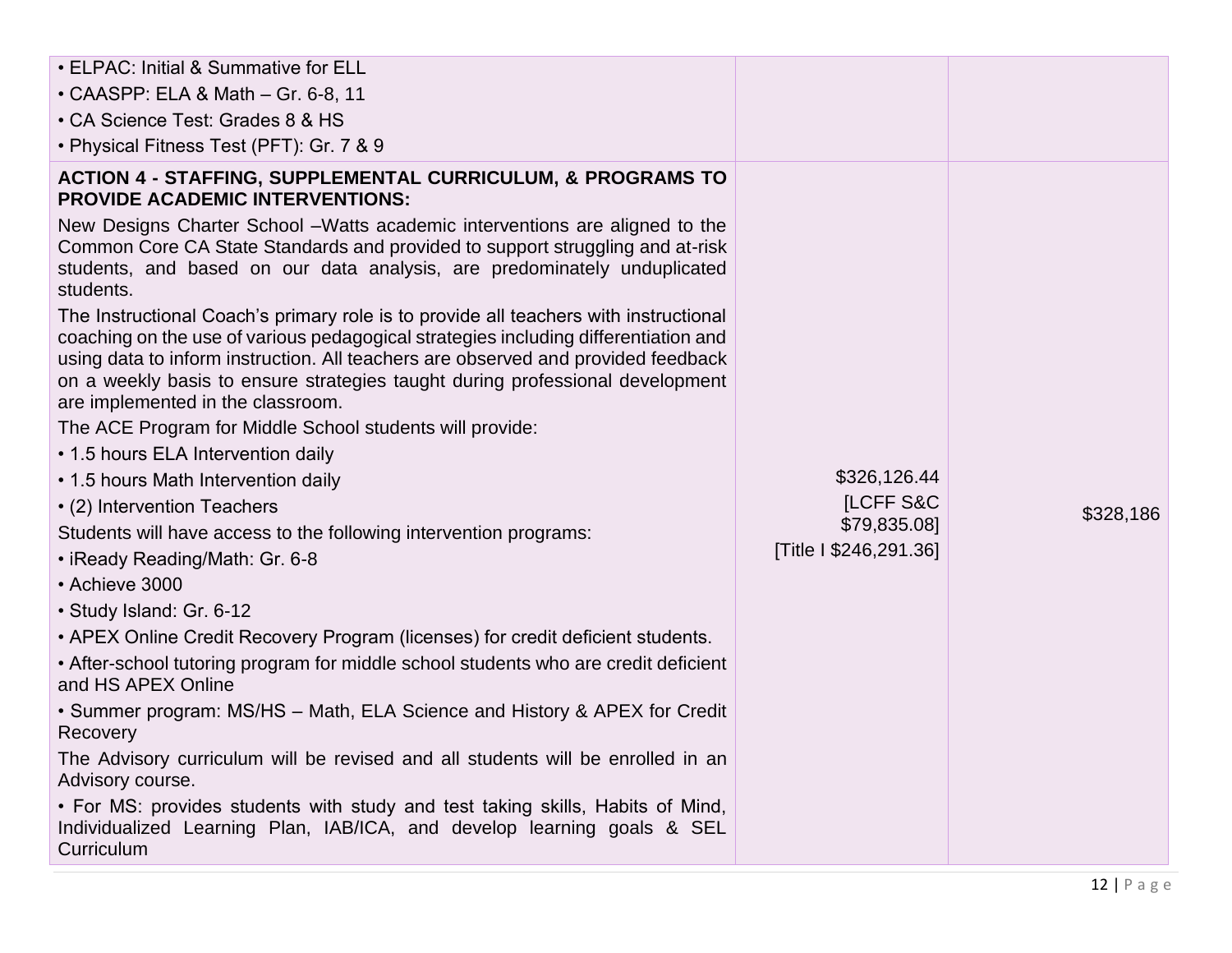| | | |
|---|---|---|
| • ELPAC: Initial & Summative for ELL<br>• CAASPP: ELA & Math – Gr. 6-8, 11<br>• CA Science Test: Grades 8 & HS<br>• Physical Fitness Test (PFT): Gr. 7 & 9 | | |
| **ACTION 4 - STAFFING, SUPPLEMENTAL CURRICULUM, & PROGRAMS TO PROVIDE ACADEMIC INTERVENTIONS:**<br>New Designs Charter School –Watts academic interventions are aligned to the Common Core CA State Standards and provided to support struggling and at-risk students, and based on our data analysis, are predominately unduplicated students.<br>The Instructional Coach's primary role is to provide all teachers with instructional coaching on the use of various pedagogical strategies including differentiation and using data to inform instruction. All teachers are observed and provided feedback on a weekly basis to ensure strategies taught during professional development are implemented in the classroom.<br>The ACE Program for Middle School students will provide:<br>• 1.5 hours ELA Intervention daily<br>• 1.5 hours Math Intervention daily<br>• (2) Intervention Teachers<br>Students will have access to the following intervention programs:<br>• iReady Reading/Math: Gr. 6-8<br>• Achieve 3000<br>• Study Island: Gr. 6-12<br>• APEX Online Credit Recovery Program (licenses) for credit deficient students.<br>• After-school tutoring program for middle school students who are credit deficient and HS APEX Online<br>• Summer program: MS/HS – Math, ELA Science and History & APEX for Credit Recovery<br>The Advisory curriculum will be revised and all students will be enrolled in an Advisory course.<br>• For MS: provides students with study and test taking skills, Habits of Mind, Individualized Learning Plan, IAB/ICA, and develop learning goals & SEL Curriculum | $326,126.44<br>[LCFF S&C $79,835.08]<br>[Title I $246,291.36] | $328,186 |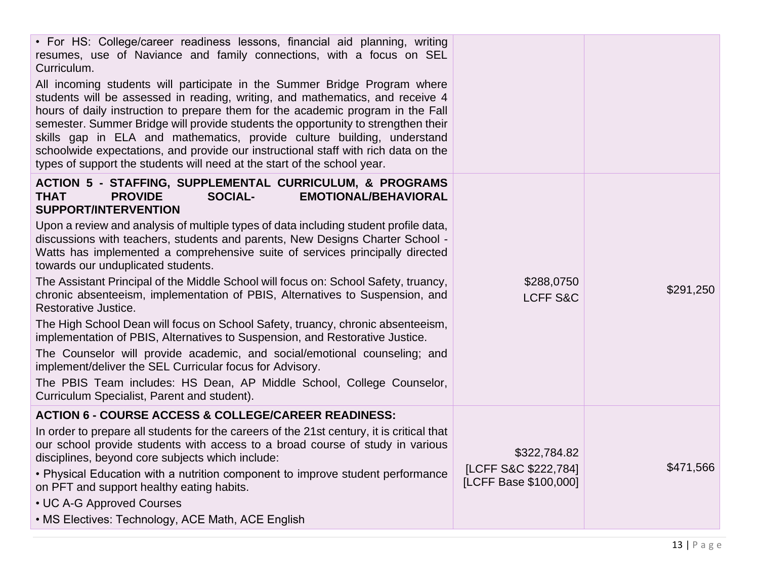| | | |
|---|---|---|
| • For HS: College/career readiness lessons, financial aid planning, writing resumes, use of Naviance and family connections, with a focus on SEL Curriculum.<br><br>All incoming students will participate in the Summer Bridge Program where students will be assessed in reading, writing, and mathematics, and receive 4 hours of daily instruction to prepare them for the academic program in the Fall semester. Summer Bridge will provide students the opportunity to strengthen their skills gap in ELA and mathematics, provide culture building, understand schoolwide expectations, and provide our instructional staff with rich data on the types of support the students will need at the start of the school year. | | |
| **ACTION 5 - STAFFING, SUPPLEMENTAL CURRICULUM, & PROGRAMS THAT PROVIDE SOCIAL- EMOTIONAL/BEHAVIORAL SUPPORT/INTERVENTION**<br><br>Upon a review and analysis of multiple types of data including student profile data, discussions with teachers, students and parents, New Designs Charter School - Watts has implemented a comprehensive suite of services principally directed towards our unduplicated students.<br><br>The Assistant Principal of the Middle School will focus on: School Safety, truancy, chronic absenteeism, implementation of PBIS, Alternatives to Suspension, and Restorative Justice.<br><br>The High School Dean will focus on School Safety, truancy, chronic absenteeism, implementation of PBIS, Alternatives to Suspension, and Restorative Justice.<br><br>The Counselor will provide academic, and social/emotional counseling; and implement/deliver the SEL Curricular focus for Advisory.<br><br>The PBIS Team includes: HS Dean, AP Middle School, College Counselor, Curriculum Specialist, Parent and student). | $288,0750<br>LCFF S&C | $291,250 |
| **ACTION 6 - COURSE ACCESS & COLLEGE/CAREER READINESS:**<br><br>In order to prepare all students for the careers of the 21st century, it is critical that our school provide students with access to a broad course of study in various disciplines, beyond core subjects which include:<br><br>• Physical Education with a nutrition component to improve student performance on PFT and support healthy eating habits.<br><br>• UC A-G Approved Courses<br><br>• MS Electives: Technology, ACE Math, ACE English | $322,784.82<br>[LCFF S&C $222,784]<br>[LCFF Base $100,000] | $471,566 |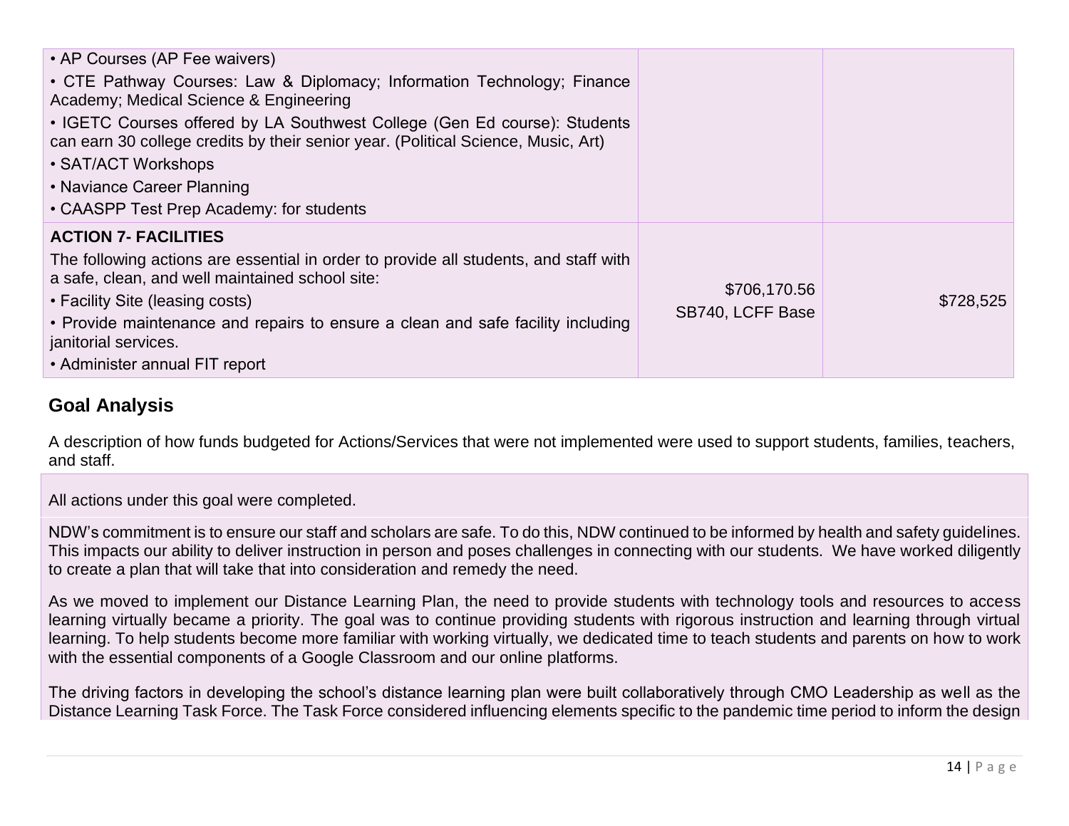| | | |
|---|---|---|
| • AP Courses (AP Fee waivers)<br>• CTE Pathway Courses: Law & Diplomacy; Information Technology; Finance Academy; Medical Science & Engineering<br>• IGETC Courses offered by LA Southwest College (Gen Ed course): Students can earn 30 college credits by their senior year. (Political Science, Music, Art)<br>• SAT/ACT Workshops<br>• Naviance Career Planning<br>• CAASPP Test Prep Academy: for students | | |
| **ACTION 7- FACILITIES**<br>The following actions are essential in order to provide all students, and staff with a safe, clean, and well maintained school site:<br>• Facility Site (leasing costs)<br>• Provide maintenance and repairs to ensure a clean and safe facility including janitorial services.<br>• Administer annual FIT report | $706,170.56<br>SB740, LCFF Base | $728,525 |

## Goal Analysis

A description of how funds budgeted for Actions/Services that were not implemented were used to support students, families, teachers, and staff.

All actions under this goal were completed.

NDW's commitment is to ensure our staff and scholars are safe. To do this, NDW continued to be informed by health and safety guidelines. This impacts our ability to deliver instruction in person and poses challenges in connecting with our students. We have worked diligently to create a plan that will take that into consideration and remedy the need.

As we moved to implement our Distance Learning Plan, the need to provide students with technology tools and resources to access learning virtually became a priority. The goal was to continue providing students with rigorous instruction and learning through virtual learning. To help students become more familiar with working virtually, we dedicated time to teach students and parents on how to work with the essential components of a Google Classroom and our online platforms.

The driving factors in developing the school's distance learning plan were built collaboratively through CMO Leadership as well as the Distance Learning Task Force. The Task Force considered influencing elements specific to the pandemic time period to inform the design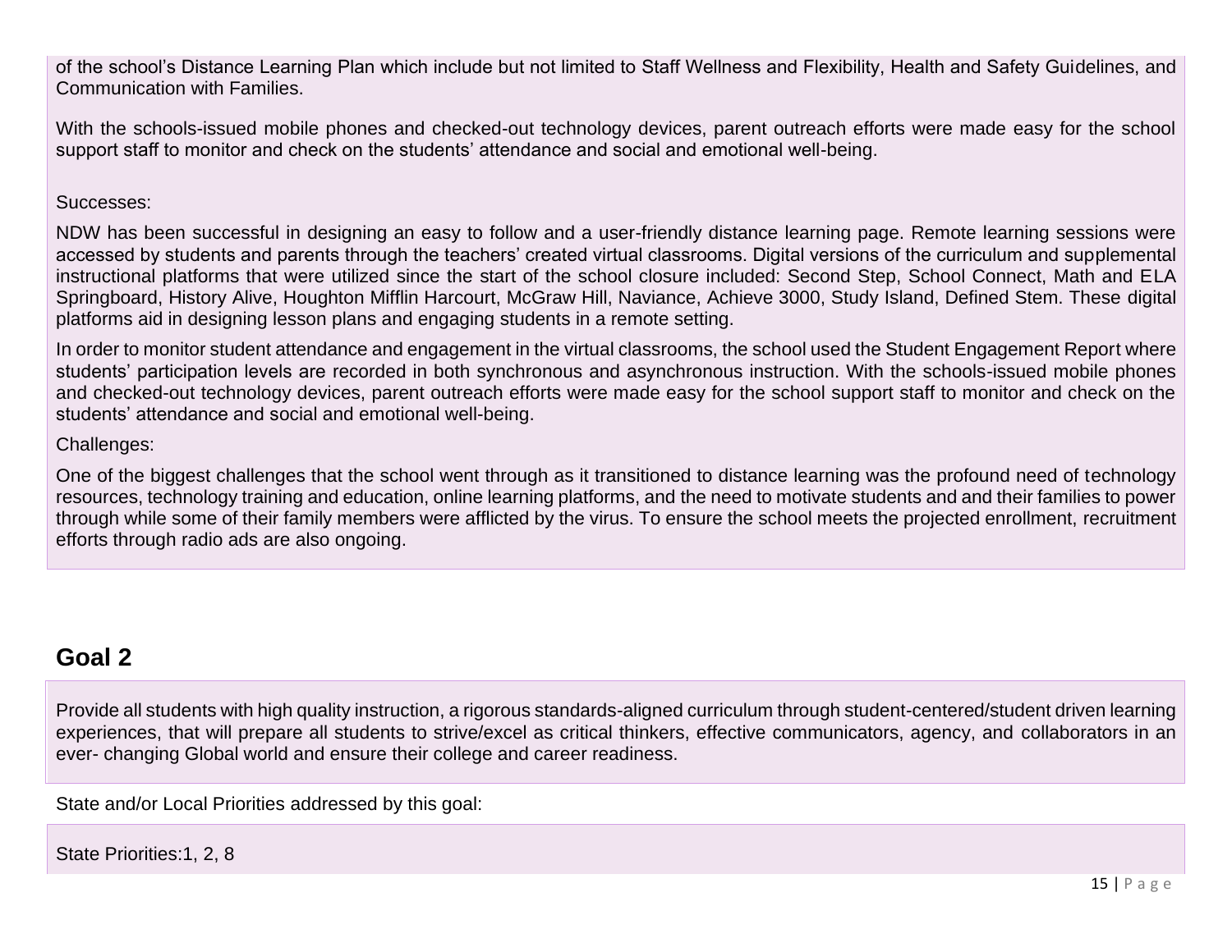of the school's Distance Learning Plan which include but not limited to Staff Wellness and Flexibility, Health and Safety Guidelines, and Communication with Families.

With the schools-issued mobile phones and checked-out technology devices, parent outreach efforts were made easy for the school support staff to monitor and check on the students' attendance and social and emotional well-being.

Successes:

NDW has been successful in designing an easy to follow and a user-friendly distance learning page. Remote learning sessions were accessed by students and parents through the teachers' created virtual classrooms. Digital versions of the curriculum and supplemental instructional platforms that were utilized since the start of the school closure included: Second Step, School Connect, Math and ELA Springboard, History Alive, Houghton Mifflin Harcourt, McGraw Hill, Naviance, Achieve 3000, Study Island, Defined Stem. These digital platforms aid in designing lesson plans and engaging students in a remote setting.

In order to monitor student attendance and engagement in the virtual classrooms, the school used the Student Engagement Report where students' participation levels are recorded in both synchronous and asynchronous instruction. With the schools-issued mobile phones and checked-out technology devices, parent outreach efforts were made easy for the school support staff to monitor and check on the students' attendance and social and emotional well-being.

Challenges:

One of the biggest challenges that the school went through as it transitioned to distance learning was the profound need of technology resources, technology training and education, online learning platforms, and the need to motivate students and and their families to power through while some of their family members were afflicted by the virus. To ensure the school meets the projected enrollment, recruitment efforts through radio ads are also ongoing.

## Goal 2

Provide all students with high quality instruction, a rigorous standards-aligned curriculum through student-centered/student driven learning experiences, that will prepare all students to strive/excel as critical thinkers, effective communicators, agency, and collaborators in an ever- changing Global world and ensure their college and career readiness.

State and/or Local Priorities addressed by this goal:

State Priorities:1, 2, 8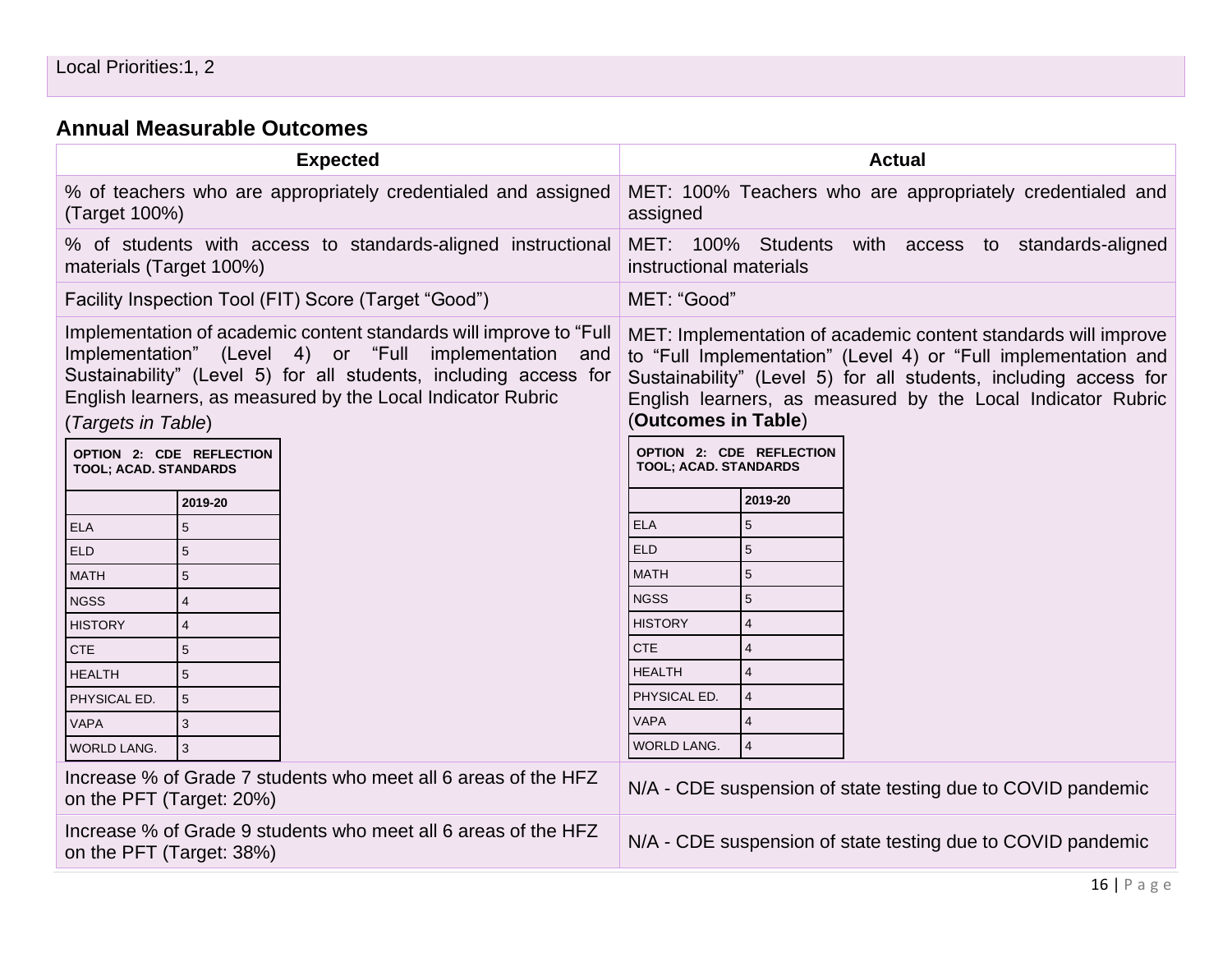Local Priorities:1, 2

### Annual Measurable Outcomes

| Expected | Actual |
|---|---|
| % of teachers who are appropriately credentialed and assigned (Target 100%) | MET: 100% Teachers who are appropriately credentialed and assigned |
| % of students with access to standards-aligned instructional materials (Target 100%) | MET: 100% Students with access to standards-aligned instructional materials |
| Facility Inspection Tool (FIT) Score (Target "Good") | MET: "Good" |
| Implementation of academic content standards will improve to "Full Implementation" (Level 4) or "Full implementation and Sustainability" (Level 5) for all students, including access for English learners, as measured by the Local Indicator Rubric (*Targets in Table*) | MET: Implementation of academic content standards will improve to "Full Implementation" (Level 4) or "Full implementation and Sustainability" (Level 5) for all students, including access for English learners, as measured by the Local Indicator Rubric (**Outcomes in Table**) |
| Increase % of Grade 7 students who meet all 6 areas of the HFZ on the PFT (Target: 20%) | N/A - CDE suspension of state testing due to COVID pandemic |
| Increase % of Grade 9 students who meet all 6 areas of the HFZ on the PFT (Target: 38%) | N/A - CDE suspension of state testing due to COVID pandemic |

**Expected (Targets):**

| OPTION 2: CDE REFLECTION TOOL; ACAD. STANDARDS | |
|---|---|
| | 2019-20 |
| ELA | 5 |
| ELD | 5 |
| MATH | 5 |
| NGSS | 4 |
| HISTORY | 4 |
| CTE | 5 |
| HEALTH | 5 |
| PHYSICAL ED. | 5 |
| VAPA | 3 |
| WORLD LANG. | 3 |

**Actual (Outcomes):**

| OPTION 2: CDE REFLECTION TOOL; ACAD. STANDARDS | |
|---|---|
| | 2019-20 |
| ELA | 5 |
| ELD | 5 |
| MATH | 5 |
| NGSS | 5 |
| HISTORY | 4 |
| CTE | 4 |
| HEALTH | 4 |
| PHYSICAL ED. | 4 |
| VAPA | 4 |
| WORLD LANG. | 4 |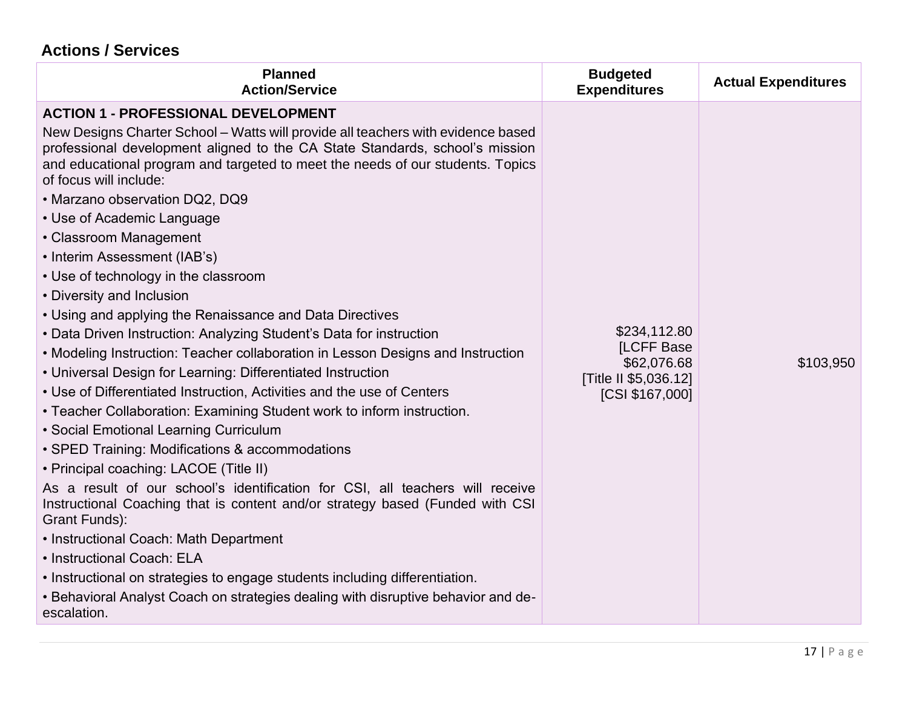## Actions / Services

| Planned Action/Service | Budgeted Expenditures | Actual Expenditures |
|---|---|---|
| **ACTION 1 - PROFESSIONAL DEVELOPMENT**<br>New Designs Charter School – Watts will provide all teachers with evidence based professional development aligned to the CA State Standards, school's mission and educational program and targeted to meet the needs of our students. Topics of focus will include:<br>• Marzano observation DQ2, DQ9<br>• Use of Academic Language<br>• Classroom Management<br>• Interim Assessment (IAB's)<br>• Use of technology in the classroom<br>• Diversity and Inclusion<br>• Using and applying the Renaissance and Data Directives<br>• Data Driven Instruction: Analyzing Student's Data for instruction<br>• Modeling Instruction: Teacher collaboration in Lesson Designs and Instruction<br>• Universal Design for Learning: Differentiated Instruction<br>• Use of Differentiated Instruction, Activities and the use of Centers<br>• Teacher Collaboration: Examining Student work to inform instruction.<br>• Social Emotional Learning Curriculum<br>• SPED Training: Modifications & accommodations<br>• Principal coaching: LACOE (Title II)<br>As a result of our school's identification for CSI, all teachers will receive Instructional Coaching that is content and/or strategy based (Funded with CSI Grant Funds):<br>• Instructional Coach: Math Department<br>• Instructional Coach: ELA<br>• Instructional on strategies to engage students including differentiation.<br>• Behavioral Analyst Coach on strategies dealing with disruptive behavior and de-escalation. | $234,112.80<br>[LCFF Base $62,076.68<br>[Title II $5,036.12]<br>[CSI $167,000] | $103,950 |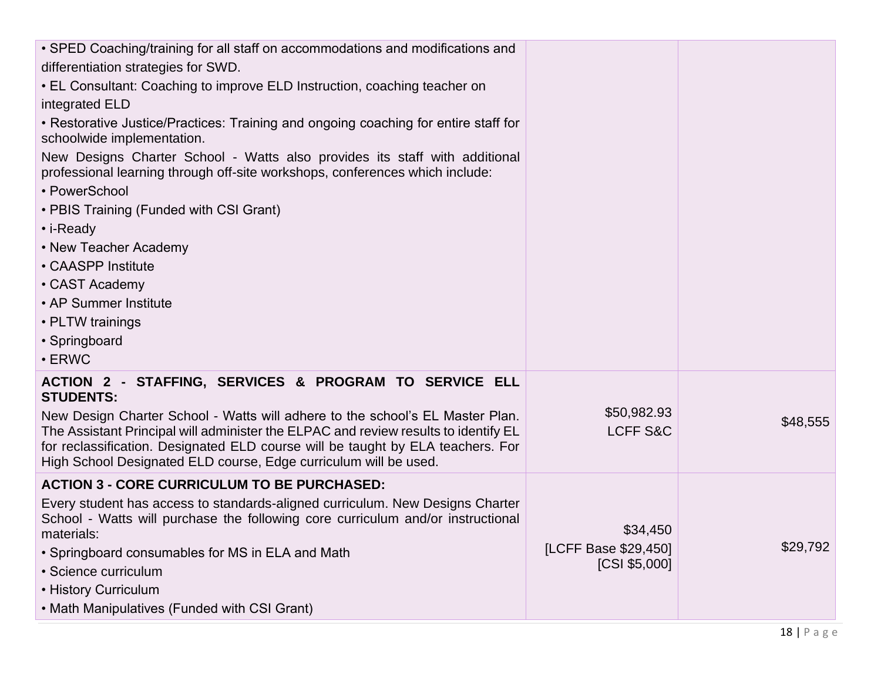| | | |
|---|---|---|
| • SPED Coaching/training for all staff on accommodations and modifications and differentiation strategies for SWD.<br>• EL Consultant: Coaching to improve ELD Instruction, coaching teacher on integrated ELD<br>• Restorative Justice/Practices: Training and ongoing coaching for entire staff for schoolwide implementation.<br>New Designs Charter School - Watts also provides its staff with additional professional learning through off-site workshops, conferences which include:<br>• PowerSchool<br>• PBIS Training (Funded with CSI Grant)<br>• i-Ready<br>• New Teacher Academy<br>• CAASPP Institute<br>• CAST Academy<br>• AP Summer Institute<br>• PLTW trainings<br>• Springboard<br>• ERWC | | |
| **ACTION 2 - STAFFING, SERVICES & PROGRAM TO SERVICE ELL STUDENTS:**<br>New Design Charter School - Watts will adhere to the school's EL Master Plan. The Assistant Principal will administer the ELPAC and review results to identify EL for reclassification. Designated ELD course will be taught by ELA teachers. For High School Designated ELD course, Edge curriculum will be used. | $50,982.93<br>LCFF S&C | $48,555 |
| **ACTION 3 - CORE CURRICULUM TO BE PURCHASED:**<br>Every student has access to standards-aligned curriculum. New Designs Charter School - Watts will purchase the following core curriculum and/or instructional materials:<br>• Springboard consumables for MS in ELA and Math<br>• Science curriculum<br>• History Curriculum<br>• Math Manipulatives (Funded with CSI Grant) | $34,450<br>[LCFF Base $29,450]<br>[CSI $5,000] | $29,792 |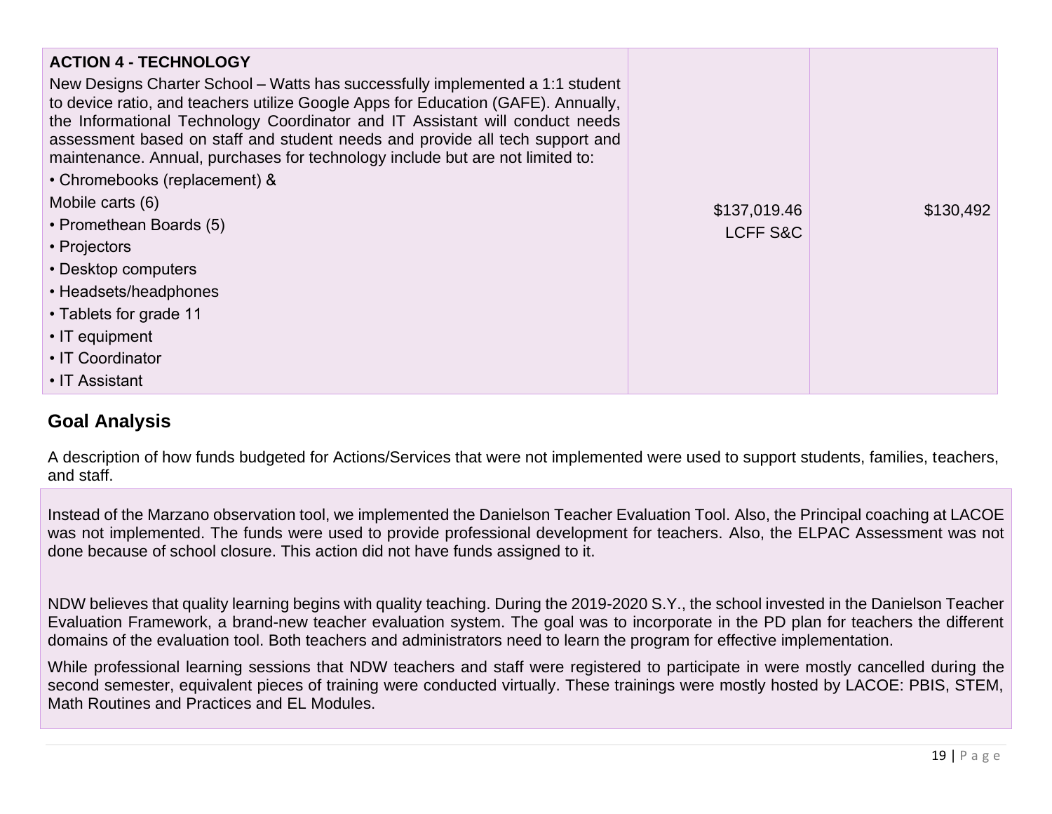| **ACTION 4 - TECHNOLOGY**<br>New Designs Charter School – Watts has successfully implemented a 1:1 student to device ratio, and teachers utilize Google Apps for Education (GAFE). Annually, the Informational Technology Coordinator and IT Assistant will conduct needs assessment based on staff and student needs and provide all tech support and maintenance. Annual, purchases for technology include but are not limited to:<br>• Chromebooks (replacement) &<br>Mobile carts (6)<br>• Promethean Boards (5)<br>• Projectors<br>• Desktop computers<br>• Headsets/headphones<br>• Tablets for grade 11<br>• IT equipment<br>• IT Coordinator<br>• IT Assistant | $137,019.46<br>LCFF S&C | $130,492 |
|---|---|---|

## Goal Analysis

A description of how funds budgeted for Actions/Services that were not implemented were used to support students, families, teachers, and staff.

Instead of the Marzano observation tool, we implemented the Danielson Teacher Evaluation Tool. Also, the Principal coaching at LACOE was not implemented. The funds were used to provide professional development for teachers. Also, the ELPAC Assessment was not done because of school closure. This action did not have funds assigned to it.

NDW believes that quality learning begins with quality teaching. During the 2019-2020 S.Y., the school invested in the Danielson Teacher Evaluation Framework, a brand-new teacher evaluation system. The goal was to incorporate in the PD plan for teachers the different domains of the evaluation tool. Both teachers and administrators need to learn the program for effective implementation.

While professional learning sessions that NDW teachers and staff were registered to participate in were mostly cancelled during the second semester, equivalent pieces of training were conducted virtually. These trainings were mostly hosted by LACOE: PBIS, STEM, Math Routines and Practices and EL Modules.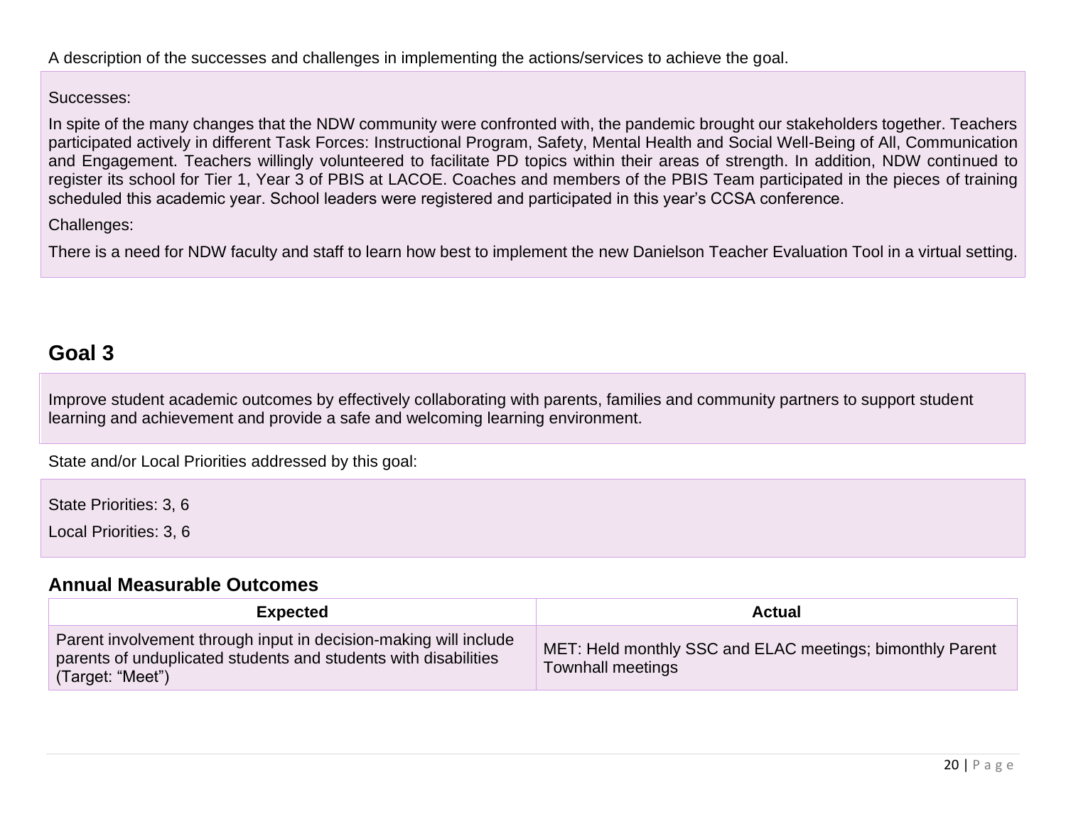A description of the successes and challenges in implementing the actions/services to achieve the goal.

Successes:

In spite of the many changes that the NDW community were confronted with, the pandemic brought our stakeholders together. Teachers participated actively in different Task Forces: Instructional Program, Safety, Mental Health and Social Well-Being of All, Communication and Engagement. Teachers willingly volunteered to facilitate PD topics within their areas of strength. In addition, NDW continued to register its school for Tier 1, Year 3 of PBIS at LACOE. Coaches and members of the PBIS Team participated in the pieces of training scheduled this academic year. School leaders were registered and participated in this year's CCSA conference.

Challenges:

There is a need for NDW faculty and staff to learn how best to implement the new Danielson Teacher Evaluation Tool in a virtual setting.

## Goal 3

Improve student academic outcomes by effectively collaborating with parents, families and community partners to support student learning and achievement and provide a safe and welcoming learning environment.

State and/or Local Priorities addressed by this goal:

State Priorities: 3, 6

Local Priorities: 3, 6

### Annual Measurable Outcomes

| Expected | Actual |
|---|---|
| Parent involvement through input in decision-making will include parents of unduplicated students and students with disabilities (Target: "Meet") | MET: Held monthly SSC and ELAC meetings; bimonthly Parent Townhall meetings |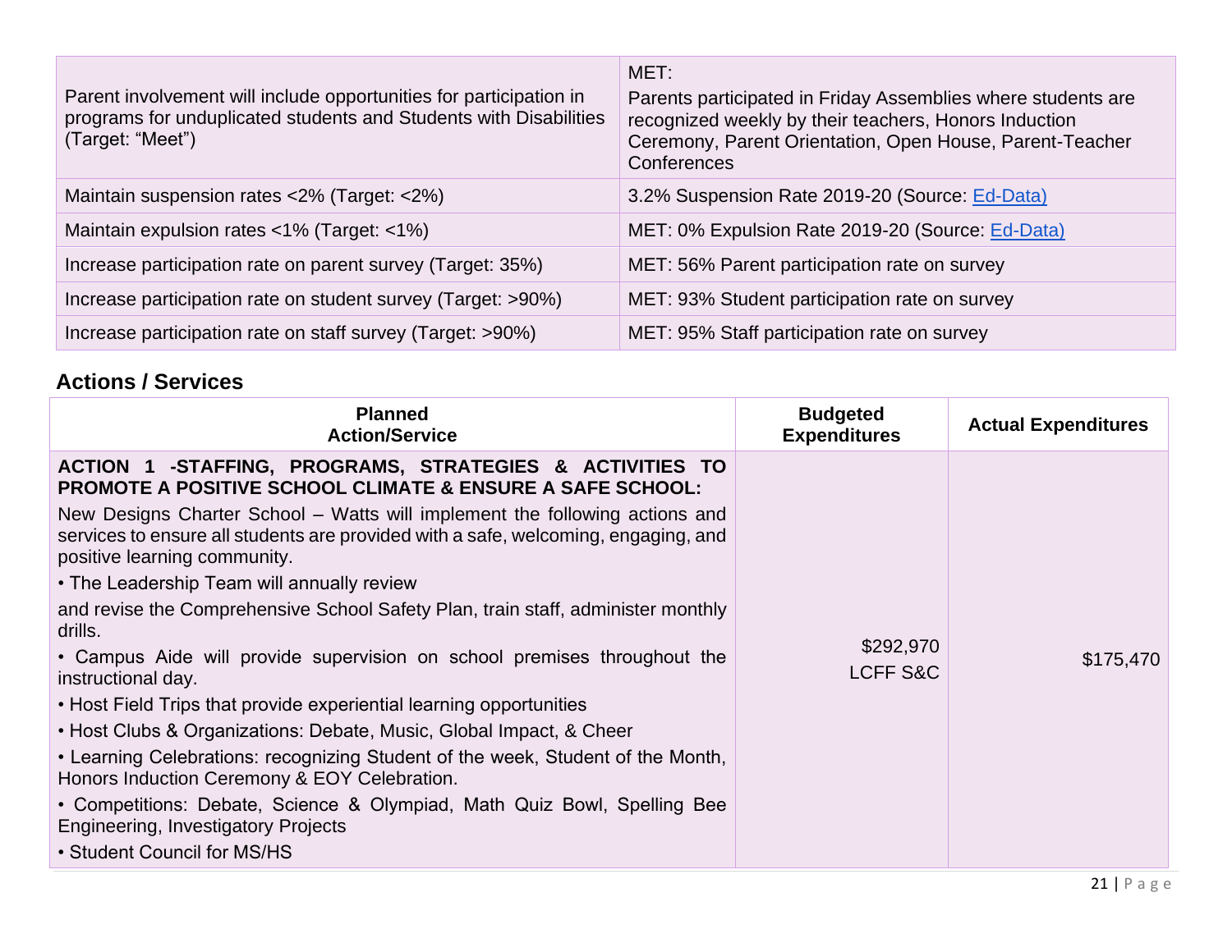| | |
|---|---|
| Parent involvement will include opportunities for participation in programs for unduplicated students and Students with Disabilities (Target: "Meet") | MET: Parents participated in Friday Assemblies where students are recognized weekly by their teachers, Honors Induction Ceremony, Parent Orientation, Open House, Parent-Teacher Conferences |
| Maintain suspension rates <2% (Target: <2%) | 3.2% Suspension Rate 2019-20 (Source: Ed-Data) |
| Maintain expulsion rates <1% (Target: <1%) | MET: 0% Expulsion Rate 2019-20 (Source: Ed-Data) |
| Increase participation rate on parent survey (Target: 35%) | MET: 56% Parent participation rate on survey |
| Increase participation rate on student survey (Target: >90%) | MET: 93% Student participation rate on survey |
| Increase participation rate on staff survey (Target: >90%) | MET: 95% Staff participation rate on survey |

## Actions / Services

| Planned Action/Service | Budgeted Expenditures | Actual Expenditures |
|---|---|---|
| **ACTION 1 -STAFFING, PROGRAMS, STRATEGIES & ACTIVITIES TO PROMOTE A POSITIVE SCHOOL CLIMATE & ENSURE A SAFE SCHOOL:**<br>New Designs Charter School – Watts will implement the following actions and services to ensure all students are provided with a safe, welcoming, engaging, and positive learning community.<br>• The Leadership Team will annually review<br>and revise the Comprehensive School Safety Plan, train staff, administer monthly drills.<br>• Campus Aide will provide supervision on school premises throughout the instructional day.<br>• Host Field Trips that provide experiential learning opportunities<br>• Host Clubs & Organizations: Debate, Music, Global Impact, & Cheer<br>• Learning Celebrations: recognizing Student of the week, Student of the Month, Honors Induction Ceremony & EOY Celebration.<br>• Competitions: Debate, Science & Olympiad, Math Quiz Bowl, Spelling Bee Engineering, Investigatory Projects<br>• Student Council for MS/HS | $292,970<br>LCFF S&C | $175,470 |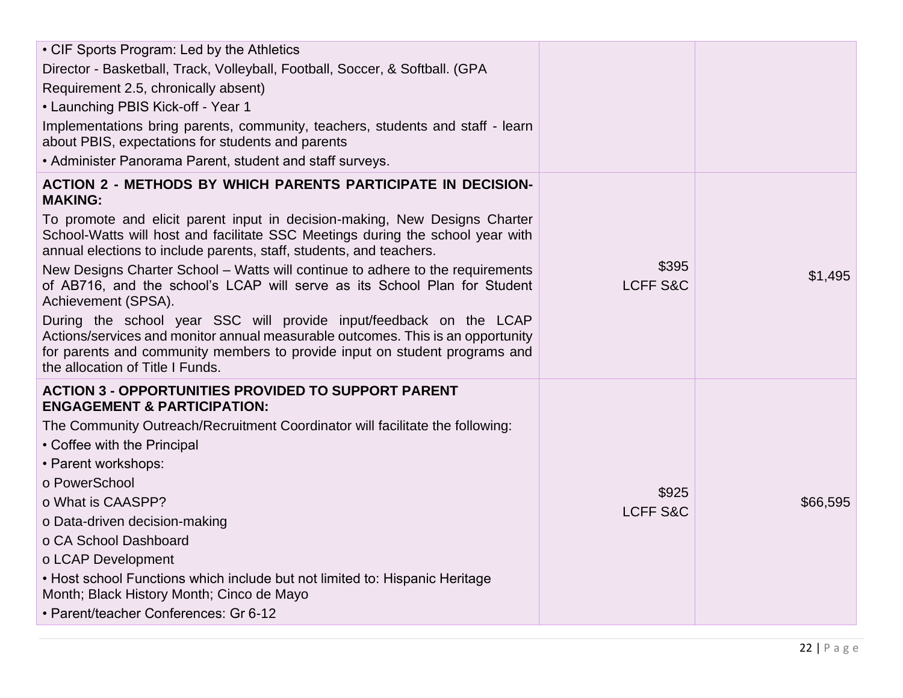| | | |
|---|---|---|
| • CIF Sports Program: Led by the Athletics Director - Basketball, Track, Volleyball, Football, Soccer, & Softball. (GPA Requirement 2.5, chronically absent)<br>• Launching PBIS Kick-off - Year 1 Implementations bring parents, community, teachers, students and staff - learn about PBIS, expectations for students and parents<br>• Administer Panorama Parent, student and staff surveys. | | |
| **ACTION 2 - METHODS BY WHICH PARENTS PARTICIPATE IN DECISION-MAKING:**<br>To promote and elicit parent input in decision-making, New Designs Charter School-Watts will host and facilitate SSC Meetings during the school year with annual elections to include parents, staff, students, and teachers.<br>New Designs Charter School – Watts will continue to adhere to the requirements of AB716, and the school's LCAP will serve as its School Plan for Student Achievement (SPSA).<br>During the school year SSC will provide input/feedback on the LCAP Actions/services and monitor annual measurable outcomes. This is an opportunity for parents and community members to provide input on student programs and the allocation of Title I Funds. | $395<br>LCFF S&C | $1,495 |
| **ACTION 3 - OPPORTUNITIES PROVIDED TO SUPPORT PARENT ENGAGEMENT & PARTICIPATION:**<br>The Community Outreach/Recruitment Coordinator will facilitate the following:<br>• Coffee with the Principal<br>• Parent workshops:<br>o PowerSchool<br>o What is CAASPP?<br>o Data-driven decision-making<br>o CA School Dashboard<br>o LCAP Development<br>• Host school Functions which include but not limited to: Hispanic Heritage Month; Black History Month; Cinco de Mayo<br>• Parent/teacher Conferences: Gr 6-12 | $925<br>LCFF S&C | $66,595 |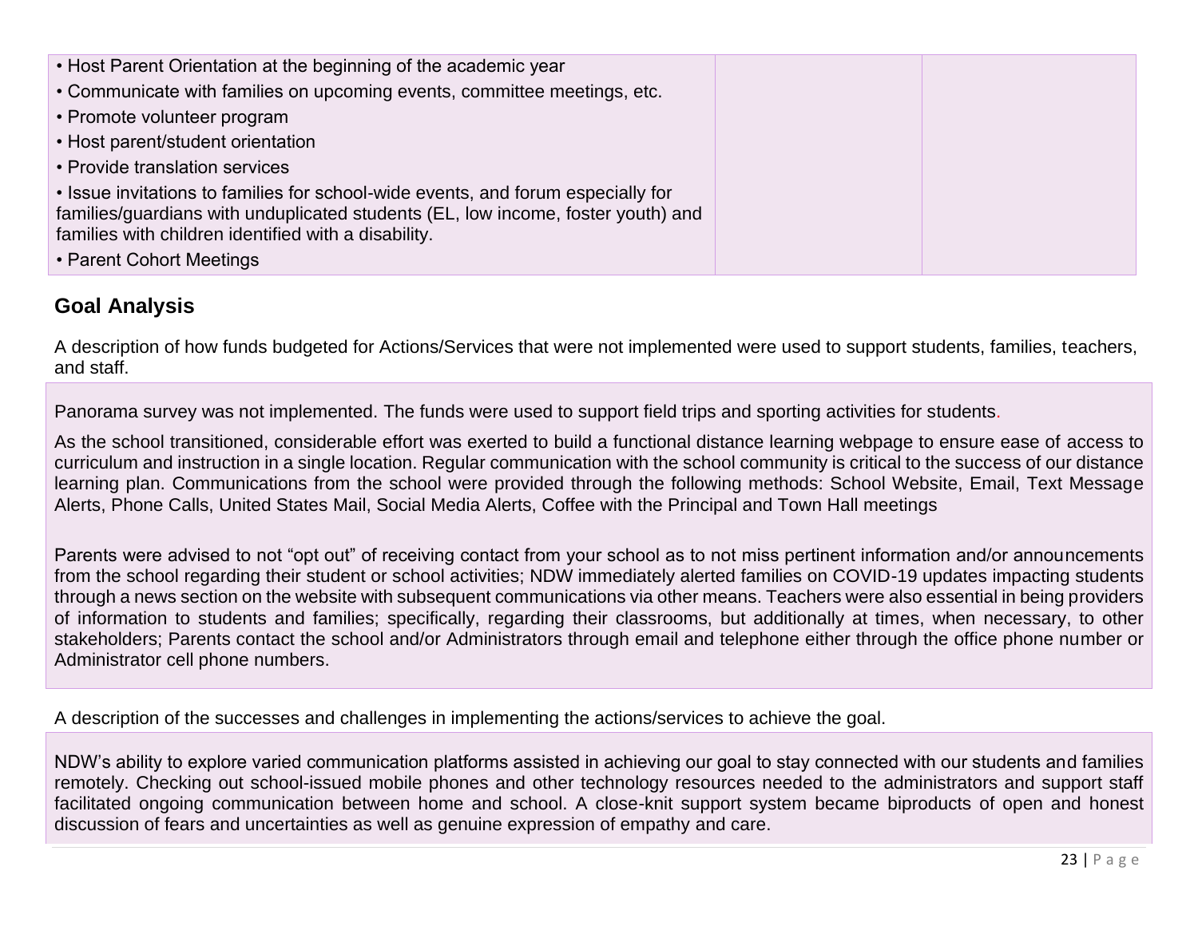| | | |
|---|---|---|
| • Host Parent Orientation at the beginning of the academic year<br>• Communicate with families on upcoming events, committee meetings, etc.<br>• Promote volunteer program<br>• Host parent/student orientation<br>• Provide translation services<br>• Issue invitations to families for school-wide events, and forum especially for families/guardians with unduplicated students (EL, low income, foster youth) and families with children identified with a disability.<br>• Parent Cohort Meetings | | |

## Goal Analysis

A description of how funds budgeted for Actions/Services that were not implemented were used to support students, families, teachers, and staff.

Panorama survey was not implemented. The funds were used to support field trips and sporting activities for students.

As the school transitioned, considerable effort was exerted to build a functional distance learning webpage to ensure ease of access to curriculum and instruction in a single location. Regular communication with the school community is critical to the success of our distance learning plan. Communications from the school were provided through the following methods: School Website, Email, Text Message Alerts, Phone Calls, United States Mail, Social Media Alerts, Coffee with the Principal and Town Hall meetings

Parents were advised to not "opt out" of receiving contact from your school as to not miss pertinent information and/or announcements from the school regarding their student or school activities; NDW immediately alerted families on COVID-19 updates impacting students through a news section on the website with subsequent communications via other means. Teachers were also essential in being providers of information to students and families; specifically, regarding their classrooms, but additionally at times, when necessary, to other stakeholders; Parents contact the school and/or Administrators through email and telephone either through the office phone number or Administrator cell phone numbers.

A description of the successes and challenges in implementing the actions/services to achieve the goal.

NDW's ability to explore varied communication platforms assisted in achieving our goal to stay connected with our students and families remotely. Checking out school-issued mobile phones and other technology resources needed to the administrators and support staff facilitated ongoing communication between home and school. A close-knit support system became biproducts of open and honest discussion of fears and uncertainties as well as genuine expression of empathy and care.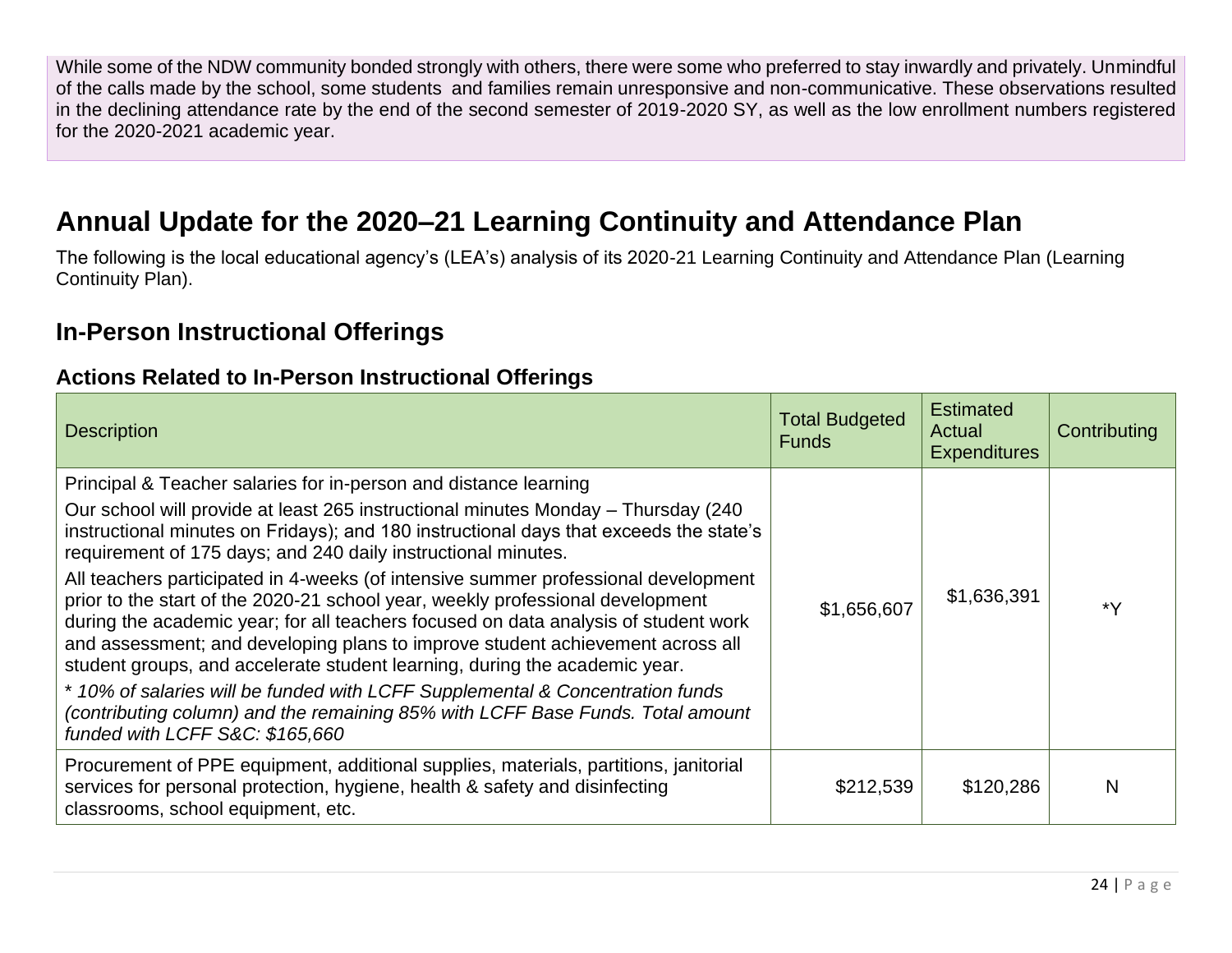While some of the NDW community bonded strongly with others, there were some who preferred to stay inwardly and privately. Unmindful of the calls made by the school, some students and families remain unresponsive and non-communicative. These observations resulted in the declining attendance rate by the end of the second semester of 2019-2020 SY, as well as the low enrollment numbers registered for the 2020-2021 academic year.

# Annual Update for the 2020–21 Learning Continuity and Attendance Plan

The following is the local educational agency's (LEA's) analysis of its 2020-21 Learning Continuity and Attendance Plan (Learning Continuity Plan).

## In-Person Instructional Offerings

### Actions Related to In-Person Instructional Offerings

| Description | Total Budgeted Funds | Estimated Actual Expenditures | Contributing |
|---|---|---|---|
| Principal & Teacher salaries for in-person and distance learning<br><br>Our school will provide at least 265 instructional minutes Monday – Thursday (240 instructional minutes on Fridays); and 180 instructional days that exceeds the state's requirement of 175 days; and 240 daily instructional minutes.<br><br>All teachers participated in 4-weeks (of intensive summer professional development prior to the start of the 2020-21 school year, weekly professional development during the academic year; for all teachers focused on data analysis of student work and assessment; and developing plans to improve student achievement across all student groups, and accelerate student learning, during the academic year.<br><br>* *10% of salaries will be funded with LCFF Supplemental & Concentration funds (contributing column) and the remaining 85% with LCFF Base Funds. Total amount funded with LCFF S&C: $165,660* | $1,656,607 | $1,636,391 | *Y |
| Procurement of PPE equipment, additional supplies, materials, partitions, janitorial services for personal protection, hygiene, health & safety and disinfecting classrooms, school equipment, etc. | $212,539 | $120,286 | N |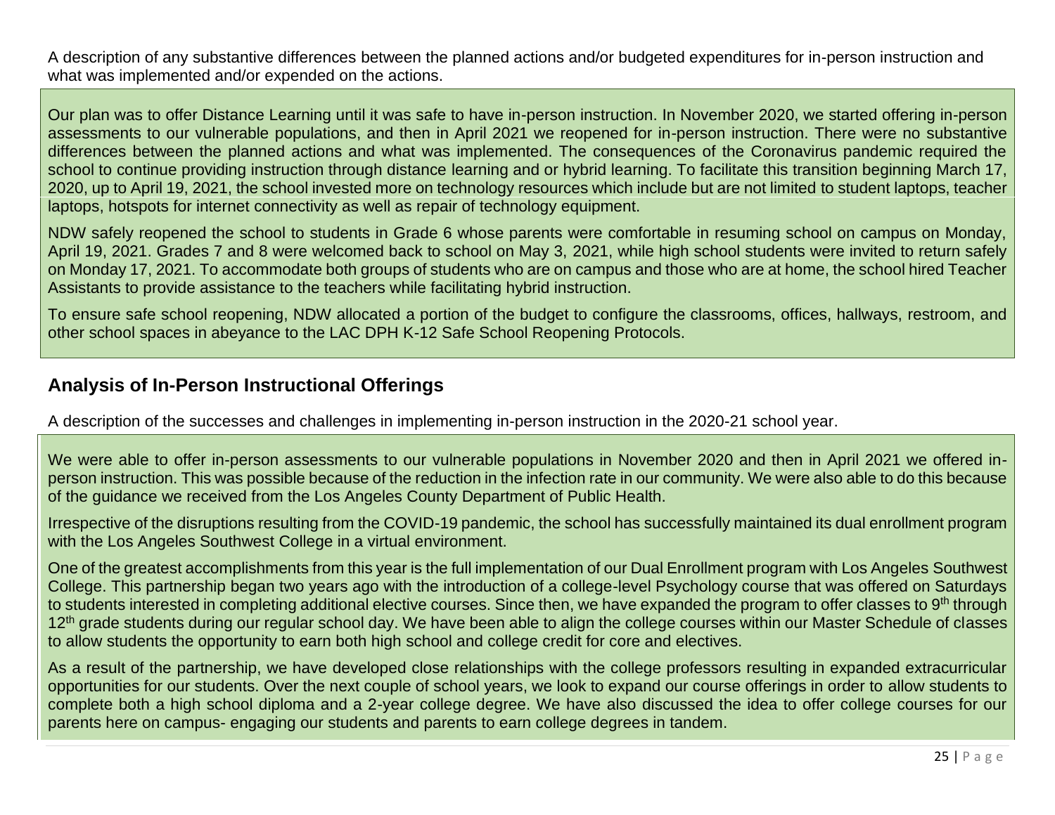A description of any substantive differences between the planned actions and/or budgeted expenditures for in-person instruction and what was implemented and/or expended on the actions.

Our plan was to offer Distance Learning until it was safe to have in-person instruction. In November 2020, we started offering in-person assessments to our vulnerable populations, and then in April 2021 we reopened for in-person instruction. There were no substantive differences between the planned actions and what was implemented. The consequences of the Coronavirus pandemic required the school to continue providing instruction through distance learning and or hybrid learning. To facilitate this transition beginning March 17, 2020, up to April 19, 2021, the school invested more on technology resources which include but are not limited to student laptops, teacher laptops, hotspots for internet connectivity as well as repair of technology equipment.

NDW safely reopened the school to students in Grade 6 whose parents were comfortable in resuming school on campus on Monday, April 19, 2021. Grades 7 and 8 were welcomed back to school on May 3, 2021, while high school students were invited to return safely on Monday 17, 2021. To accommodate both groups of students who are on campus and those who are at home, the school hired Teacher Assistants to provide assistance to the teachers while facilitating hybrid instruction.

To ensure safe school reopening, NDW allocated a portion of the budget to configure the classrooms, offices, hallways, restroom, and other school spaces in abeyance to the LAC DPH K-12 Safe School Reopening Protocols.

## Analysis of In-Person Instructional Offerings

A description of the successes and challenges in implementing in-person instruction in the 2020-21 school year.

We were able to offer in-person assessments to our vulnerable populations in November 2020 and then in April 2021 we offered in-person instruction. This was possible because of the reduction in the infection rate in our community. We were also able to do this because of the guidance we received from the Los Angeles County Department of Public Health.

Irrespective of the disruptions resulting from the COVID-19 pandemic, the school has successfully maintained its dual enrollment program with the Los Angeles Southwest College in a virtual environment.

One of the greatest accomplishments from this year is the full implementation of our Dual Enrollment program with Los Angeles Southwest College. This partnership began two years ago with the introduction of a college-level Psychology course that was offered on Saturdays to students interested in completing additional elective courses. Since then, we have expanded the program to offer classes to 9th through 12th grade students during our regular school day. We have been able to align the college courses within our Master Schedule of classes to allow students the opportunity to earn both high school and college credit for core and electives.

As a result of the partnership, we have developed close relationships with the college professors resulting in expanded extracurricular opportunities for our students. Over the next couple of school years, we look to expand our course offerings in order to allow students to complete both a high school diploma and a 2-year college degree. We have also discussed the idea to offer college courses for our parents here on campus- engaging our students and parents to earn college degrees in tandem.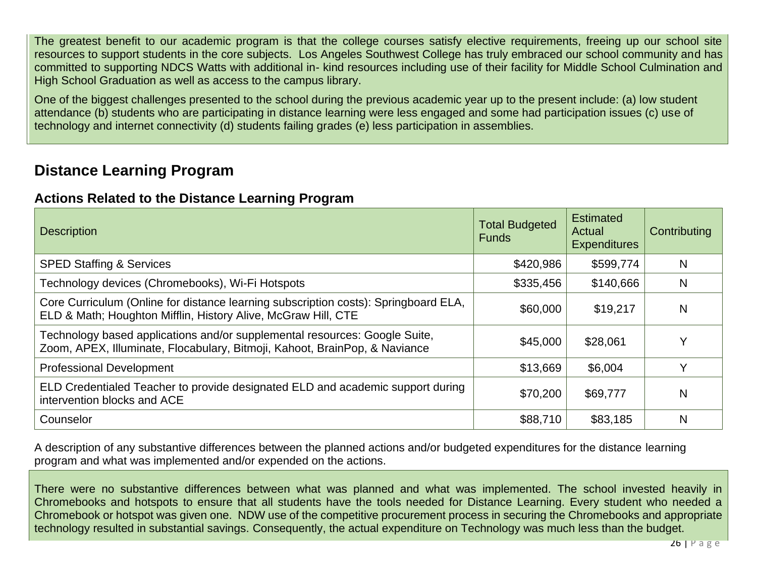The greatest benefit to our academic program is that the college courses satisfy elective requirements, freeing up our school site resources to support students in the core subjects. Los Angeles Southwest College has truly embraced our school community and has committed to supporting NDCS Watts with additional in- kind resources including use of their facility for Middle School Culmination and High School Graduation as well as access to the campus library.

One of the biggest challenges presented to the school during the previous academic year up to the present include: (a) low student attendance (b) students who are participating in distance learning were less engaged and some had participation issues (c) use of technology and internet connectivity (d) students failing grades (e) less participation in assemblies.

## Distance Learning Program

### Actions Related to the Distance Learning Program

| Description | Total Budgeted Funds | Estimated Actual Expenditures | Contributing |
|---|---|---|---|
| SPED Staffing & Services | $420,986 | $599,774 | N |
| Technology devices (Chromebooks), Wi-Fi Hotspots | $335,456 | $140,666 | N |
| Core Curriculum (Online for distance learning subscription costs): Springboard ELA, ELD & Math; Houghton Mifflin, History Alive, McGraw Hill, CTE | $60,000 | $19,217 | N |
| Technology based applications and/or supplemental resources: Google Suite, Zoom, APEX, Illuminate, Flocabulary, Bitmoji, Kahoot, BrainPop, & Naviance | $45,000 | $28,061 | Y |
| Professional Development | $13,669 | $6,004 | Y |
| ELD Credentialed Teacher to provide designated ELD and academic support during intervention blocks and ACE | $70,200 | $69,777 | N |
| Counselor | $88,710 | $83,185 | N |

A description of any substantive differences between the planned actions and/or budgeted expenditures for the distance learning program and what was implemented and/or expended on the actions.

There were no substantive differences between what was planned and what was implemented. The school invested heavily in Chromebooks and hotspots to ensure that all students have the tools needed for Distance Learning. Every student who needed a Chromebook or hotspot was given one. NDW use of the competitive procurement process in securing the Chromebooks and appropriate technology resulted in substantial savings. Consequently, the actual expenditure on Technology was much less than the budget.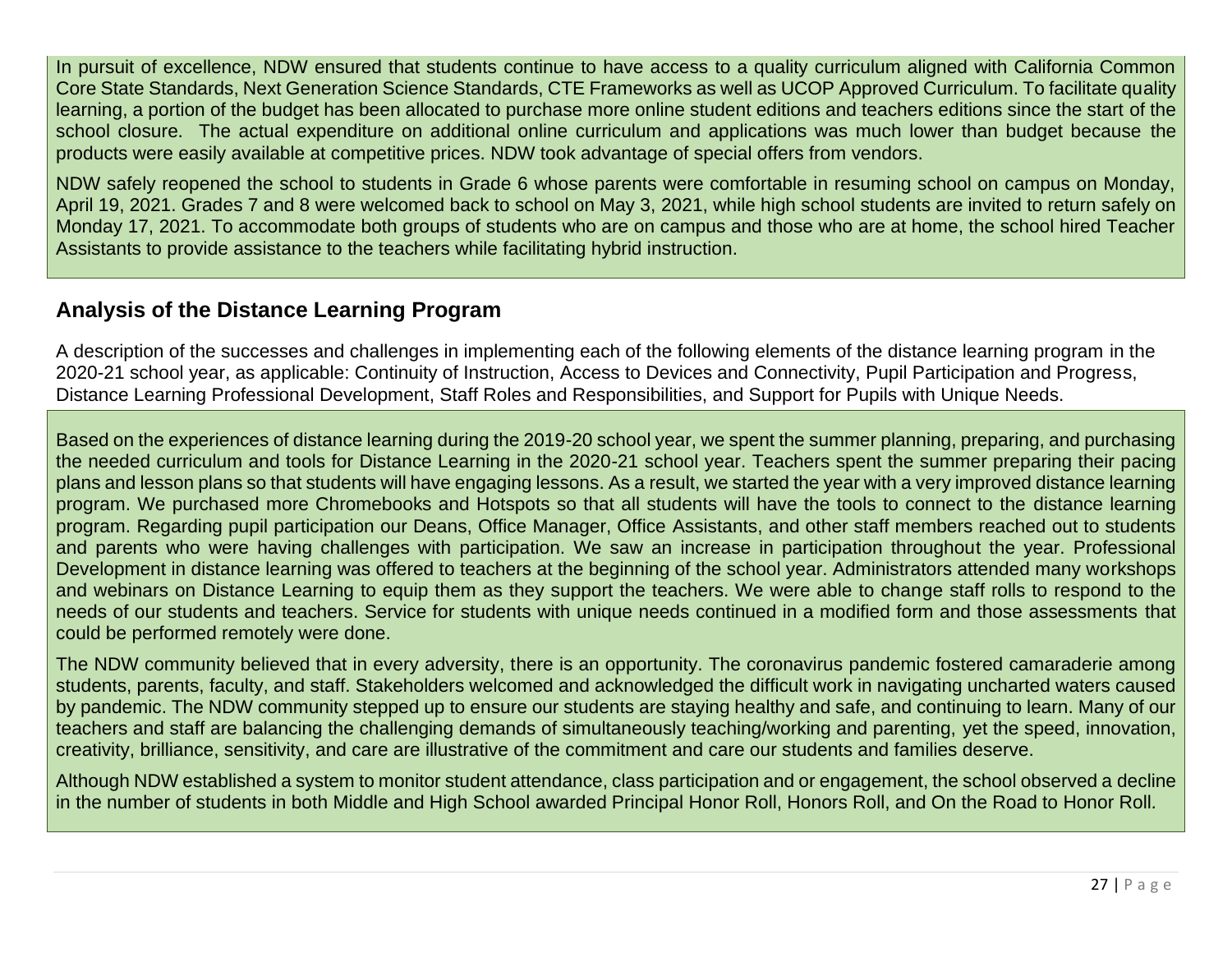In pursuit of excellence, NDW ensured that students continue to have access to a quality curriculum aligned with California Common Core State Standards, Next Generation Science Standards, CTE Frameworks as well as UCOP Approved Curriculum. To facilitate quality learning, a portion of the budget has been allocated to purchase more online student editions and teachers editions since the start of the school closure. The actual expenditure on additional online curriculum and applications was much lower than budget because the products were easily available at competitive prices. NDW took advantage of special offers from vendors.

NDW safely reopened the school to students in Grade 6 whose parents were comfortable in resuming school on campus on Monday, April 19, 2021. Grades 7 and 8 were welcomed back to school on May 3, 2021, while high school students are invited to return safely on Monday 17, 2021. To accommodate both groups of students who are on campus and those who are at home, the school hired Teacher Assistants to provide assistance to the teachers while facilitating hybrid instruction.

## Analysis of the Distance Learning Program

A description of the successes and challenges in implementing each of the following elements of the distance learning program in the 2020-21 school year, as applicable: Continuity of Instruction, Access to Devices and Connectivity, Pupil Participation and Progress, Distance Learning Professional Development, Staff Roles and Responsibilities, and Support for Pupils with Unique Needs.

Based on the experiences of distance learning during the 2019-20 school year, we spent the summer planning, preparing, and purchasing the needed curriculum and tools for Distance Learning in the 2020-21 school year. Teachers spent the summer preparing their pacing plans and lesson plans so that students will have engaging lessons. As a result, we started the year with a very improved distance learning program. We purchased more Chromebooks and Hotspots so that all students will have the tools to connect to the distance learning program. Regarding pupil participation our Deans, Office Manager, Office Assistants, and other staff members reached out to students and parents who were having challenges with participation. We saw an increase in participation throughout the year. Professional Development in distance learning was offered to teachers at the beginning of the school year. Administrators attended many workshops and webinars on Distance Learning to equip them as they support the teachers. We were able to change staff rolls to respond to the needs of our students and teachers. Service for students with unique needs continued in a modified form and those assessments that could be performed remotely were done.

The NDW community believed that in every adversity, there is an opportunity. The coronavirus pandemic fostered camaraderie among students, parents, faculty, and staff. Stakeholders welcomed and acknowledged the difficult work in navigating uncharted waters caused by pandemic. The NDW community stepped up to ensure our students are staying healthy and safe, and continuing to learn. Many of our teachers and staff are balancing the challenging demands of simultaneously teaching/working and parenting, yet the speed, innovation, creativity, brilliance, sensitivity, and care are illustrative of the commitment and care our students and families deserve.

Although NDW established a system to monitor student attendance, class participation and or engagement, the school observed a decline in the number of students in both Middle and High School awarded Principal Honor Roll, Honors Roll, and On the Road to Honor Roll.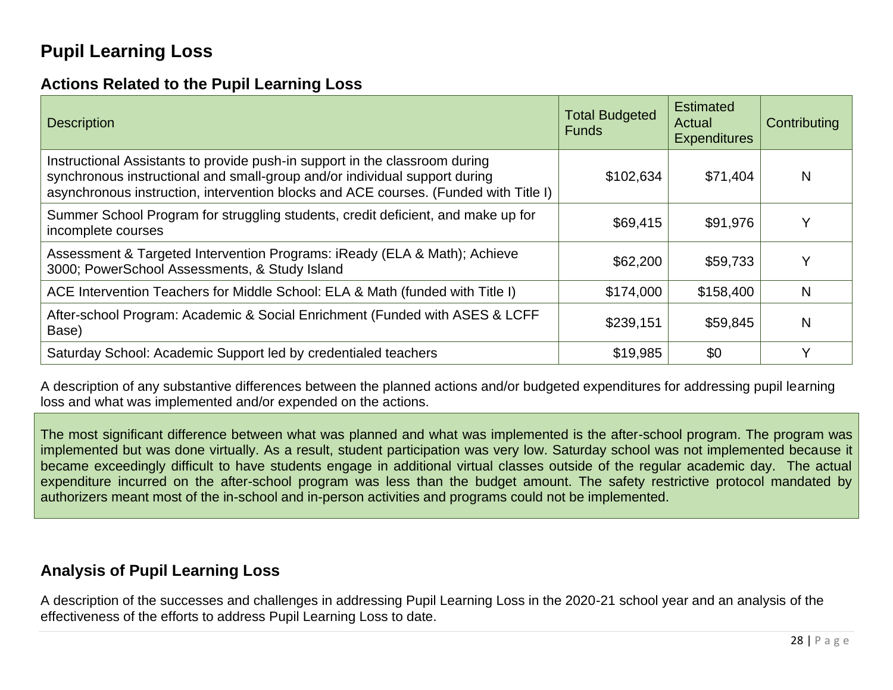# Pupil Learning Loss

## Actions Related to the Pupil Learning Loss

| Description | Total Budgeted Funds | Estimated Actual Expenditures | Contributing |
|---|---|---|---|
| Instructional Assistants to provide push-in support in the classroom during synchronous instructional and small-group and/or individual support during asynchronous instruction, intervention blocks and ACE courses. (Funded with Title I) | $102,634 | $71,404 | N |
| Summer School Program for struggling students, credit deficient, and make up for incomplete courses | $69,415 | $91,976 | Y |
| Assessment & Targeted Intervention Programs: iReady (ELA & Math); Achieve 3000; PowerSchool Assessments, & Study Island | $62,200 | $59,733 | Y |
| ACE Intervention Teachers for Middle School: ELA & Math (funded with Title I) | $174,000 | $158,400 | N |
| After-school Program: Academic & Social Enrichment (Funded with ASES & LCFF Base) | $239,151 | $59,845 | N |
| Saturday School: Academic Support led by credentialed teachers | $19,985 | $0 | Y |

A description of any substantive differences between the planned actions and/or budgeted expenditures for addressing pupil learning loss and what was implemented and/or expended on the actions.

The most significant difference between what was planned and what was implemented is the after-school program. The program was implemented but was done virtually. As a result, student participation was very low. Saturday school was not implemented because it became exceedingly difficult to have students engage in additional virtual classes outside of the regular academic day. The actual expenditure incurred on the after-school program was less than the budget amount. The safety restrictive protocol mandated by authorizers meant most of the in-school and in-person activities and programs could not be implemented.

## Analysis of Pupil Learning Loss

A description of the successes and challenges in addressing Pupil Learning Loss in the 2020-21 school year and an analysis of the effectiveness of the efforts to address Pupil Learning Loss to date.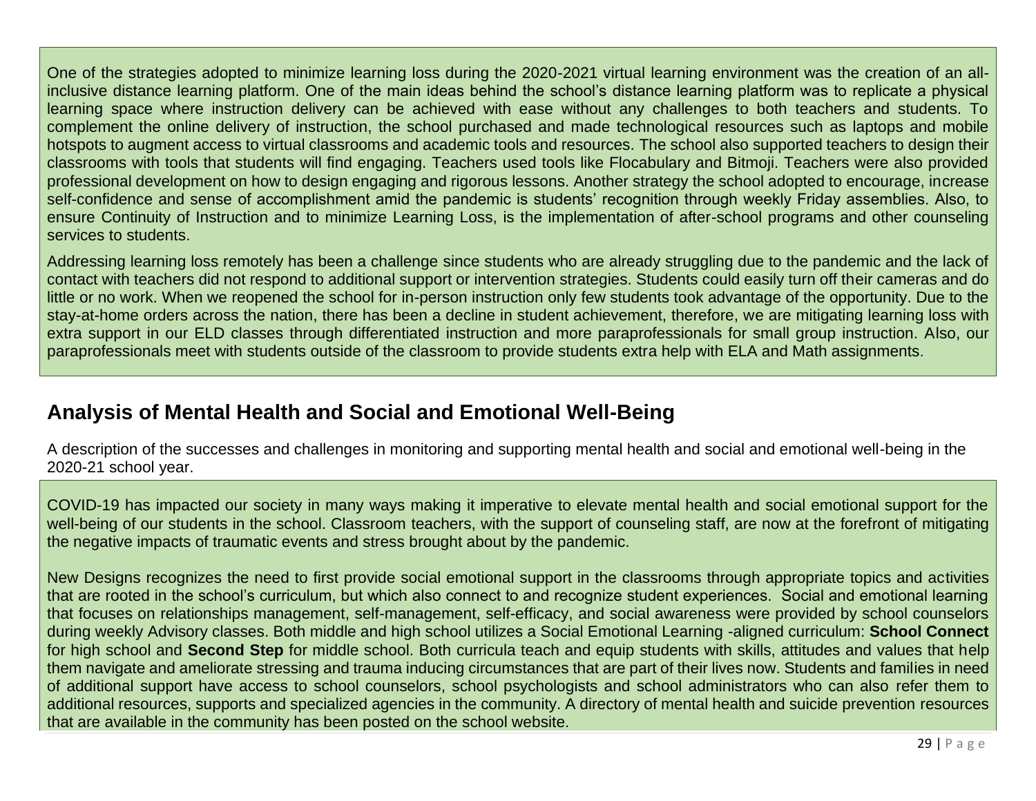One of the strategies adopted to minimize learning loss during the 2020-2021 virtual learning environment was the creation of an all-inclusive distance learning platform. One of the main ideas behind the school's distance learning platform was to replicate a physical learning space where instruction delivery can be achieved with ease without any challenges to both teachers and students. To complement the online delivery of instruction, the school purchased and made technological resources such as laptops and mobile hotspots to augment access to virtual classrooms and academic tools and resources. The school also supported teachers to design their classrooms with tools that students will find engaging. Teachers used tools like Flocabulary and Bitmoji. Teachers were also provided professional development on how to design engaging and rigorous lessons. Another strategy the school adopted to encourage, increase self-confidence and sense of accomplishment amid the pandemic is students' recognition through weekly Friday assemblies. Also, to ensure Continuity of Instruction and to minimize Learning Loss, is the implementation of after-school programs and other counseling services to students.

Addressing learning loss remotely has been a challenge since students who are already struggling due to the pandemic and the lack of contact with teachers did not respond to additional support or intervention strategies. Students could easily turn off their cameras and do little or no work. When we reopened the school for in-person instruction only few students took advantage of the opportunity. Due to the stay-at-home orders across the nation, there has been a decline in student achievement, therefore, we are mitigating learning loss with extra support in our ELD classes through differentiated instruction and more paraprofessionals for small group instruction. Also, our paraprofessionals meet with students outside of the classroom to provide students extra help with ELA and Math assignments.

## Analysis of Mental Health and Social and Emotional Well-Being

A description of the successes and challenges in monitoring and supporting mental health and social and emotional well-being in the 2020-21 school year.

COVID-19 has impacted our society in many ways making it imperative to elevate mental health and social emotional support for the well-being of our students in the school. Classroom teachers, with the support of counseling staff, are now at the forefront of mitigating the negative impacts of traumatic events and stress brought about by the pandemic.

New Designs recognizes the need to first provide social emotional support in the classrooms through appropriate topics and activities that are rooted in the school's curriculum, but which also connect to and recognize student experiences. Social and emotional learning that focuses on relationships management, self-management, self-efficacy, and social awareness were provided by school counselors during weekly Advisory classes. Both middle and high school utilizes a Social Emotional Learning -aligned curriculum: **School Connect** for high school and **Second Step** for middle school. Both curricula teach and equip students with skills, attitudes and values that help them navigate and ameliorate stressing and trauma inducing circumstances that are part of their lives now. Students and families in need of additional support have access to school counselors, school psychologists and school administrators who can also refer them to additional resources, supports and specialized agencies in the community. A directory of mental health and suicide prevention resources that are available in the community has been posted on the school website.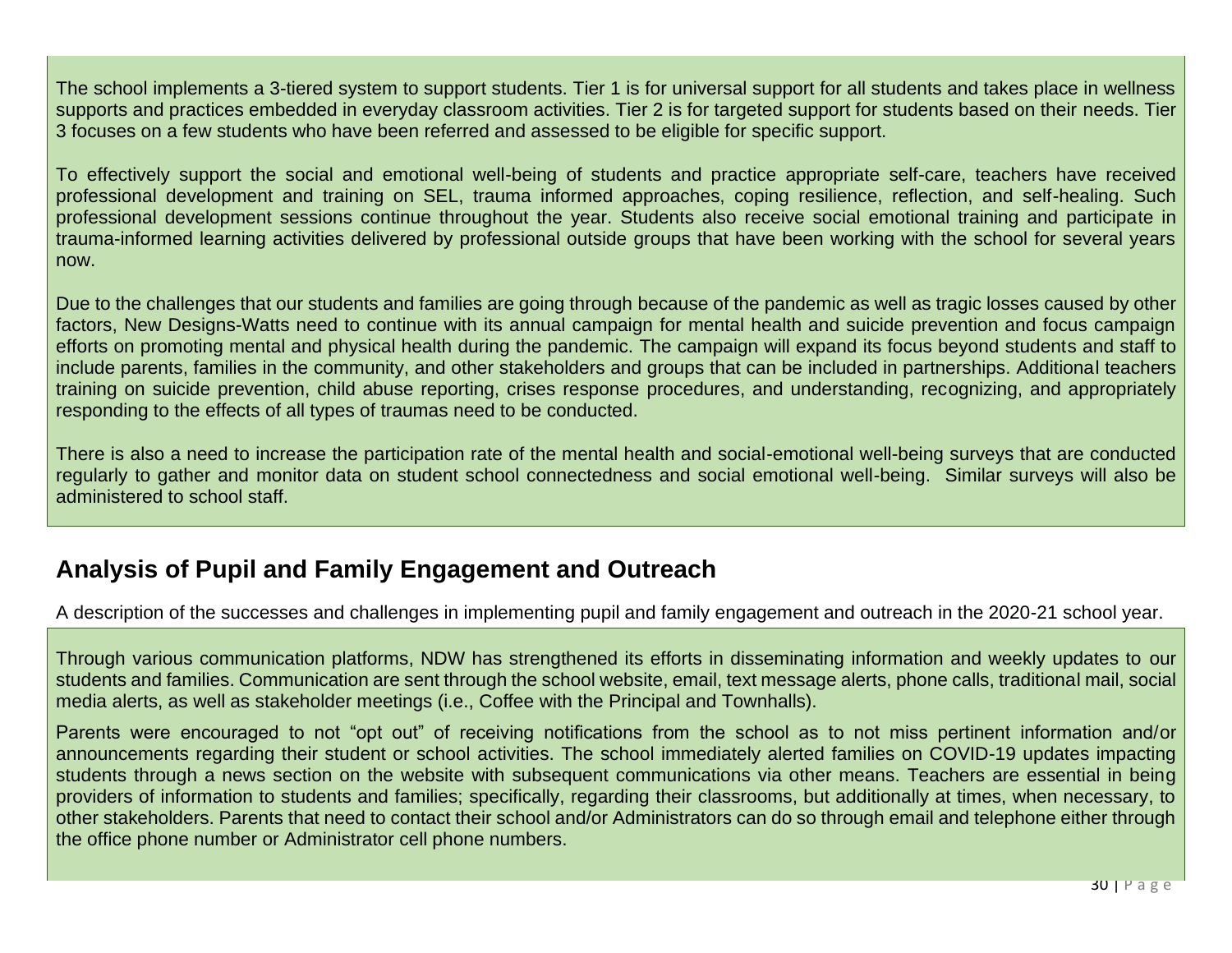The school implements a 3-tiered system to support students. Tier 1 is for universal support for all students and takes place in wellness supports and practices embedded in everyday classroom activities. Tier 2 is for targeted support for students based on their needs. Tier 3 focuses on a few students who have been referred and assessed to be eligible for specific support.

To effectively support the social and emotional well-being of students and practice appropriate self-care, teachers have received professional development and training on SEL, trauma informed approaches, coping resilience, reflection, and self-healing. Such professional development sessions continue throughout the year. Students also receive social emotional training and participate in trauma-informed learning activities delivered by professional outside groups that have been working with the school for several years now.

Due to the challenges that our students and families are going through because of the pandemic as well as tragic losses caused by other factors, New Designs-Watts need to continue with its annual campaign for mental health and suicide prevention and focus campaign efforts on promoting mental and physical health during the pandemic. The campaign will expand its focus beyond students and staff to include parents, families in the community, and other stakeholders and groups that can be included in partnerships. Additional teachers training on suicide prevention, child abuse reporting, crises response procedures, and understanding, recognizing, and appropriately responding to the effects of all types of traumas need to be conducted.

There is also a need to increase the participation rate of the mental health and social-emotional well-being surveys that are conducted regularly to gather and monitor data on student school connectedness and social emotional well-being. Similar surveys will also be administered to school staff.

## Analysis of Pupil and Family Engagement and Outreach

A description of the successes and challenges in implementing pupil and family engagement and outreach in the 2020-21 school year.

Through various communication platforms, NDW has strengthened its efforts in disseminating information and weekly updates to our students and families. Communication are sent through the school website, email, text message alerts, phone calls, traditional mail, social media alerts, as well as stakeholder meetings (i.e., Coffee with the Principal and Townhalls).

Parents were encouraged to not "opt out" of receiving notifications from the school as to not miss pertinent information and/or announcements regarding their student or school activities. The school immediately alerted families on COVID-19 updates impacting students through a news section on the website with subsequent communications via other means. Teachers are essential in being providers of information to students and families; specifically, regarding their classrooms, but additionally at times, when necessary, to other stakeholders. Parents that need to contact their school and/or Administrators can do so through email and telephone either through the office phone number or Administrator cell phone numbers.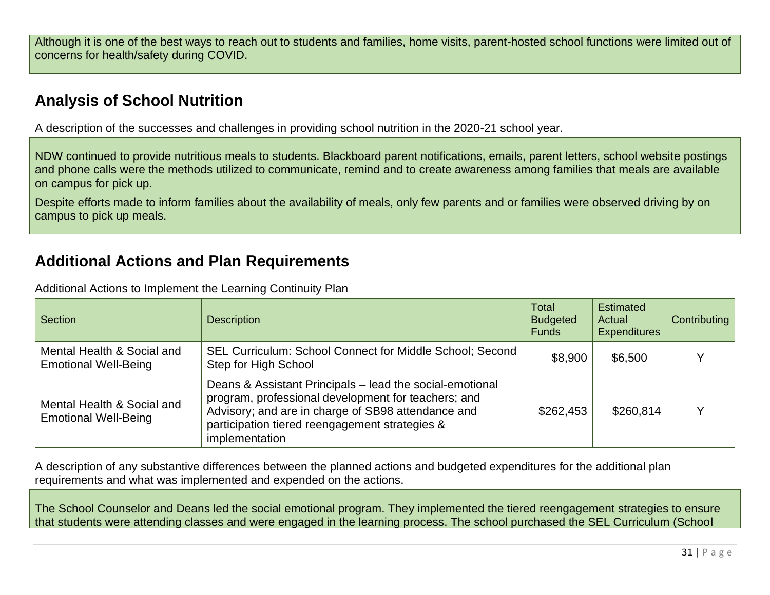Although it is one of the best ways to reach out to students and families, home visits, parent-hosted school functions were limited out of concerns for health/safety during COVID.

## Analysis of School Nutrition

A description of the successes and challenges in providing school nutrition in the 2020-21 school year.

NDW continued to provide nutritious meals to students. Blackboard parent notifications, emails, parent letters, school website postings and phone calls were the methods utilized to communicate, remind and to create awareness among families that meals are available on campus for pick up.

Despite efforts made to inform families about the availability of meals, only few parents and or families were observed driving by on campus to pick up meals.

## Additional Actions and Plan Requirements

Additional Actions to Implement the Learning Continuity Plan

| Section | Description | Total Budgeted Funds | Estimated Actual Expenditures | Contributing |
|---|---|---|---|---|
| Mental Health & Social and Emotional Well-Being | SEL Curriculum: School Connect for Middle School; Second Step for High School | $8,900 | $6,500 | Y |
| Mental Health & Social and Emotional Well-Being | Deans & Assistant Principals – lead the social-emotional program, professional development for teachers; and Advisory; and are in charge of SB98 attendance and participation tiered reengagement strategies & implementation | $262,453 | $260,814 | Y |

A description of any substantive differences between the planned actions and budgeted expenditures for the additional plan requirements and what was implemented and expended on the actions.

The School Counselor and Deans led the social emotional program. They implemented the tiered reengagement strategies to ensure that students were attending classes and were engaged in the learning process. The school purchased the SEL Curriculum (School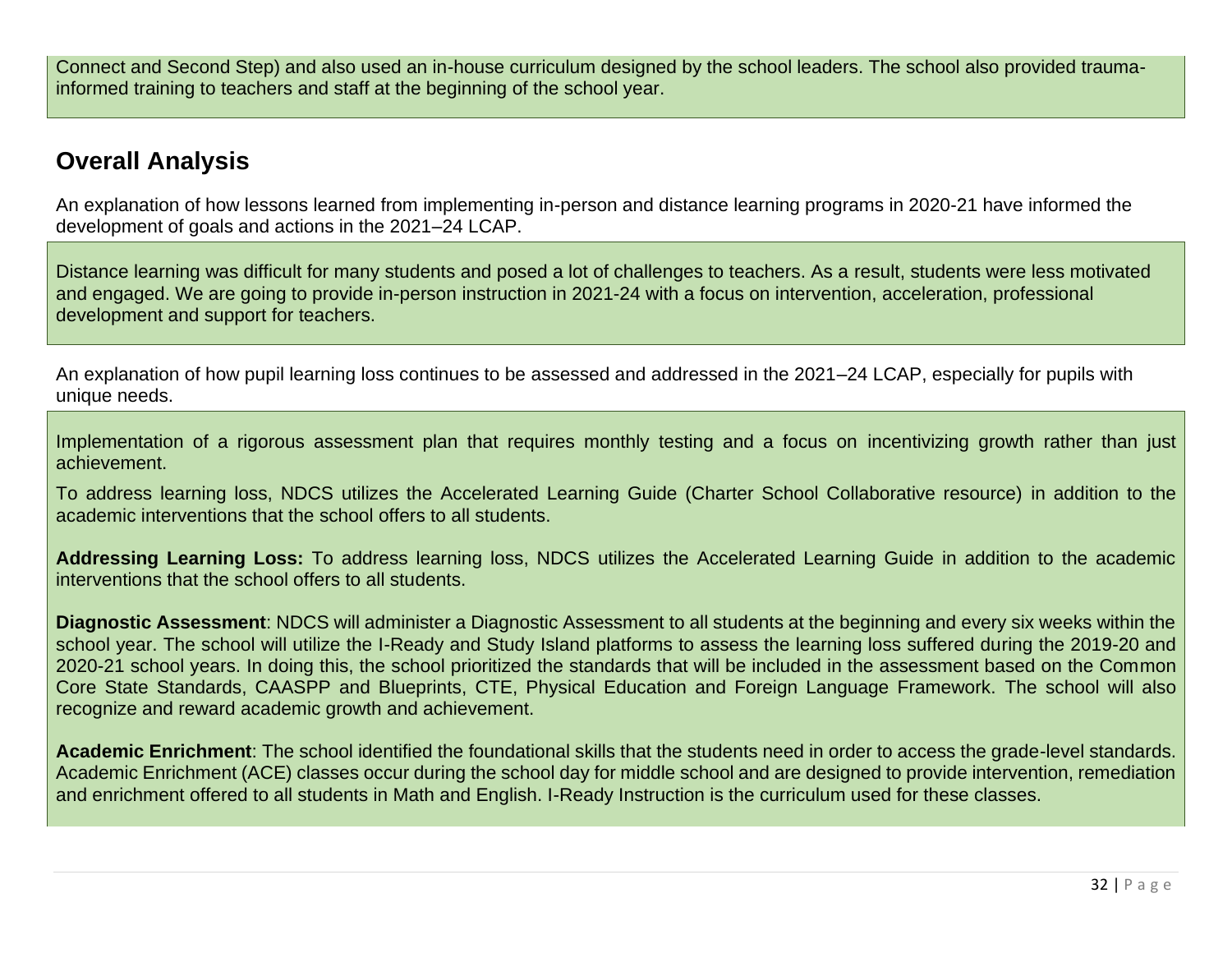Connect and Second Step) and also used an in-house curriculum designed by the school leaders. The school also provided trauma-informed training to teachers and staff at the beginning of the school year.

## Overall Analysis

An explanation of how lessons learned from implementing in-person and distance learning programs in 2020-21 have informed the development of goals and actions in the 2021–24 LCAP.

Distance learning was difficult for many students and posed a lot of challenges to teachers. As a result, students were less motivated and engaged. We are going to provide in-person instruction in 2021-24 with a focus on intervention, acceleration, professional development and support for teachers.

An explanation of how pupil learning loss continues to be assessed and addressed in the 2021–24 LCAP, especially for pupils with unique needs.

Implementation of a rigorous assessment plan that requires monthly testing and a focus on incentivizing growth rather than just achievement.

To address learning loss, NDCS utilizes the Accelerated Learning Guide (Charter School Collaborative resource) in addition to the academic interventions that the school offers to all students.

**Addressing Learning Loss:** To address learning loss, NDCS utilizes the Accelerated Learning Guide in addition to the academic interventions that the school offers to all students.

**Diagnostic Assessment**: NDCS will administer a Diagnostic Assessment to all students at the beginning and every six weeks within the school year. The school will utilize the I-Ready and Study Island platforms to assess the learning loss suffered during the 2019-20 and 2020-21 school years. In doing this, the school prioritized the standards that will be included in the assessment based on the Common Core State Standards, CAASPP and Blueprints, CTE, Physical Education and Foreign Language Framework. The school will also recognize and reward academic growth and achievement.

**Academic Enrichment**: The school identified the foundational skills that the students need in order to access the grade-level standards. Academic Enrichment (ACE) classes occur during the school day for middle school and are designed to provide intervention, remediation and enrichment offered to all students in Math and English. I-Ready Instruction is the curriculum used for these classes.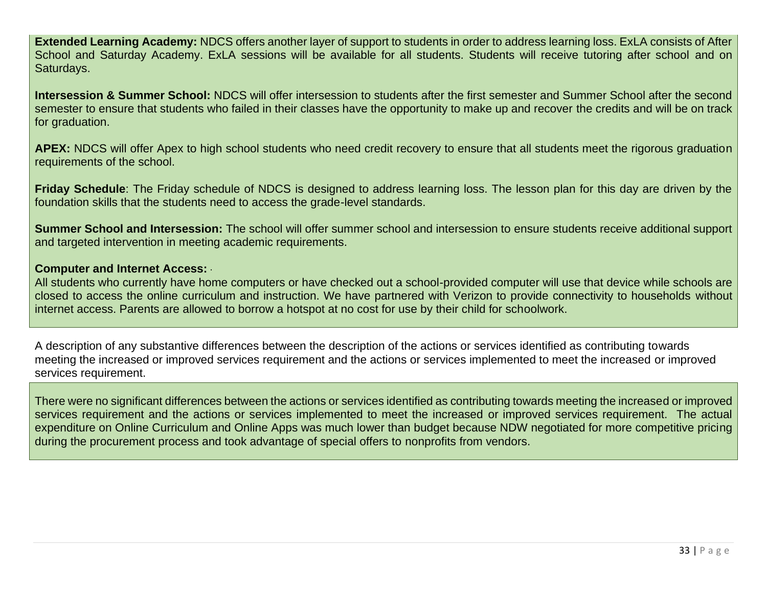**Extended Learning Academy:** NDCS offers another layer of support to students in order to address learning loss. ExLA consists of After School and Saturday Academy. ExLA sessions will be available for all students. Students will receive tutoring after school and on Saturdays.

**Intersession & Summer School:** NDCS will offer intersession to students after the first semester and Summer School after the second semester to ensure that students who failed in their classes have the opportunity to make up and recover the credits and will be on track for graduation.

**APEX:** NDCS will offer Apex to high school students who need credit recovery to ensure that all students meet the rigorous graduation requirements of the school.

**Friday Schedule**: The Friday schedule of NDCS is designed to address learning loss. The lesson plan for this day are driven by the foundation skills that the students need to access the grade-level standards.

**Summer School and Intersession:** The school will offer summer school and intersession to ensure students receive additional support and targeted intervention in meeting academic requirements.

**Computer and Internet Access:**
All students who currently have home computers or have checked out a school-provided computer will use that device while schools are closed to access the online curriculum and instruction. We have partnered with Verizon to provide connectivity to households without internet access. Parents are allowed to borrow a hotspot at no cost for use by their child for schoolwork.

A description of any substantive differences between the description of the actions or services identified as contributing towards meeting the increased or improved services requirement and the actions or services implemented to meet the increased or improved services requirement.

There were no significant differences between the actions or services identified as contributing towards meeting the increased or improved services requirement and the actions or services implemented to meet the increased or improved services requirement. The actual expenditure on Online Curriculum and Online Apps was much lower than budget because NDW negotiated for more competitive pricing during the procurement process and took advantage of special offers to nonprofits from vendors.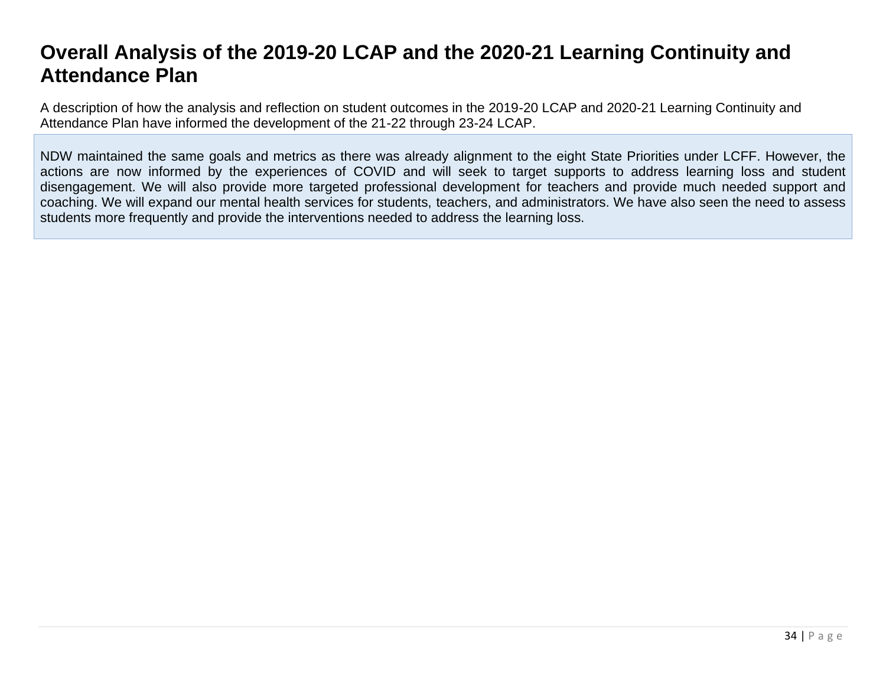# Overall Analysis of the 2019-20 LCAP and the 2020-21 Learning Continuity and Attendance Plan

A description of how the analysis and reflection on student outcomes in the 2019-20 LCAP and 2020-21 Learning Continuity and Attendance Plan have informed the development of the 21-22 through 23-24 LCAP.

NDW maintained the same goals and metrics as there was already alignment to the eight State Priorities under LCFF. However, the actions are now informed by the experiences of COVID and will seek to target supports to address learning loss and student disengagement. We will also provide more targeted professional development for teachers and provide much needed support and coaching. We will expand our mental health services for students, teachers, and administrators. We have also seen the need to assess students more frequently and provide the interventions needed to address the learning loss.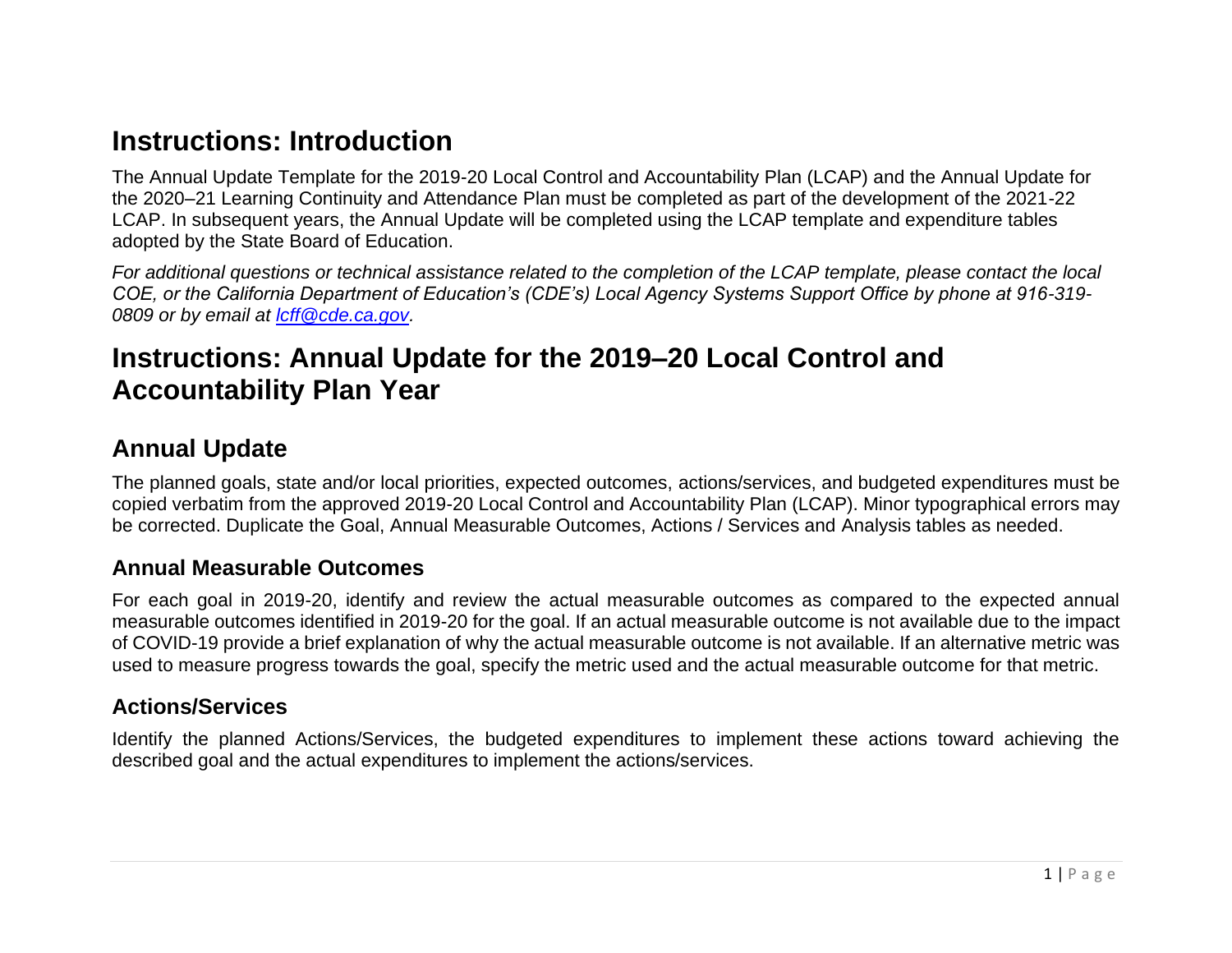# Instructions: Introduction

The Annual Update Template for the 2019-20 Local Control and Accountability Plan (LCAP) and the Annual Update for the 2020–21 Learning Continuity and Attendance Plan must be completed as part of the development of the 2021-22 LCAP. In subsequent years, the Annual Update will be completed using the LCAP template and expenditure tables adopted by the State Board of Education.

*For additional questions or technical assistance related to the completion of the LCAP template, please contact the local COE, or the California Department of Education's (CDE's) Local Agency Systems Support Office by phone at 916-319-0809 or by email at [lcff@cde.ca.gov](mailto:lcff@cde.ca.gov).*

# Instructions: Annual Update for the 2019–20 Local Control and Accountability Plan Year

## Annual Update

The planned goals, state and/or local priorities, expected outcomes, actions/services, and budgeted expenditures must be copied verbatim from the approved 2019-20 Local Control and Accountability Plan (LCAP). Minor typographical errors may be corrected. Duplicate the Goal, Annual Measurable Outcomes, Actions / Services and Analysis tables as needed.

### Annual Measurable Outcomes

For each goal in 2019-20, identify and review the actual measurable outcomes as compared to the expected annual measurable outcomes identified in 2019-20 for the goal. If an actual measurable outcome is not available due to the impact of COVID-19 provide a brief explanation of why the actual measurable outcome is not available. If an alternative metric was used to measure progress towards the goal, specify the metric used and the actual measurable outcome for that metric.

### Actions/Services

Identify the planned Actions/Services, the budgeted expenditures to implement these actions toward achieving the described goal and the actual expenditures to implement the actions/services.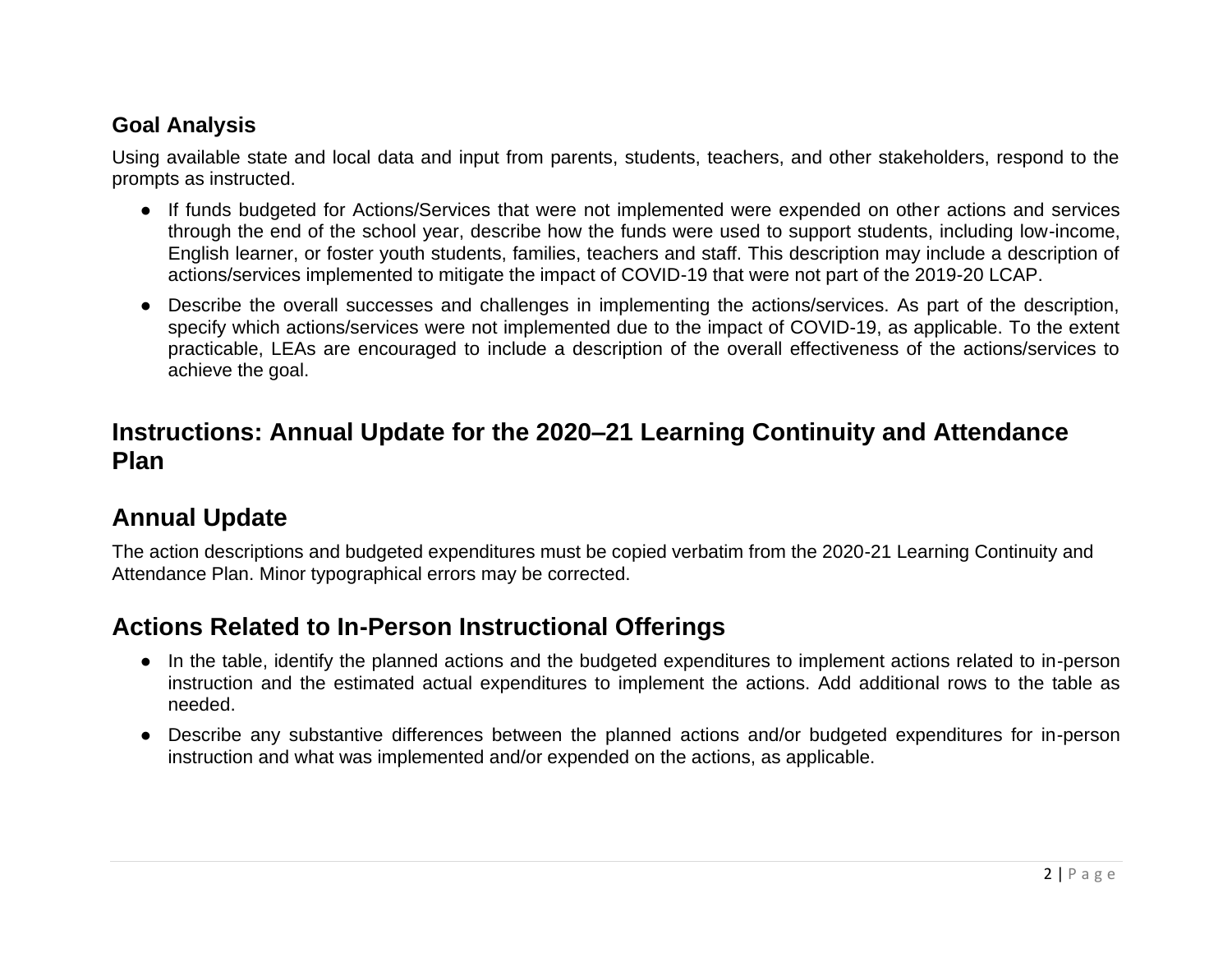### Goal Analysis

Using available state and local data and input from parents, students, teachers, and other stakeholders, respond to the prompts as instructed.

- If funds budgeted for Actions/Services that were not implemented were expended on other actions and services through the end of the school year, describe how the funds were used to support students, including low-income, English learner, or foster youth students, families, teachers and staff. This description may include a description of actions/services implemented to mitigate the impact of COVID-19 that were not part of the 2019-20 LCAP.
- Describe the overall successes and challenges in implementing the actions/services. As part of the description, specify which actions/services were not implemented due to the impact of COVID-19, as applicable. To the extent practicable, LEAs are encouraged to include a description of the overall effectiveness of the actions/services to achieve the goal.

## Instructions: Annual Update for the 2020–21 Learning Continuity and Attendance Plan

## Annual Update

The action descriptions and budgeted expenditures must be copied verbatim from the 2020-21 Learning Continuity and Attendance Plan. Minor typographical errors may be corrected.

## Actions Related to In-Person Instructional Offerings

- In the table, identify the planned actions and the budgeted expenditures to implement actions related to in-person instruction and the estimated actual expenditures to implement the actions. Add additional rows to the table as needed.
- Describe any substantive differences between the planned actions and/or budgeted expenditures for in-person instruction and what was implemented and/or expended on the actions, as applicable.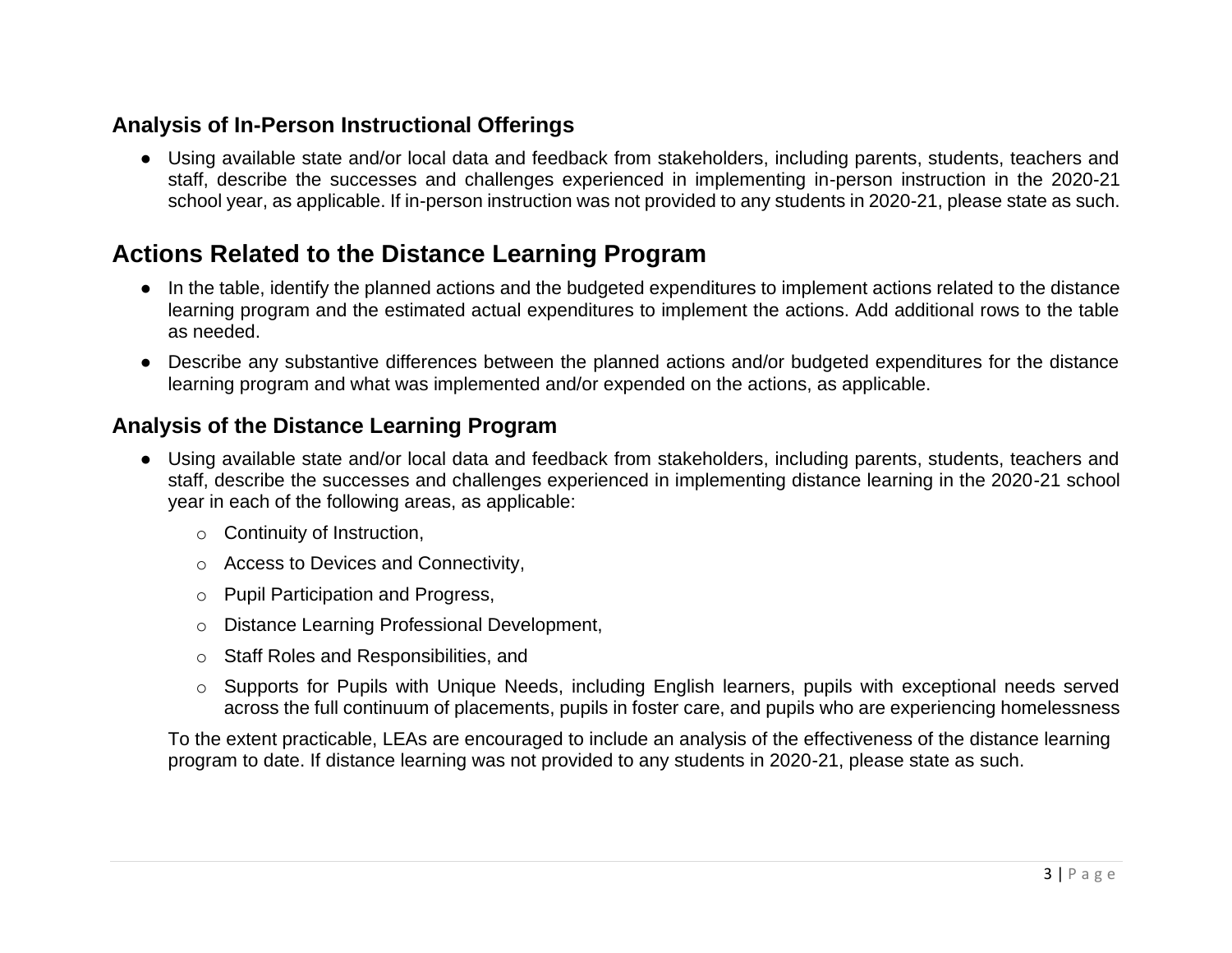### Analysis of In-Person Instructional Offerings

- Using available state and/or local data and feedback from stakeholders, including parents, students, teachers and staff, describe the successes and challenges experienced in implementing in-person instruction in the 2020-21 school year, as applicable. If in-person instruction was not provided to any students in 2020-21, please state as such.

## Actions Related to the Distance Learning Program

- In the table, identify the planned actions and the budgeted expenditures to implement actions related to the distance learning program and the estimated actual expenditures to implement the actions. Add additional rows to the table as needed.
- Describe any substantive differences between the planned actions and/or budgeted expenditures for the distance learning program and what was implemented and/or expended on the actions, as applicable.

### Analysis of the Distance Learning Program

- Using available state and/or local data and feedback from stakeholders, including parents, students, teachers and staff, describe the successes and challenges experienced in implementing distance learning in the 2020-21 school year in each of the following areas, as applicable:
  - Continuity of Instruction,
  - Access to Devices and Connectivity,
  - Pupil Participation and Progress,
  - Distance Learning Professional Development,
  - Staff Roles and Responsibilities, and
  - Supports for Pupils with Unique Needs, including English learners, pupils with exceptional needs served across the full continuum of placements, pupils in foster care, and pupils who are experiencing homelessness

  To the extent practicable, LEAs are encouraged to include an analysis of the effectiveness of the distance learning program to date. If distance learning was not provided to any students in 2020-21, please state as such.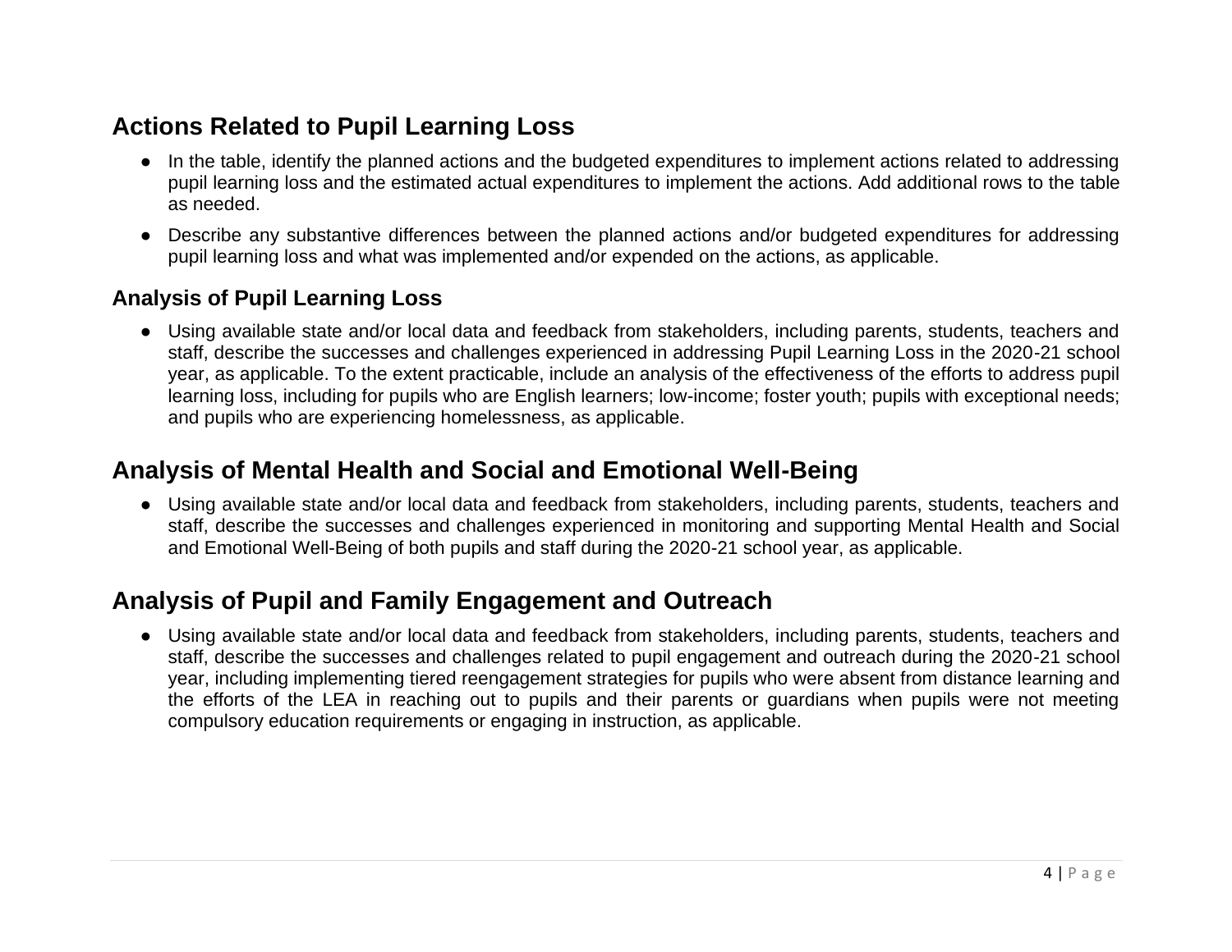## Actions Related to Pupil Learning Loss

- In the table, identify the planned actions and the budgeted expenditures to implement actions related to addressing pupil learning loss and the estimated actual expenditures to implement the actions. Add additional rows to the table as needed.
- Describe any substantive differences between the planned actions and/or budgeted expenditures for addressing pupil learning loss and what was implemented and/or expended on the actions, as applicable.

### Analysis of Pupil Learning Loss

- Using available state and/or local data and feedback from stakeholders, including parents, students, teachers and staff, describe the successes and challenges experienced in addressing Pupil Learning Loss in the 2020-21 school year, as applicable. To the extent practicable, include an analysis of the effectiveness of the efforts to address pupil learning loss, including for pupils who are English learners; low-income; foster youth; pupils with exceptional needs; and pupils who are experiencing homelessness, as applicable.

## Analysis of Mental Health and Social and Emotional Well-Being

- Using available state and/or local data and feedback from stakeholders, including parents, students, teachers and staff, describe the successes and challenges experienced in monitoring and supporting Mental Health and Social and Emotional Well-Being of both pupils and staff during the 2020-21 school year, as applicable.

## Analysis of Pupil and Family Engagement and Outreach

- Using available state and/or local data and feedback from stakeholders, including parents, students, teachers and staff, describe the successes and challenges related to pupil engagement and outreach during the 2020-21 school year, including implementing tiered reengagement strategies for pupils who were absent from distance learning and the efforts of the LEA in reaching out to pupils and their parents or guardians when pupils were not meeting compulsory education requirements or engaging in instruction, as applicable.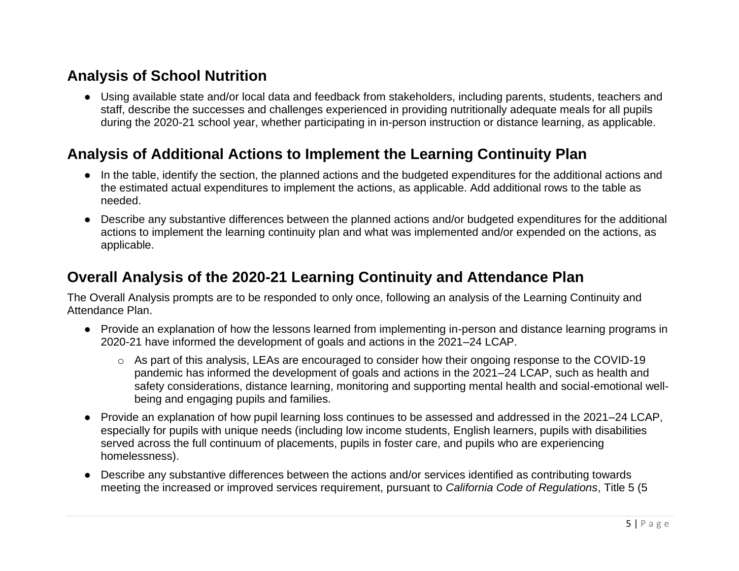## Analysis of School Nutrition

- Using available state and/or local data and feedback from stakeholders, including parents, students, teachers and staff, describe the successes and challenges experienced in providing nutritionally adequate meals for all pupils during the 2020-21 school year, whether participating in in-person instruction or distance learning, as applicable.

## Analysis of Additional Actions to Implement the Learning Continuity Plan

- In the table, identify the section, the planned actions and the budgeted expenditures for the additional actions and the estimated actual expenditures to implement the actions, as applicable. Add additional rows to the table as needed.
- Describe any substantive differences between the planned actions and/or budgeted expenditures for the additional actions to implement the learning continuity plan and what was implemented and/or expended on the actions, as applicable.

## Overall Analysis of the 2020-21 Learning Continuity and Attendance Plan

The Overall Analysis prompts are to be responded to only once, following an analysis of the Learning Continuity and Attendance Plan.

- Provide an explanation of how the lessons learned from implementing in-person and distance learning programs in 2020-21 have informed the development of goals and actions in the 2021–24 LCAP.
  - As part of this analysis, LEAs are encouraged to consider how their ongoing response to the COVID-19 pandemic has informed the development of goals and actions in the 2021–24 LCAP, such as health and safety considerations, distance learning, monitoring and supporting mental health and social-emotional well-being and engaging pupils and families.
- Provide an explanation of how pupil learning loss continues to be assessed and addressed in the 2021–24 LCAP, especially for pupils with unique needs (including low income students, English learners, pupils with disabilities served across the full continuum of placements, pupils in foster care, and pupils who are experiencing homelessness).
- Describe any substantive differences between the actions and/or services identified as contributing towards meeting the increased or improved services requirement, pursuant to *California Code of Regulations*, Title 5 (5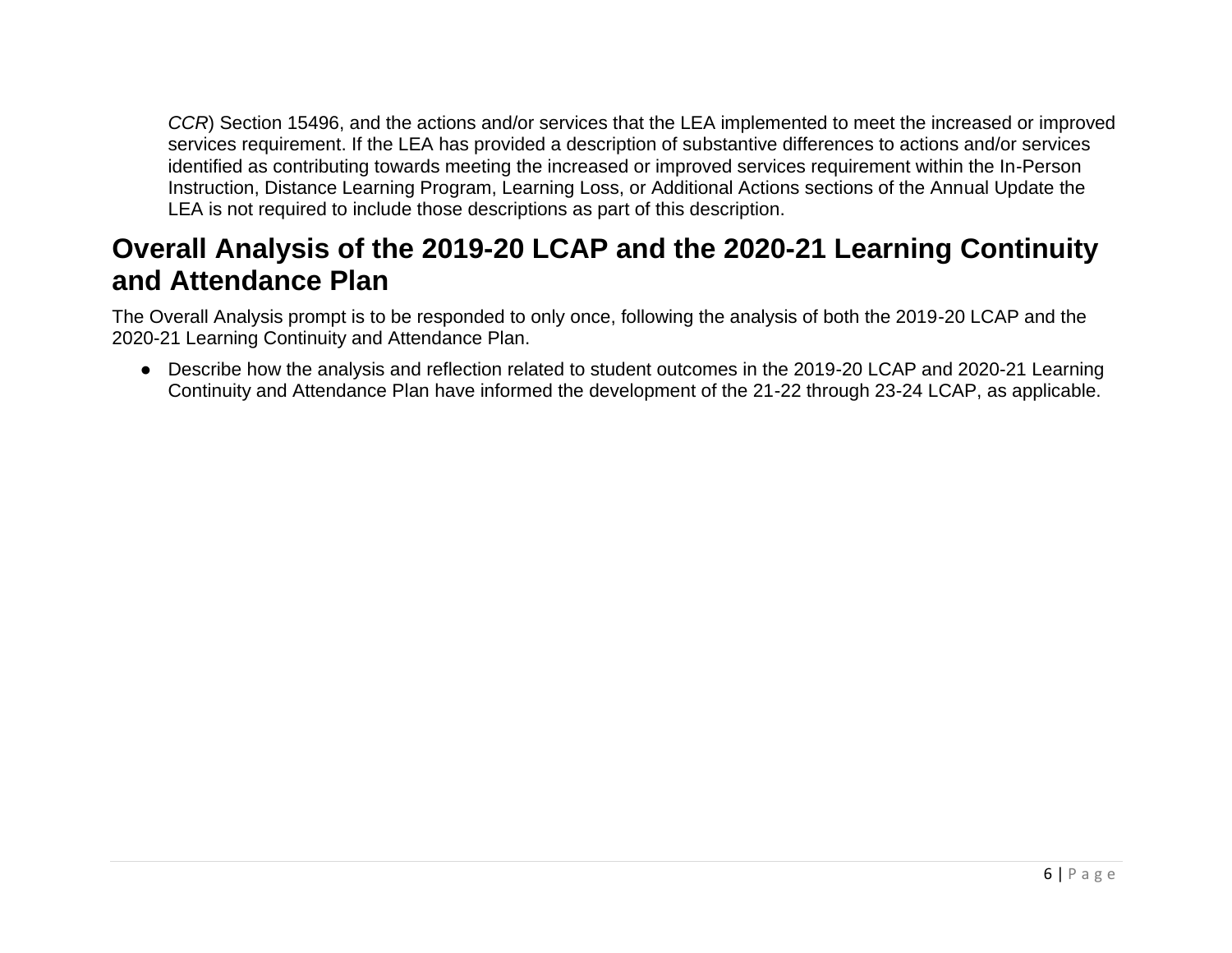*CCR*) Section 15496, and the actions and/or services that the LEA implemented to meet the increased or improved services requirement. If the LEA has provided a description of substantive differences to actions and/or services identified as contributing towards meeting the increased or improved services requirement within the In-Person Instruction, Distance Learning Program, Learning Loss, or Additional Actions sections of the Annual Update the LEA is not required to include those descriptions as part of this description.

## Overall Analysis of the 2019-20 LCAP and the 2020-21 Learning Continuity and Attendance Plan

The Overall Analysis prompt is to be responded to only once, following the analysis of both the 2019-20 LCAP and the 2020-21 Learning Continuity and Attendance Plan.

- Describe how the analysis and reflection related to student outcomes in the 2019-20 LCAP and 2020-21 Learning Continuity and Attendance Plan have informed the development of the 21-22 through 23-24 LCAP, as applicable.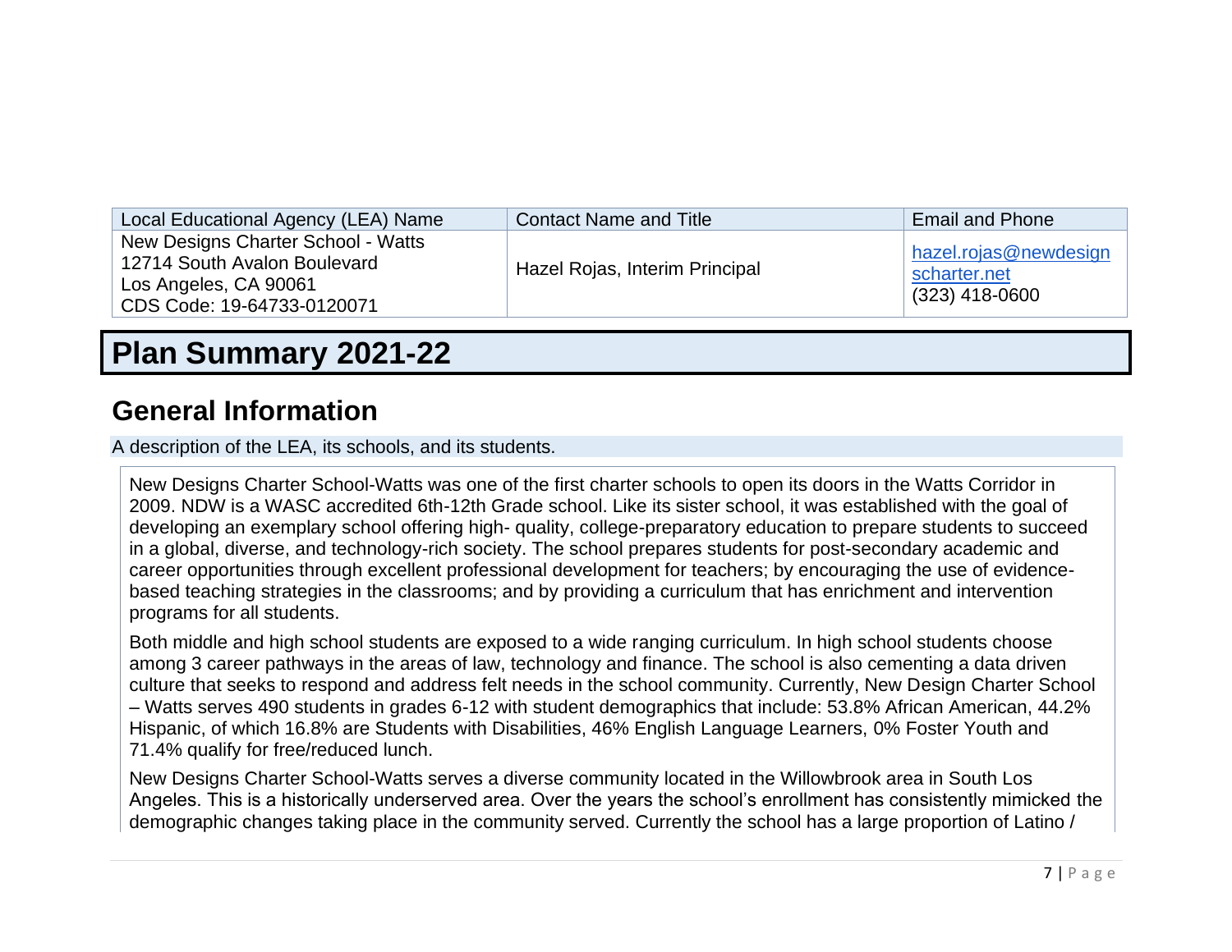| Local Educational Agency (LEA) Name | Contact Name and Title | Email and Phone |
|---|---|---|
| New Designs Charter School - Watts<br>12714 South Avalon Boulevard<br>Los Angeles, CA 90061<br>CDS Code: 19-64733-0120071 | Hazel Rojas, Interim Principal | hazel.rojas@newdesigncharter.net<br>(323) 418-0600 |

# Plan Summary 2021-22

## General Information

A description of the LEA, its schools, and its students.

New Designs Charter School-Watts was one of the first charter schools to open its doors in the Watts Corridor in 2009. NDW is a WASC accredited 6th-12th Grade school. Like its sister school, it was established with the goal of developing an exemplary school offering high- quality, college-preparatory education to prepare students to succeed in a global, diverse, and technology-rich society. The school prepares students for post-secondary academic and career opportunities through excellent professional development for teachers; by encouraging the use of evidence-based teaching strategies in the classrooms; and by providing a curriculum that has enrichment and intervention programs for all students.

Both middle and high school students are exposed to a wide ranging curriculum. In high school students choose among 3 career pathways in the areas of law, technology and finance. The school is also cementing a data driven culture that seeks to respond and address felt needs in the school community. Currently, New Design Charter School – Watts serves 490 students in grades 6-12 with student demographics that include: 53.8% African American, 44.2% Hispanic, of which 16.8% are Students with Disabilities, 46% English Language Learners, 0% Foster Youth and 71.4% qualify for free/reduced lunch.

New Designs Charter School-Watts serves a diverse community located in the Willowbrook area in South Los Angeles. This is a historically underserved area. Over the years the school's enrollment has consistently mimicked the demographic changes taking place in the community served. Currently the school has a large proportion of Latino /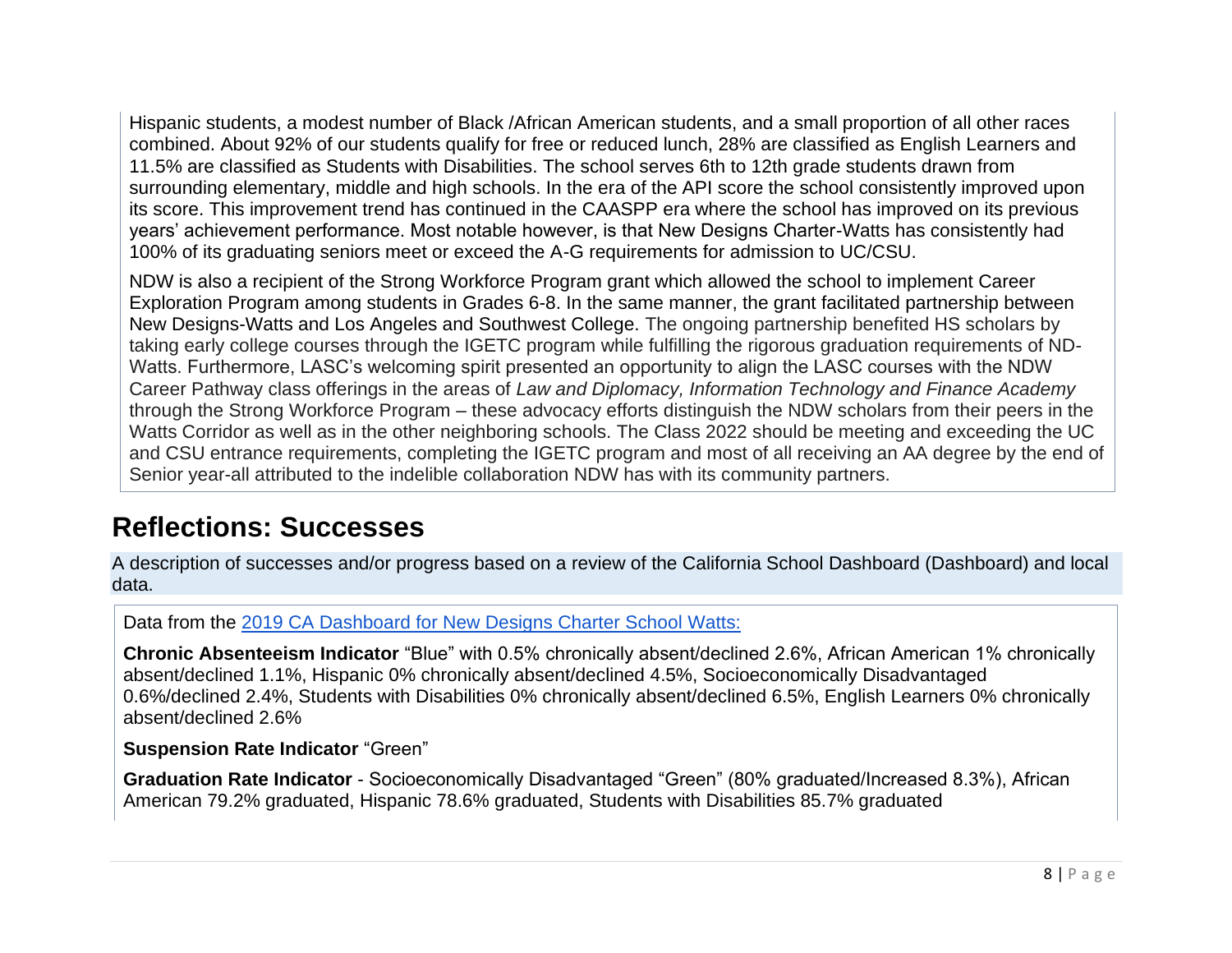Hispanic students, a modest number of Black /African American students, and a small proportion of all other races combined. About 92% of our students qualify for free or reduced lunch, 28% are classified as English Learners and 11.5% are classified as Students with Disabilities. The school serves 6th to 12th grade students drawn from surrounding elementary, middle and high schools. In the era of the API score the school consistently improved upon its score. This improvement trend has continued in the CAASPP era where the school has improved on its previous years' achievement performance. Most notable however, is that New Designs Charter-Watts has consistently had 100% of its graduating seniors meet or exceed the A-G requirements for admission to UC/CSU.

NDW is also a recipient of the Strong Workforce Program grant which allowed the school to implement Career Exploration Program among students in Grades 6-8. In the same manner, the grant facilitated partnership between New Designs-Watts and Los Angeles and Southwest College. The ongoing partnership benefited HS scholars by taking early college courses through the IGETC program while fulfilling the rigorous graduation requirements of ND-Watts. Furthermore, LASC's welcoming spirit presented an opportunity to align the LASC courses with the NDW Career Pathway class offerings in the areas of *Law and Diplomacy, Information Technology and Finance Academy* through the Strong Workforce Program – these advocacy efforts distinguish the NDW scholars from their peers in the Watts Corridor as well as in the other neighboring schools. The Class 2022 should be meeting and exceeding the UC and CSU entrance requirements, completing the IGETC program and most of all receiving an AA degree by the end of Senior year-all attributed to the indelible collaboration NDW has with its community partners.

# Reflections: Successes

A description of successes and/or progress based on a review of the California School Dashboard (Dashboard) and local data.

Data from the 2019 CA Dashboard for New Designs Charter School Watts:

**Chronic Absenteeism Indicator** "Blue" with 0.5% chronically absent/declined 2.6%, African American 1% chronically absent/declined 1.1%, Hispanic 0% chronically absent/declined 4.5%, Socioeconomically Disadvantaged 0.6%/declined 2.4%, Students with Disabilities 0% chronically absent/declined 6.5%, English Learners 0% chronically absent/declined 2.6%

**Suspension Rate Indicator** "Green"

**Graduation Rate Indicator** - Socioeconomically Disadvantaged "Green" (80% graduated/Increased 8.3%), African American 79.2% graduated, Hispanic 78.6% graduated, Students with Disabilities 85.7% graduated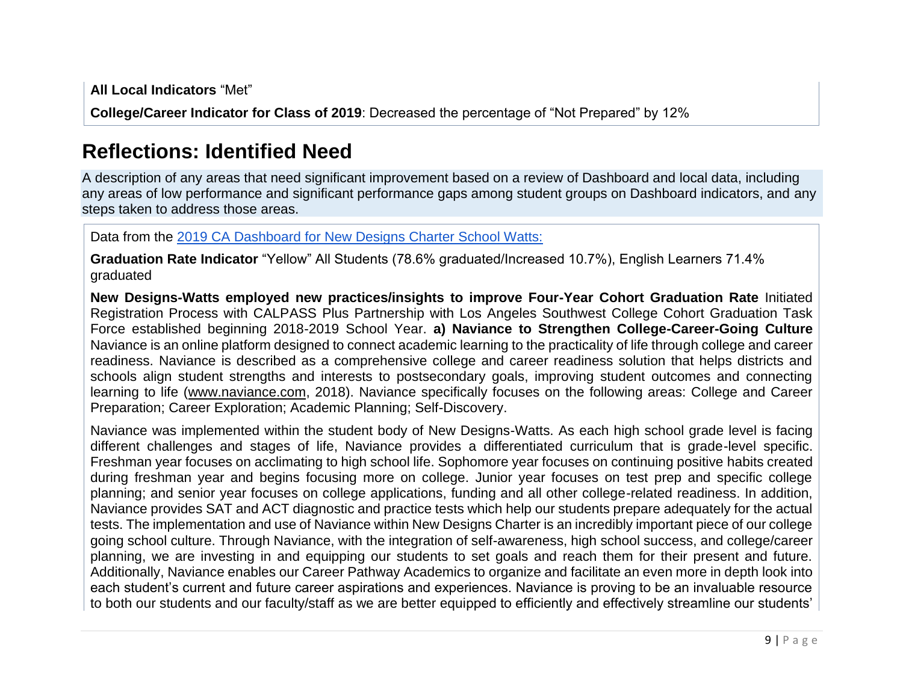**All Local Indicators** "Met"

**College/Career Indicator for Class of 2019**: Decreased the percentage of "Not Prepared" by 12%

## Reflections: Identified Need

A description of any areas that need significant improvement based on a review of Dashboard and local data, including any areas of low performance and significant performance gaps among student groups on Dashboard indicators, and any steps taken to address those areas.

Data from the 2019 CA Dashboard for New Designs Charter School Watts:

**Graduation Rate Indicator** "Yellow" All Students (78.6% graduated/Increased 10.7%), English Learners 71.4% graduated

**New Designs-Watts employed new practices/insights to improve Four-Year Cohort Graduation Rate** Initiated Registration Process with CALPASS Plus Partnership with Los Angeles Southwest College Cohort Graduation Task Force established beginning 2018-2019 School Year. **a) Naviance to Strengthen College-Career-Going Culture** Naviance is an online platform designed to connect academic learning to the practicality of life through college and career readiness. Naviance is described as a comprehensive college and career readiness solution that helps districts and schools align student strengths and interests to postsecondary goals, improving student outcomes and connecting learning to life (www.naviance.com, 2018). Naviance specifically focuses on the following areas: College and Career Preparation; Career Exploration; Academic Planning; Self-Discovery.

Naviance was implemented within the student body of New Designs-Watts. As each high school grade level is facing different challenges and stages of life, Naviance provides a differentiated curriculum that is grade-level specific. Freshman year focuses on acclimating to high school life. Sophomore year focuses on continuing positive habits created during freshman year and begins focusing more on college. Junior year focuses on test prep and specific college planning; and senior year focuses on college applications, funding and all other college-related readiness. In addition, Naviance provides SAT and ACT diagnostic and practice tests which help our students prepare adequately for the actual tests. The implementation and use of Naviance within New Designs Charter is an incredibly important piece of our college going school culture. Through Naviance, with the integration of self-awareness, high school success, and college/career planning, we are investing in and equipping our students to set goals and reach them for their present and future. Additionally, Naviance enables our Career Pathway Academics to organize and facilitate an even more in depth look into each student's current and future career aspirations and experiences. Naviance is proving to be an invaluable resource to both our students and our faculty/staff as we are better equipped to efficiently and effectively streamline our students'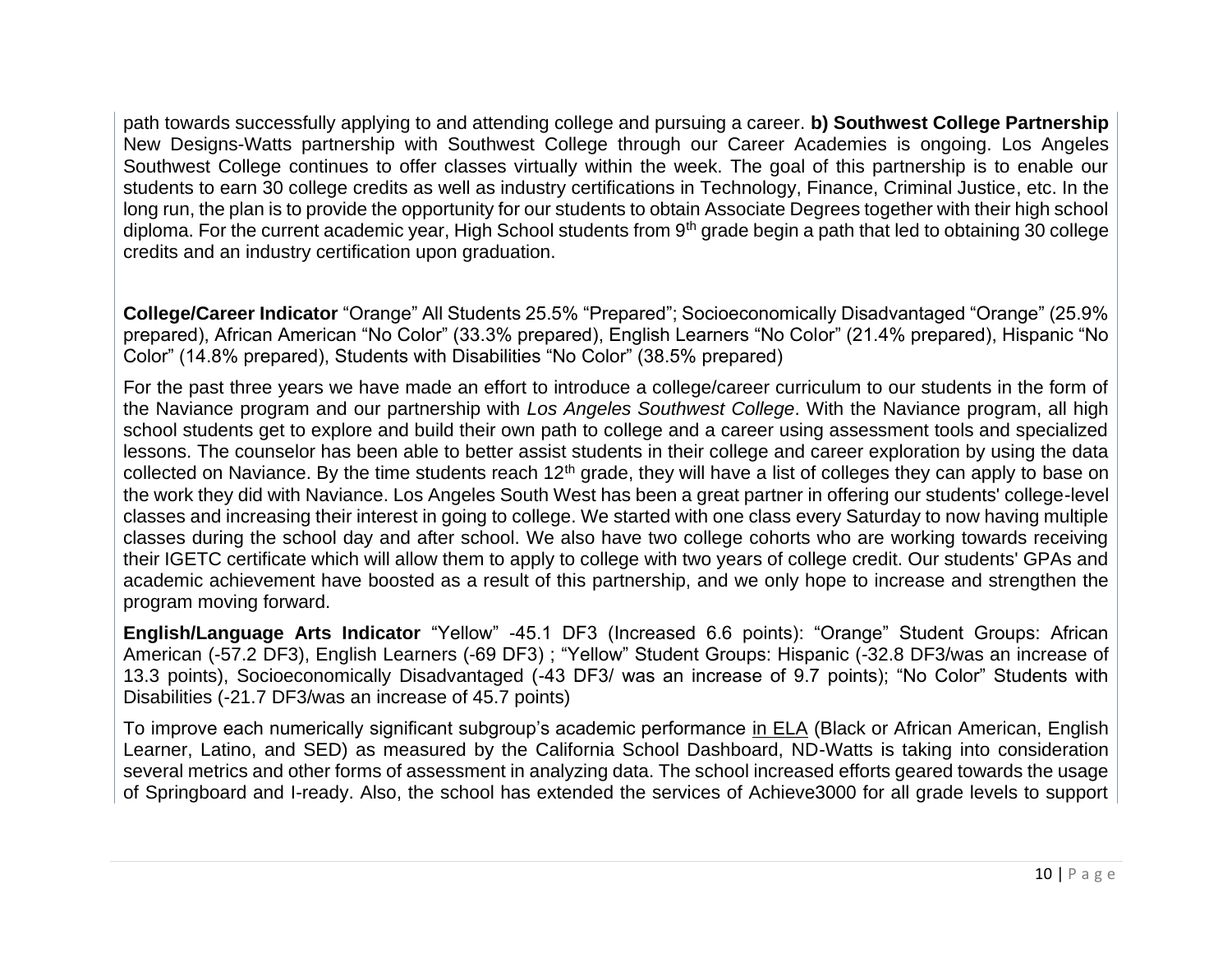path towards successfully applying to and attending college and pursuing a career. **b) Southwest College Partnership** New Designs-Watts partnership with Southwest College through our Career Academies is ongoing. Los Angeles Southwest College continues to offer classes virtually within the week. The goal of this partnership is to enable our students to earn 30 college credits as well as industry certifications in Technology, Finance, Criminal Justice, etc. In the long run, the plan is to provide the opportunity for our students to obtain Associate Degrees together with their high school diploma. For the current academic year, High School students from 9th grade begin a path that led to obtaining 30 college credits and an industry certification upon graduation.

**College/Career Indicator** "Orange" All Students 25.5% "Prepared"; Socioeconomically Disadvantaged "Orange" (25.9% prepared), African American "No Color" (33.3% prepared), English Learners "No Color" (21.4% prepared), Hispanic "No Color" (14.8% prepared), Students with Disabilities "No Color" (38.5% prepared)

For the past three years we have made an effort to introduce a college/career curriculum to our students in the form of the Naviance program and our partnership with *Los Angeles Southwest College*. With the Naviance program, all high school students get to explore and build their own path to college and a career using assessment tools and specialized lessons. The counselor has been able to better assist students in their college and career exploration by using the data collected on Naviance. By the time students reach 12th grade, they will have a list of colleges they can apply to base on the work they did with Naviance. Los Angeles South West has been a great partner in offering our students' college-level classes and increasing their interest in going to college. We started with one class every Saturday to now having multiple classes during the school day and after school. We also have two college cohorts who are working towards receiving their IGETC certificate which will allow them to apply to college with two years of college credit. Our students' GPAs and academic achievement have boosted as a result of this partnership, and we only hope to increase and strengthen the program moving forward.

**English/Language Arts Indicator** "Yellow" -45.1 DF3 (Increased 6.6 points): "Orange" Student Groups: African American (-57.2 DF3), English Learners (-69 DF3) ; "Yellow" Student Groups: Hispanic (-32.8 DF3/was an increase of 13.3 points), Socioeconomically Disadvantaged (-43 DF3/ was an increase of 9.7 points); "No Color" Students with Disabilities (-21.7 DF3/was an increase of 45.7 points)

To improve each numerically significant subgroup's academic performance in ELA (Black or African American, English Learner, Latino, and SED) as measured by the California School Dashboard, ND-Watts is taking into consideration several metrics and other forms of assessment in analyzing data. The school increased efforts geared towards the usage of Springboard and I-ready. Also, the school has extended the services of Achieve3000 for all grade levels to support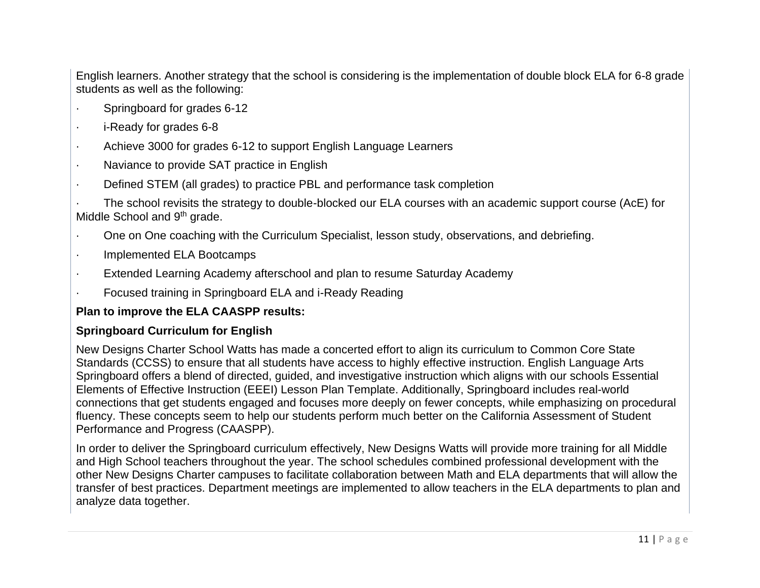English learners. Another strategy that the school is considering is the implementation of double block ELA for 6-8 grade students as well as the following:

- Springboard for grades 6-12
- i-Ready for grades 6-8
- Achieve 3000 for grades 6-12 to support English Language Learners
- Naviance to provide SAT practice in English
- Defined STEM (all grades) to practice PBL and performance task completion
- The school revisits the strategy to double-blocked our ELA courses with an academic support course (AcE) for Middle School and 9th grade.
- One on One coaching with the Curriculum Specialist, lesson study, observations, and debriefing.
- Implemented ELA Bootcamps
- Extended Learning Academy afterschool and plan to resume Saturday Academy
- Focused training in Springboard ELA and i-Ready Reading

**Plan to improve the ELA CAASPP results:**

**Springboard Curriculum for English**

New Designs Charter School Watts has made a concerted effort to align its curriculum to Common Core State Standards (CCSS) to ensure that all students have access to highly effective instruction. English Language Arts Springboard offers a blend of directed, guided, and investigative instruction which aligns with our schools Essential Elements of Effective Instruction (EEEI) Lesson Plan Template. Additionally, Springboard includes real-world connections that get students engaged and focuses more deeply on fewer concepts, while emphasizing on procedural fluency. These concepts seem to help our students perform much better on the California Assessment of Student Performance and Progress (CAASPP).

In order to deliver the Springboard curriculum effectively, New Designs Watts will provide more training for all Middle and High School teachers throughout the year. The school schedules combined professional development with the other New Designs Charter campuses to facilitate collaboration between Math and ELA departments that will allow the transfer of best practices. Department meetings are implemented to allow teachers in the ELA departments to plan and analyze data together.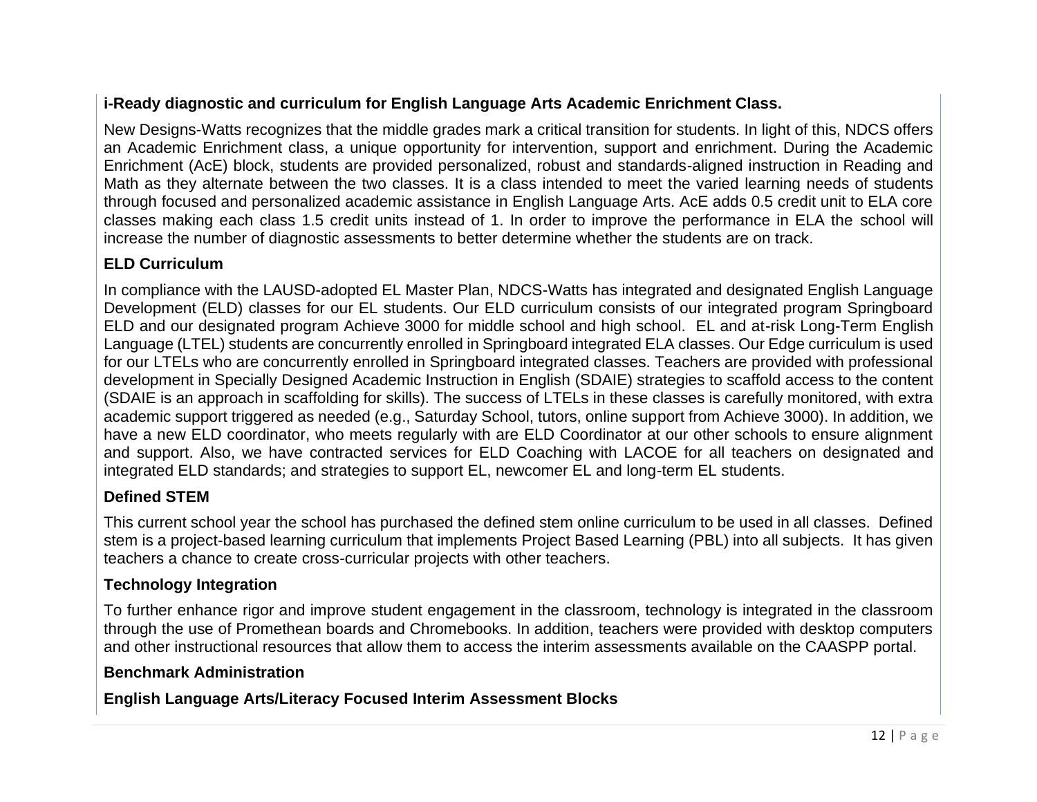**i-Ready diagnostic and curriculum for English Language Arts Academic Enrichment Class.**

New Designs-Watts recognizes that the middle grades mark a critical transition for students. In light of this, NDCS offers an Academic Enrichment class, a unique opportunity for intervention, support and enrichment. During the Academic Enrichment (AcE) block, students are provided personalized, robust and standards-aligned instruction in Reading and Math as they alternate between the two classes. It is a class intended to meet the varied learning needs of students through focused and personalized academic assistance in English Language Arts. AcE adds 0.5 credit unit to ELA core classes making each class 1.5 credit units instead of 1. In order to improve the performance in ELA the school will increase the number of diagnostic assessments to better determine whether the students are on track.

**ELD Curriculum**

In compliance with the LAUSD-adopted EL Master Plan, NDCS-Watts has integrated and designated English Language Development (ELD) classes for our EL students. Our ELD curriculum consists of our integrated program Springboard ELD and our designated program Achieve 3000 for middle school and high school. EL and at-risk Long-Term English Language (LTEL) students are concurrently enrolled in Springboard integrated ELA classes. Our Edge curriculum is used for our LTELs who are concurrently enrolled in Springboard integrated classes. Teachers are provided with professional development in Specially Designed Academic Instruction in English (SDAIE) strategies to scaffold access to the content (SDAIE is an approach in scaffolding for skills). The success of LTELs in these classes is carefully monitored, with extra academic support triggered as needed (e.g., Saturday School, tutors, online support from Achieve 3000). In addition, we have a new ELD coordinator, who meets regularly with are ELD Coordinator at our other schools to ensure alignment and support. Also, we have contracted services for ELD Coaching with LACOE for all teachers on designated and integrated ELD standards; and strategies to support EL, newcomer EL and long-term EL students.

**Defined STEM**

This current school year the school has purchased the defined stem online curriculum to be used in all classes. Defined stem is a project-based learning curriculum that implements Project Based Learning (PBL) into all subjects. It has given teachers a chance to create cross-curricular projects with other teachers.

**Technology Integration**

To further enhance rigor and improve student engagement in the classroom, technology is integrated in the classroom through the use of Promethean boards and Chromebooks. In addition, teachers were provided with desktop computers and other instructional resources that allow them to access the interim assessments available on the CAASPP portal.

**Benchmark Administration**

**English Language Arts/Literacy Focused Interim Assessment Blocks**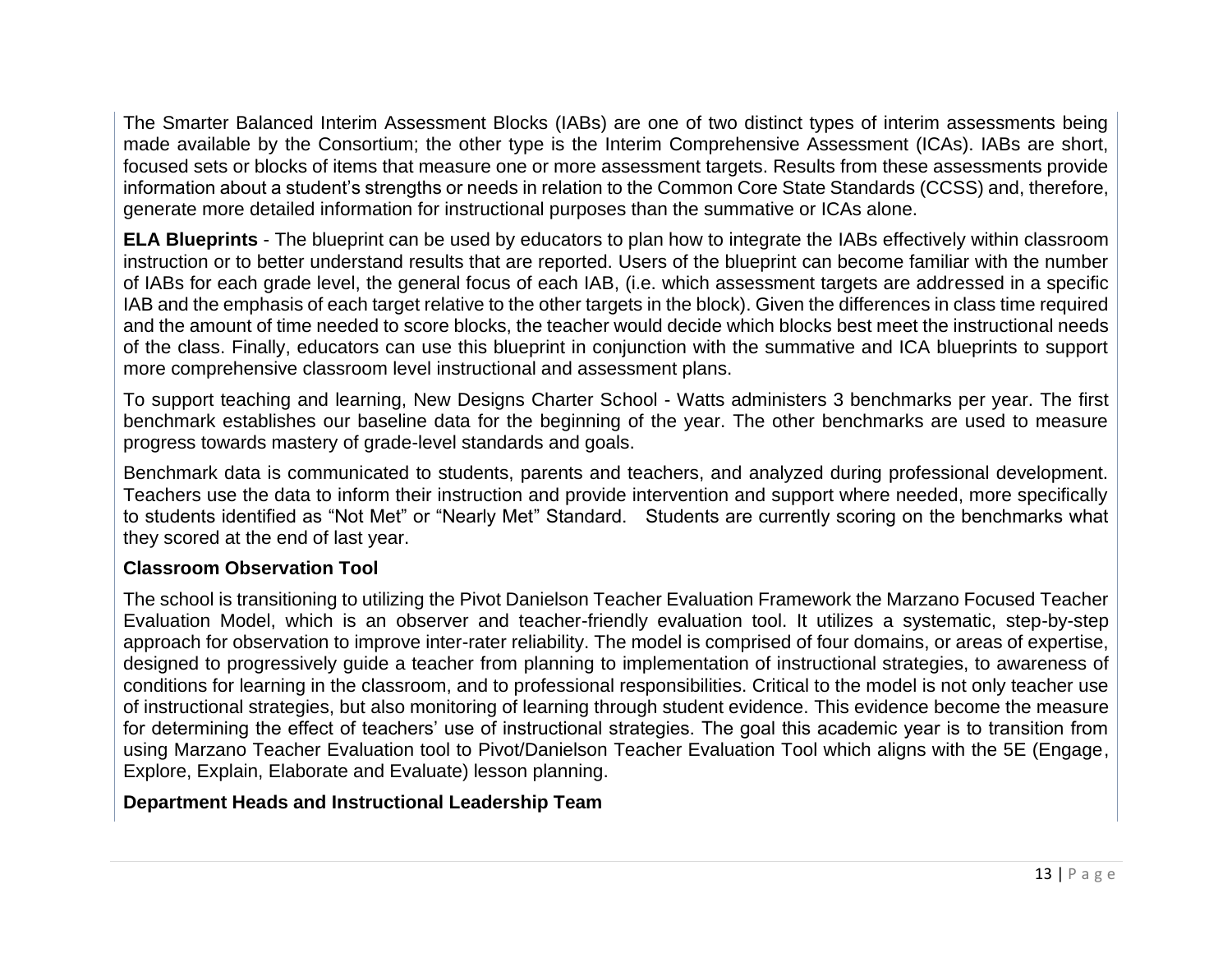The Smarter Balanced Interim Assessment Blocks (IABs) are one of two distinct types of interim assessments being made available by the Consortium; the other type is the Interim Comprehensive Assessment (ICAs). IABs are short, focused sets or blocks of items that measure one or more assessment targets. Results from these assessments provide information about a student's strengths or needs in relation to the Common Core State Standards (CCSS) and, therefore, generate more detailed information for instructional purposes than the summative or ICAs alone.

**ELA Blueprints** - The blueprint can be used by educators to plan how to integrate the IABs effectively within classroom instruction or to better understand results that are reported. Users of the blueprint can become familiar with the number of IABs for each grade level, the general focus of each IAB, (i.e. which assessment targets are addressed in a specific IAB and the emphasis of each target relative to the other targets in the block). Given the differences in class time required and the amount of time needed to score blocks, the teacher would decide which blocks best meet the instructional needs of the class. Finally, educators can use this blueprint in conjunction with the summative and ICA blueprints to support more comprehensive classroom level instructional and assessment plans.

To support teaching and learning, New Designs Charter School - Watts administers 3 benchmarks per year. The first benchmark establishes our baseline data for the beginning of the year. The other benchmarks are used to measure progress towards mastery of grade-level standards and goals.

Benchmark data is communicated to students, parents and teachers, and analyzed during professional development. Teachers use the data to inform their instruction and provide intervention and support where needed, more specifically to students identified as "Not Met" or "Nearly Met" Standard. Students are currently scoring on the benchmarks what they scored at the end of last year.

**Classroom Observation Tool**

The school is transitioning to utilizing the Pivot Danielson Teacher Evaluation Framework the Marzano Focused Teacher Evaluation Model, which is an observer and teacher-friendly evaluation tool. It utilizes a systematic, step-by-step approach for observation to improve inter-rater reliability. The model is comprised of four domains, or areas of expertise, designed to progressively guide a teacher from planning to implementation of instructional strategies, to awareness of conditions for learning in the classroom, and to professional responsibilities. Critical to the model is not only teacher use of instructional strategies, but also monitoring of learning through student evidence. This evidence become the measure for determining the effect of teachers' use of instructional strategies. The goal this academic year is to transition from using Marzano Teacher Evaluation tool to Pivot/Danielson Teacher Evaluation Tool which aligns with the 5E (Engage, Explore, Explain, Elaborate and Evaluate) lesson planning.

**Department Heads and Instructional Leadership Team**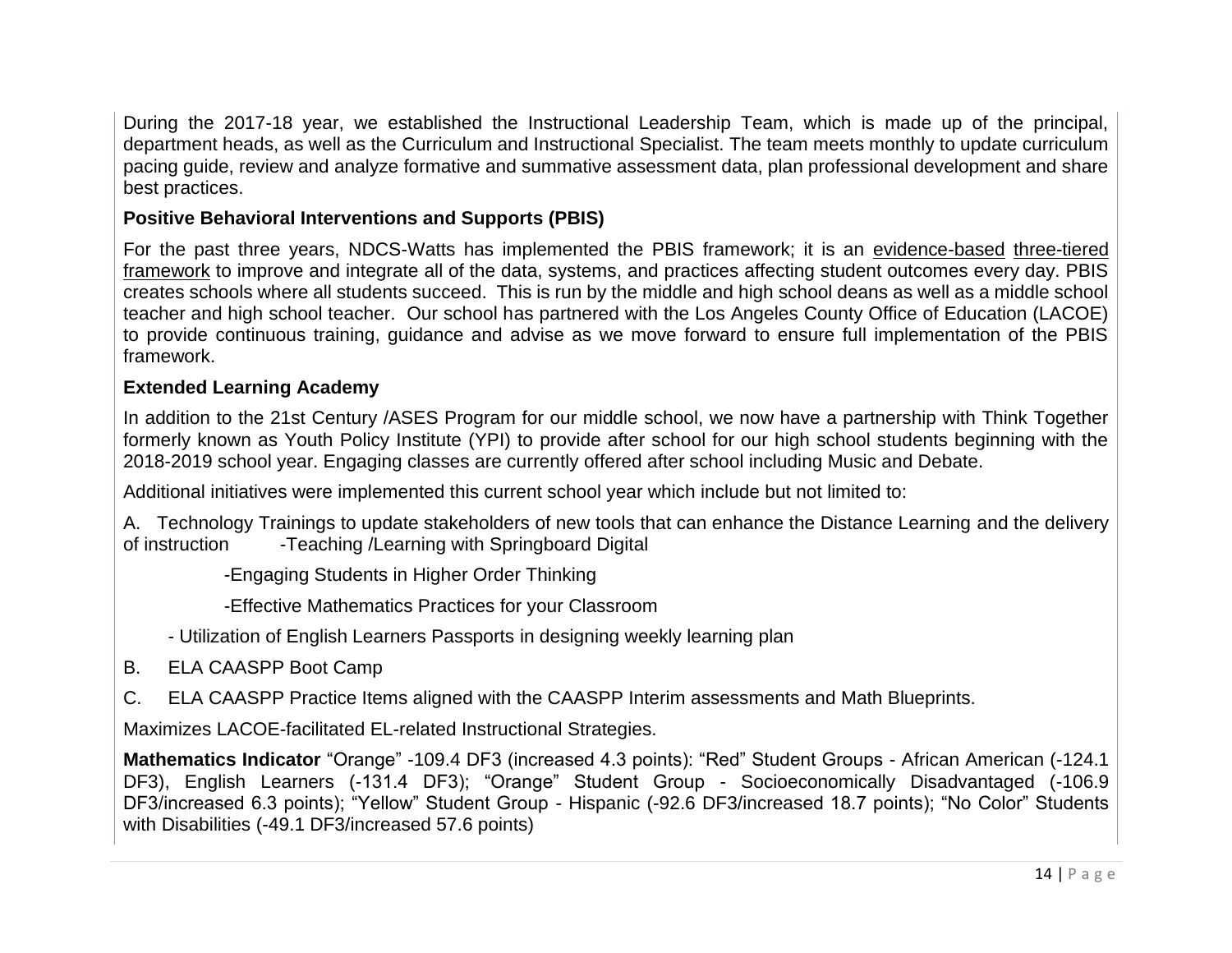During the 2017-18 year, we established the Instructional Leadership Team, which is made up of the principal, department heads, as well as the Curriculum and Instructional Specialist. The team meets monthly to update curriculum pacing guide, review and analyze formative and summative assessment data, plan professional development and share best practices.

**Positive Behavioral Interventions and Supports (PBIS)**

For the past three years, NDCS-Watts has implemented the PBIS framework; it is an evidence-based three-tiered framework to improve and integrate all of the data, systems, and practices affecting student outcomes every day. PBIS creates schools where all students succeed. This is run by the middle and high school deans as well as a middle school teacher and high school teacher. Our school has partnered with the Los Angeles County Office of Education (LACOE) to provide continuous training, guidance and advise as we move forward to ensure full implementation of the PBIS framework.

**Extended Learning Academy**

In addition to the 21st Century /ASES Program for our middle school, we now have a partnership with Think Together formerly known as Youth Policy Institute (YPI) to provide after school for our high school students beginning with the 2018-2019 school year. Engaging classes are currently offered after school including Music and Debate.

Additional initiatives were implemented this current school year which include but not limited to:

A. Technology Trainings to update stakeholders of new tools that can enhance the Distance Learning and the delivery of instruction
   - Teaching /Learning with Springboard Digital
   - Engaging Students in Higher Order Thinking
   - Effective Mathematics Practices for your Classroom
   - Utilization of English Learners Passports in designing weekly learning plan

B. ELA CAASPP Boot Camp

C. ELA CAASPP Practice Items aligned with the CAASPP Interim assessments and Math Blueprints.

Maximizes LACOE-facilitated EL-related Instructional Strategies.

**Mathematics Indicator** "Orange" -109.4 DF3 (increased 4.3 points): "Red" Student Groups - African American (-124.1 DF3), English Learners (-131.4 DF3); "Orange" Student Group - Socioeconomically Disadvantaged (-106.9 DF3/increased 6.3 points); "Yellow" Student Group - Hispanic (-92.6 DF3/increased 18.7 points); "No Color" Students with Disabilities (-49.1 DF3/increased 57.6 points)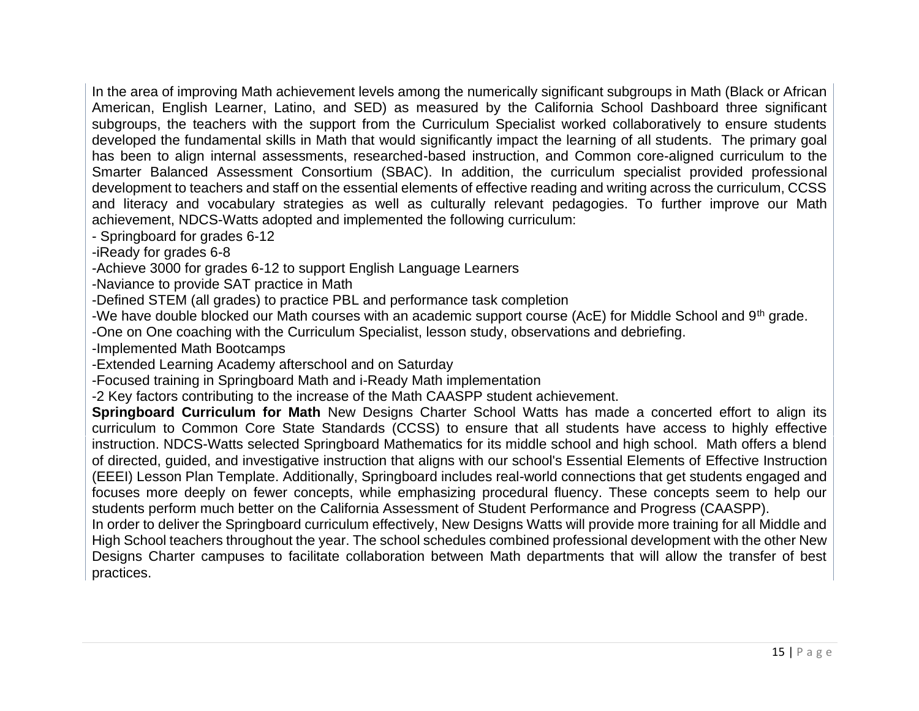In the area of improving Math achievement levels among the numerically significant subgroups in Math (Black or African American, English Learner, Latino, and SED) as measured by the California School Dashboard three significant subgroups, the teachers with the support from the Curriculum Specialist worked collaboratively to ensure students developed the fundamental skills in Math that would significantly impact the learning of all students. The primary goal has been to align internal assessments, researched-based instruction, and Common core-aligned curriculum to the Smarter Balanced Assessment Consortium (SBAC). In addition, the curriculum specialist provided professional development to teachers and staff on the essential elements of effective reading and writing across the curriculum, CCSS and literacy and vocabulary strategies as well as culturally relevant pedagogies. To further improve our Math achievement, NDCS-Watts adopted and implemented the following curriculum:

- Springboard for grades 6-12
- iReady for grades 6-8
- Achieve 3000 for grades 6-12 to support English Language Learners
- Naviance to provide SAT practice in Math
- Defined STEM (all grades) to practice PBL and performance task completion
- We have double blocked our Math courses with an academic support course (AcE) for Middle School and 9th grade.
- One on One coaching with the Curriculum Specialist, lesson study, observations and debriefing.
- Implemented Math Bootcamps
- Extended Learning Academy afterschool and on Saturday
- Focused training in Springboard Math and i-Ready Math implementation
- 2 Key factors contributing to the increase of the Math CAASPP student achievement.

**Springboard Curriculum for Math** New Designs Charter School Watts has made a concerted effort to align its curriculum to Common Core State Standards (CCSS) to ensure that all students have access to highly effective instruction. NDCS-Watts selected Springboard Mathematics for its middle school and high school. Math offers a blend of directed, guided, and investigative instruction that aligns with our school's Essential Elements of Effective Instruction (EEEI) Lesson Plan Template. Additionally, Springboard includes real-world connections that get students engaged and focuses more deeply on fewer concepts, while emphasizing procedural fluency. These concepts seem to help our students perform much better on the California Assessment of Student Performance and Progress (CAASPP).

In order to deliver the Springboard curriculum effectively, New Designs Watts will provide more training for all Middle and High School teachers throughout the year. The school schedules combined professional development with the other New Designs Charter campuses to facilitate collaboration between Math departments that will allow the transfer of best practices.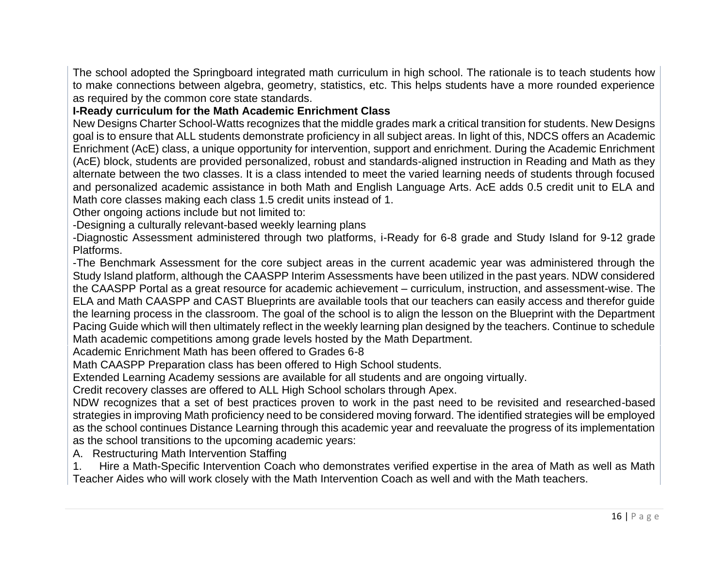The school adopted the Springboard integrated math curriculum in high school. The rationale is to teach students how to make connections between algebra, geometry, statistics, etc. This helps students have a more rounded experience as required by the common core state standards.

**I-Ready curriculum for the Math Academic Enrichment Class**

New Designs Charter School-Watts recognizes that the middle grades mark a critical transition for students. New Designs goal is to ensure that ALL students demonstrate proficiency in all subject areas. In light of this, NDCS offers an Academic Enrichment (AcE) class, a unique opportunity for intervention, support and enrichment. During the Academic Enrichment (AcE) block, students are provided personalized, robust and standards-aligned instruction in Reading and Math as they alternate between the two classes. It is a class intended to meet the varied learning needs of students through focused and personalized academic assistance in both Math and English Language Arts. AcE adds 0.5 credit unit to ELA and Math core classes making each class 1.5 credit units instead of 1.

Other ongoing actions include but not limited to:

-Designing a culturally relevant-based weekly learning plans

-Diagnostic Assessment administered through two platforms, i-Ready for 6-8 grade and Study Island for 9-12 grade Platforms.

-The Benchmark Assessment for the core subject areas in the current academic year was administered through the Study Island platform, although the CAASPP Interim Assessments have been utilized in the past years. NDW considered the CAASPP Portal as a great resource for academic achievement – curriculum, instruction, and assessment-wise. The ELA and Math CAASPP and CAST Blueprints are available tools that our teachers can easily access and therefor guide the learning process in the classroom. The goal of the school is to align the lesson on the Blueprint with the Department Pacing Guide which will then ultimately reflect in the weekly learning plan designed by the teachers. Continue to schedule Math academic competitions among grade levels hosted by the Math Department.

Academic Enrichment Math has been offered to Grades 6-8

Math CAASPP Preparation class has been offered to High School students.

Extended Learning Academy sessions are available for all students and are ongoing virtually.

Credit recovery classes are offered to ALL High School scholars through Apex.

NDW recognizes that a set of best practices proven to work in the past need to be revisited and researched-based strategies in improving Math proficiency need to be considered moving forward. The identified strategies will be employed as the school continues Distance Learning through this academic year and reevaluate the progress of its implementation as the school transitions to the upcoming academic years:

A. Restructuring Math Intervention Staffing

1. Hire a Math-Specific Intervention Coach who demonstrates verified expertise in the area of Math as well as Math Teacher Aides who will work closely with the Math Intervention Coach as well and with the Math teachers.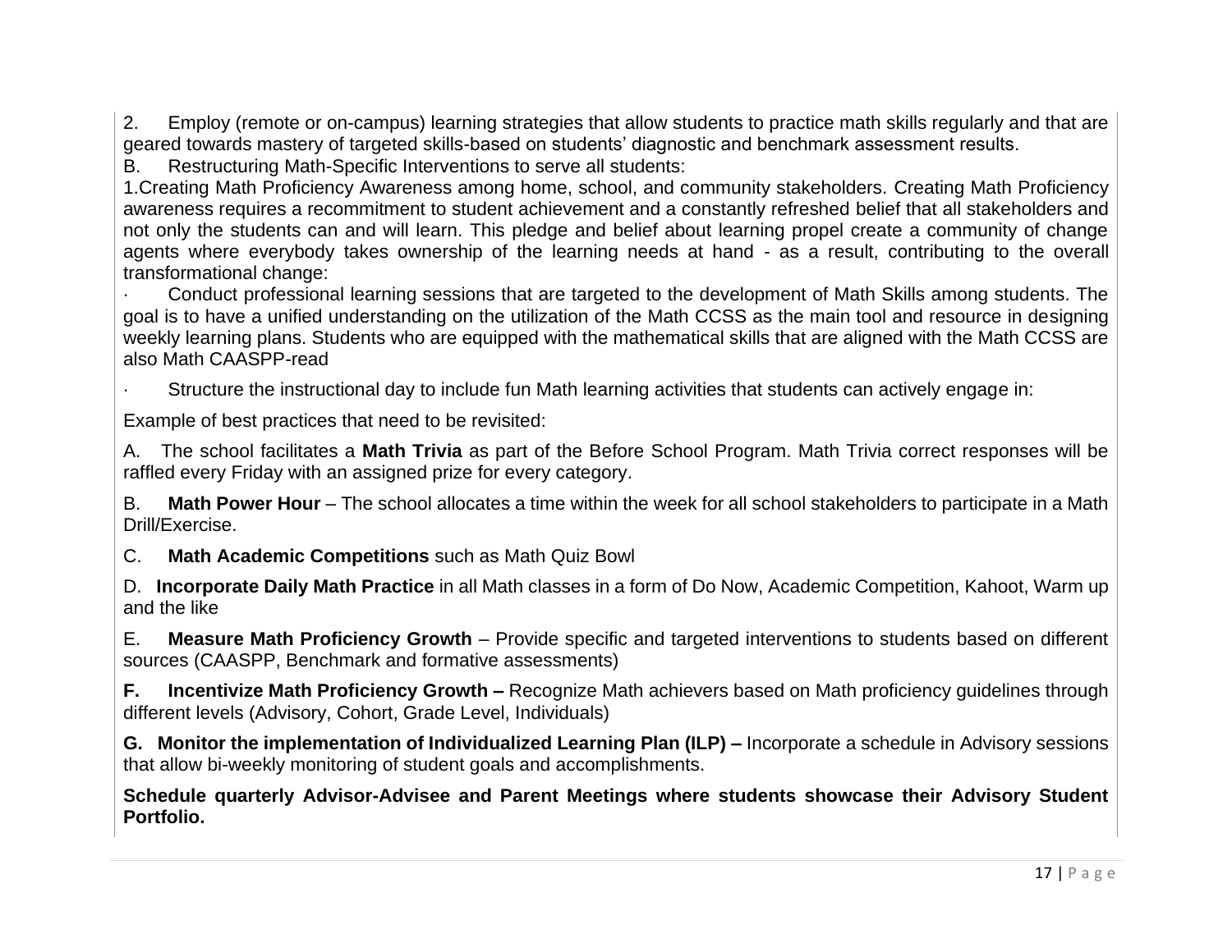2. Employ (remote or on-campus) learning strategies that allow students to practice math skills regularly and that are geared towards mastery of targeted skills-based on students' diagnostic and benchmark assessment results.

B. Restructuring Math-Specific Interventions to serve all students:

1.Creating Math Proficiency Awareness among home, school, and community stakeholders. Creating Math Proficiency awareness requires a recommitment to student achievement and a constantly refreshed belief that all stakeholders and not only the students can and will learn. This pledge and belief about learning propel create a community of change agents where everybody takes ownership of the learning needs at hand - as a result, contributing to the overall transformational change:

· Conduct professional learning sessions that are targeted to the development of Math Skills among students. The goal is to have a unified understanding on the utilization of the Math CCSS as the main tool and resource in designing weekly learning plans. Students who are equipped with the mathematical skills that are aligned with the Math CCSS are also Math CAASPP-read

· Structure the instructional day to include fun Math learning activities that students can actively engage in:

Example of best practices that need to be revisited:

A. The school facilitates a **Math Trivia** as part of the Before School Program. Math Trivia correct responses will be raffled every Friday with an assigned prize for every category.

B. **Math Power Hour** – The school allocates a time within the week for all school stakeholders to participate in a Math Drill/Exercise.

C. **Math Academic Competitions** such as Math Quiz Bowl

D. **Incorporate Daily Math Practice** in all Math classes in a form of Do Now, Academic Competition, Kahoot, Warm up and the like

E. **Measure Math Proficiency Growth** – Provide specific and targeted interventions to students based on different sources (CAASPP, Benchmark and formative assessments)

**F. Incentivize Math Proficiency Growth –** Recognize Math achievers based on Math proficiency guidelines through different levels (Advisory, Cohort, Grade Level, Individuals)

**G. Monitor the implementation of Individualized Learning Plan (ILP) –** Incorporate a schedule in Advisory sessions that allow bi-weekly monitoring of student goals and accomplishments.

**Schedule quarterly Advisor-Advisee and Parent Meetings where students showcase their Advisory Student Portfolio.**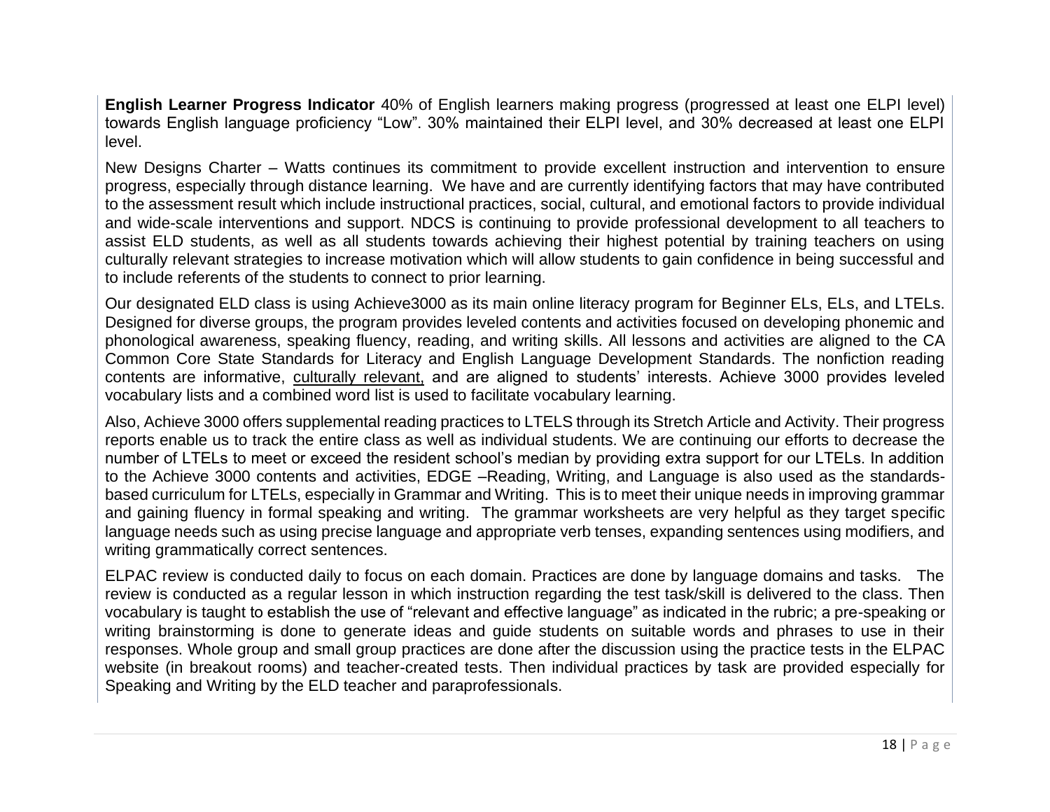**English Learner Progress Indicator** 40% of English learners making progress (progressed at least one ELPI level) towards English language proficiency "Low". 30% maintained their ELPI level, and 30% decreased at least one ELPI level.

New Designs Charter – Watts continues its commitment to provide excellent instruction and intervention to ensure progress, especially through distance learning. We have and are currently identifying factors that may have contributed to the assessment result which include instructional practices, social, cultural, and emotional factors to provide individual and wide-scale interventions and support. NDCS is continuing to provide professional development to all teachers to assist ELD students, as well as all students towards achieving their highest potential by training teachers on using culturally relevant strategies to increase motivation which will allow students to gain confidence in being successful and to include referents of the students to connect to prior learning.

Our designated ELD class is using Achieve3000 as its main online literacy program for Beginner ELs, ELs, and LTELs. Designed for diverse groups, the program provides leveled contents and activities focused on developing phonemic and phonological awareness, speaking fluency, reading, and writing skills. All lessons and activities are aligned to the CA Common Core State Standards for Literacy and English Language Development Standards. The nonfiction reading contents are informative, culturally relevant, and are aligned to students' interests. Achieve 3000 provides leveled vocabulary lists and a combined word list is used to facilitate vocabulary learning.

Also, Achieve 3000 offers supplemental reading practices to LTELS through its Stretch Article and Activity. Their progress reports enable us to track the entire class as well as individual students. We are continuing our efforts to decrease the number of LTELs to meet or exceed the resident school's median by providing extra support for our LTELs. In addition to the Achieve 3000 contents and activities, EDGE –Reading, Writing, and Language is also used as the standards-based curriculum for LTELs, especially in Grammar and Writing. This is to meet their unique needs in improving grammar and gaining fluency in formal speaking and writing. The grammar worksheets are very helpful as they target specific language needs such as using precise language and appropriate verb tenses, expanding sentences using modifiers, and writing grammatically correct sentences.

ELPAC review is conducted daily to focus on each domain. Practices are done by language domains and tasks. The review is conducted as a regular lesson in which instruction regarding the test task/skill is delivered to the class. Then vocabulary is taught to establish the use of "relevant and effective language" as indicated in the rubric; a pre-speaking or writing brainstorming is done to generate ideas and guide students on suitable words and phrases to use in their responses. Whole group and small group practices are done after the discussion using the practice tests in the ELPAC website (in breakout rooms) and teacher-created tests. Then individual practices by task are provided especially for Speaking and Writing by the ELD teacher and paraprofessionals.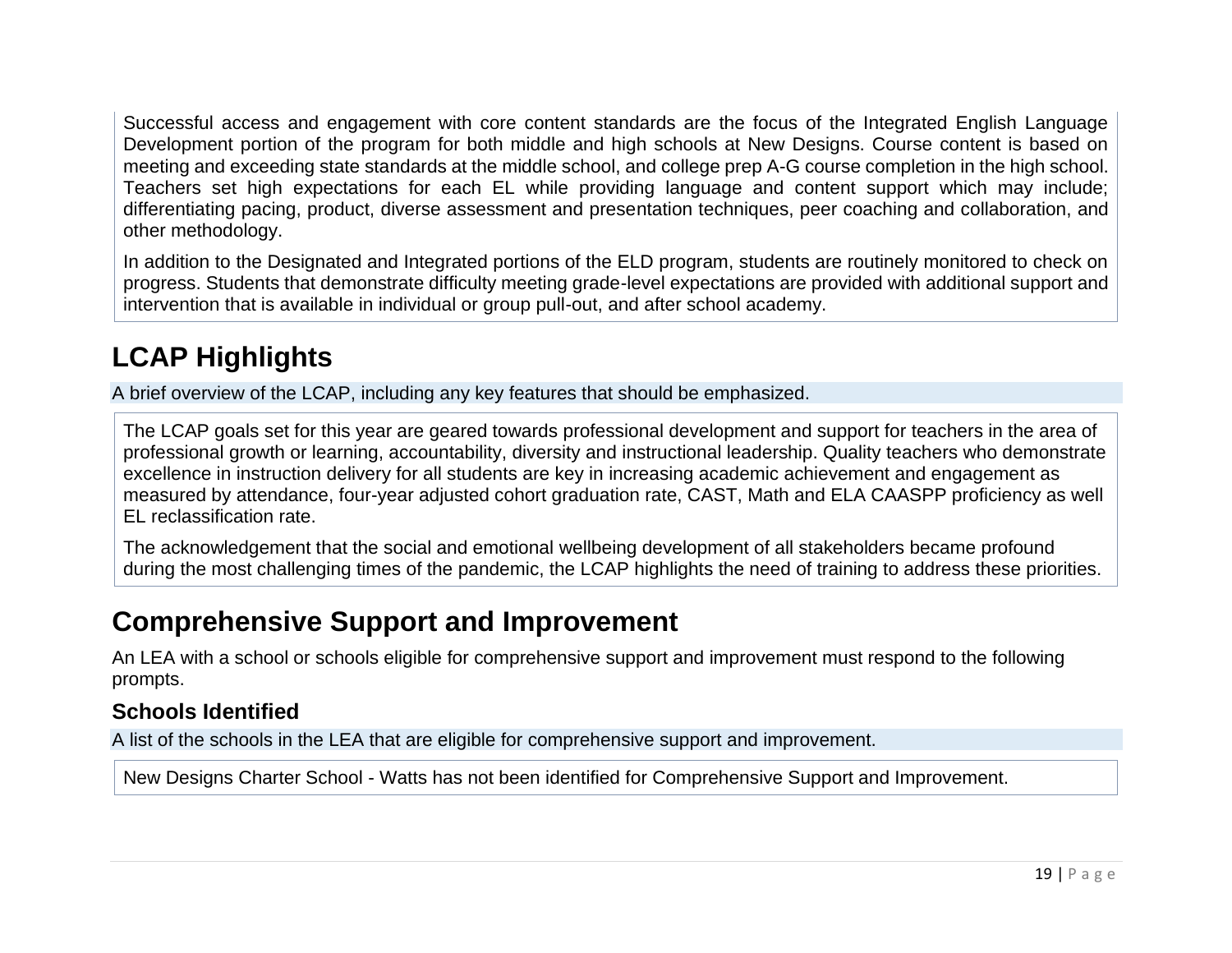Successful access and engagement with core content standards are the focus of the Integrated English Language Development portion of the program for both middle and high schools at New Designs. Course content is based on meeting and exceeding state standards at the middle school, and college prep A-G course completion in the high school. Teachers set high expectations for each EL while providing language and content support which may include; differentiating pacing, product, diverse assessment and presentation techniques, peer coaching and collaboration, and other methodology.

In addition to the Designated and Integrated portions of the ELD program, students are routinely monitored to check on progress. Students that demonstrate difficulty meeting grade-level expectations are provided with additional support and intervention that is available in individual or group pull-out, and after school academy.

# LCAP Highlights

A brief overview of the LCAP, including any key features that should be emphasized.

The LCAP goals set for this year are geared towards professional development and support for teachers in the area of professional growth or learning, accountability, diversity and instructional leadership. Quality teachers who demonstrate excellence in instruction delivery for all students are key in increasing academic achievement and engagement as measured by attendance, four-year adjusted cohort graduation rate, CAST, Math and ELA CAASPP proficiency as well EL reclassification rate.

The acknowledgement that the social and emotional wellbeing development of all stakeholders became profound during the most challenging times of the pandemic, the LCAP highlights the need of training to address these priorities.

# Comprehensive Support and Improvement

An LEA with a school or schools eligible for comprehensive support and improvement must respond to the following prompts.

## Schools Identified

A list of the schools in the LEA that are eligible for comprehensive support and improvement.

New Designs Charter School - Watts has not been identified for Comprehensive Support and Improvement.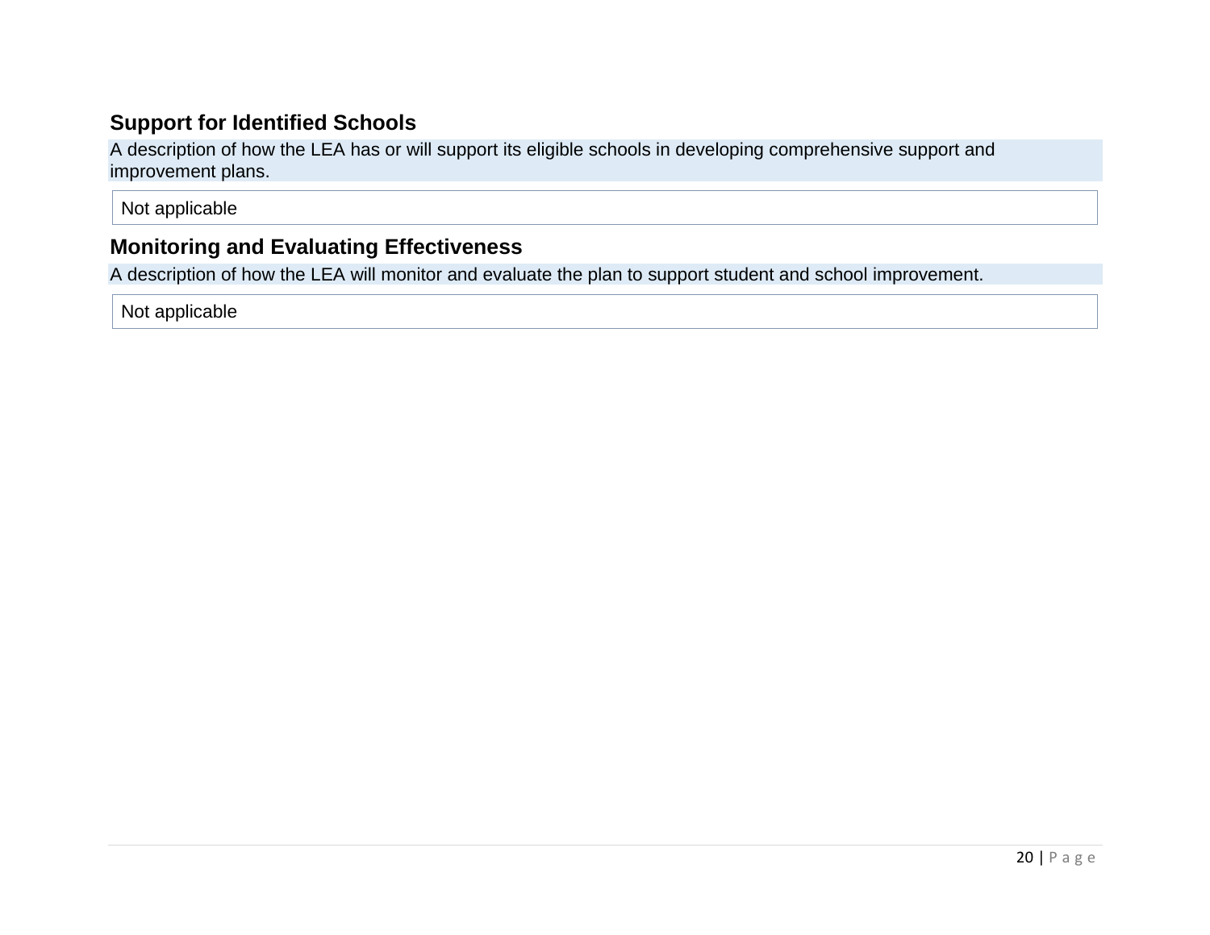## Support for Identified Schools

A description of how the LEA has or will support its eligible schools in developing comprehensive support and improvement plans.

Not applicable

## Monitoring and Evaluating Effectiveness

A description of how the LEA will monitor and evaluate the plan to support student and school improvement.

Not applicable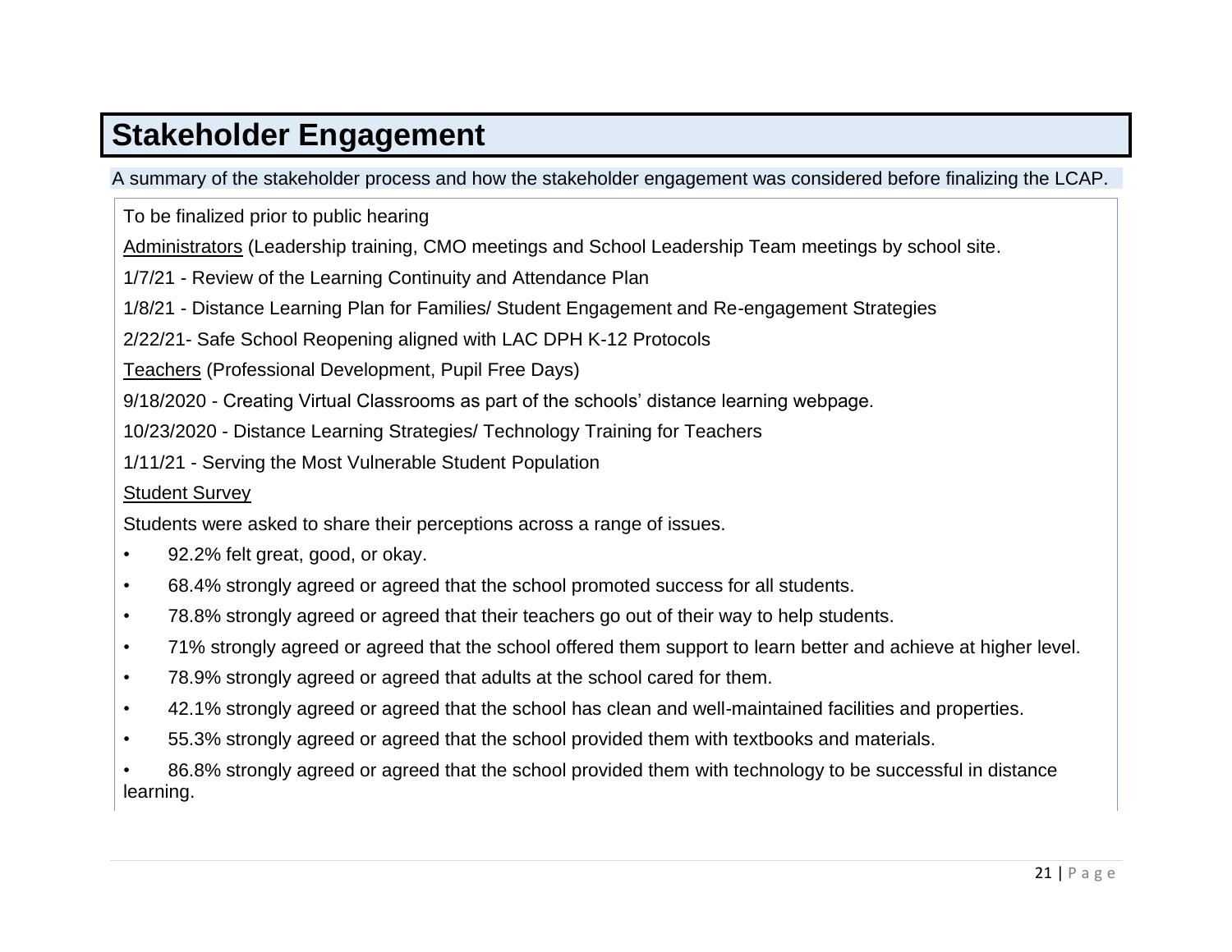# Stakeholder Engagement

A summary of the stakeholder process and how the stakeholder engagement was considered before finalizing the LCAP.

To be finalized prior to public hearing

Administrators (Leadership training, CMO meetings and School Leadership Team meetings by school site.

1/7/21 - Review of the Learning Continuity and Attendance Plan

1/8/21 - Distance Learning Plan for Families/ Student Engagement and Re-engagement Strategies

2/22/21- Safe School Reopening aligned with LAC DPH K-12 Protocols

Teachers (Professional Development, Pupil Free Days)

9/18/2020 - Creating Virtual Classrooms as part of the schools' distance learning webpage.

10/23/2020 - Distance Learning Strategies/ Technology Training for Teachers

1/11/21 - Serving the Most Vulnerable Student Population

Student Survey

Students were asked to share their perceptions across a range of issues.

- 92.2% felt great, good, or okay.
- 68.4% strongly agreed or agreed that the school promoted success for all students.
- 78.8% strongly agreed or agreed that their teachers go out of their way to help students.
- 71% strongly agreed or agreed that the school offered them support to learn better and achieve at higher level.
- 78.9% strongly agreed or agreed that adults at the school cared for them.
- 42.1% strongly agreed or agreed that the school has clean and well-maintained facilities and properties.
- 55.3% strongly agreed or agreed that the school provided them with textbooks and materials.
- 86.8% strongly agreed or agreed that the school provided them with technology to be successful in distance learning.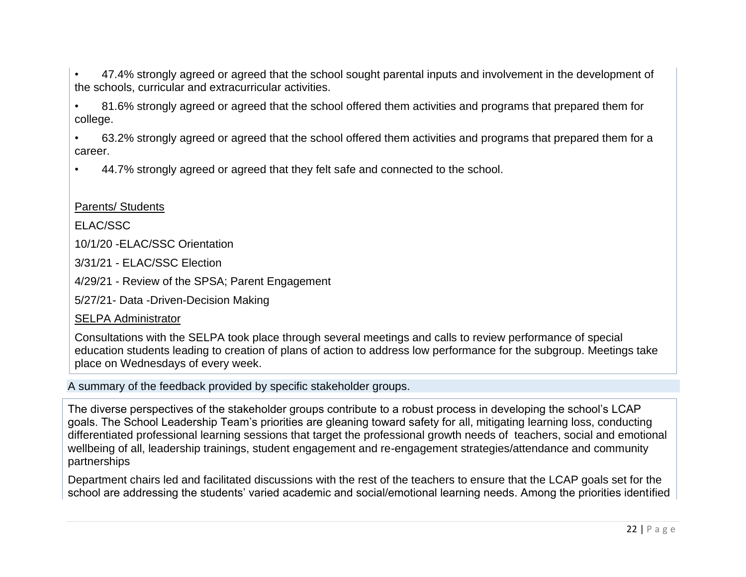- 47.4% strongly agreed or agreed that the school sought parental inputs and involvement in the development of the schools, curricular and extracurricular activities.
- 81.6% strongly agreed or agreed that the school offered them activities and programs that prepared them for college.
- 63.2% strongly agreed or agreed that the school offered them activities and programs that prepared them for a career.
- 44.7% strongly agreed or agreed that they felt safe and connected to the school.

Parents/ Students

ELAC/SSC

10/1/20 -ELAC/SSC Orientation

3/31/21 - ELAC/SSC Election

4/29/21 - Review of the SPSA; Parent Engagement

5/27/21- Data -Driven-Decision Making

SELPA Administrator

Consultations with the SELPA took place through several meetings and calls to review performance of special education students leading to creation of plans of action to address low performance for the subgroup. Meetings take place on Wednesdays of every week.

A summary of the feedback provided by specific stakeholder groups.

The diverse perspectives of the stakeholder groups contribute to a robust process in developing the school's LCAP goals. The School Leadership Team's priorities are gleaning toward safety for all, mitigating learning loss, conducting differentiated professional learning sessions that target the professional growth needs of teachers, social and emotional wellbeing of all, leadership trainings, student engagement and re-engagement strategies/attendance and community partnerships

Department chairs led and facilitated discussions with the rest of the teachers to ensure that the LCAP goals set for the school are addressing the students' varied academic and social/emotional learning needs. Among the priorities identified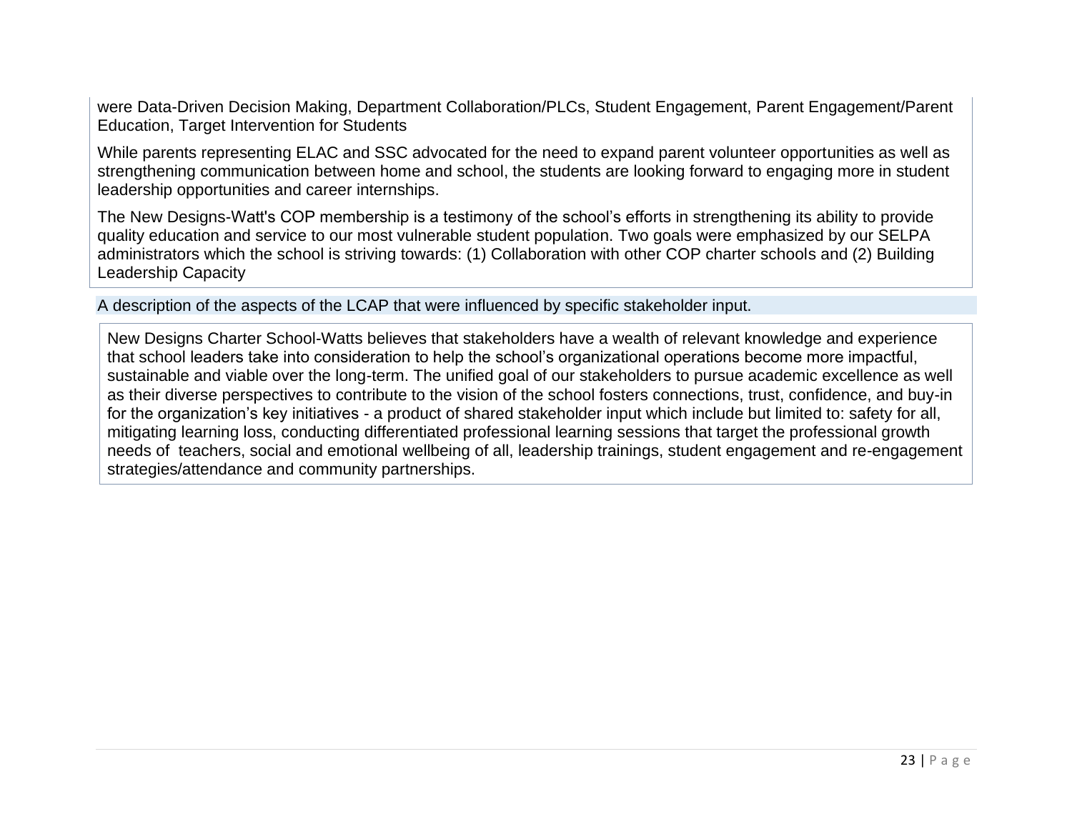were Data-Driven Decision Making, Department Collaboration/PLCs, Student Engagement, Parent Engagement/Parent Education, Target Intervention for Students

While parents representing ELAC and SSC advocated for the need to expand parent volunteer opportunities as well as strengthening communication between home and school, the students are looking forward to engaging more in student leadership opportunities and career internships.

The New Designs-Watt's COP membership is a testimony of the school's efforts in strengthening its ability to provide quality education and service to our most vulnerable student population. Two goals were emphasized by our SELPA administrators which the school is striving towards: (1) Collaboration with other COP charter schools and (2) Building Leadership Capacity

A description of the aspects of the LCAP that were influenced by specific stakeholder input.

New Designs Charter School-Watts believes that stakeholders have a wealth of relevant knowledge and experience that school leaders take into consideration to help the school's organizational operations become more impactful, sustainable and viable over the long-term. The unified goal of our stakeholders to pursue academic excellence as well as their diverse perspectives to contribute to the vision of the school fosters connections, trust, confidence, and buy-in for the organization's key initiatives - a product of shared stakeholder input which include but limited to: safety for all, mitigating learning loss, conducting differentiated professional learning sessions that target the professional growth needs of teachers, social and emotional wellbeing of all, leadership trainings, student engagement and re-engagement strategies/attendance and community partnerships.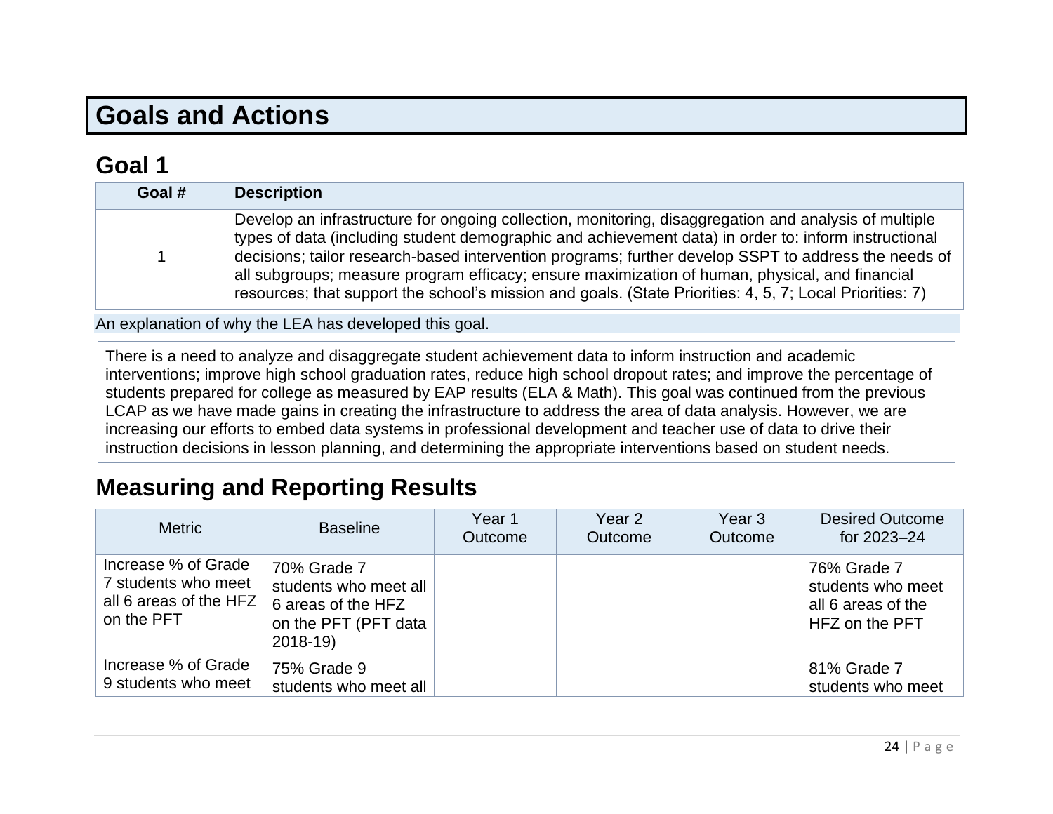# Goals and Actions

## Goal 1

| Goal # | Description |
|---|---|
| 1 | Develop an infrastructure for ongoing collection, monitoring, disaggregation and analysis of multiple types of data (including student demographic and achievement data) in order to: inform instructional decisions; tailor research-based intervention programs; further develop SSPT to address the needs of all subgroups; measure program efficacy; ensure maximization of human, physical, and financial resources; that support the school's mission and goals. (State Priorities: 4, 5, 7; Local Priorities: 7) |

An explanation of why the LEA has developed this goal.

There is a need to analyze and disaggregate student achievement data to inform instruction and academic interventions; improve high school graduation rates, reduce high school dropout rates; and improve the percentage of students prepared for college as measured by EAP results (ELA & Math). This goal was continued from the previous LCAP as we have made gains in creating the infrastructure to address the area of data analysis. However, we are increasing our efforts to embed data systems in professional development and teacher use of data to drive their instruction decisions in lesson planning, and determining the appropriate interventions based on student needs.

## Measuring and Reporting Results

| Metric | Baseline | Year 1 Outcome | Year 2 Outcome | Year 3 Outcome | Desired Outcome for 2023–24 |
|---|---|---|---|---|---|
| Increase % of Grade 7 students who meet all 6 areas of the HFZ on the PFT | 70% Grade 7 students who meet all 6 areas of the HFZ on the PFT (PFT data 2018-19) | | | | 76% Grade 7 students who meet all 6 areas of the HFZ on the PFT |
| Increase % of Grade 9 students who meet | 75% Grade 9 students who meet all | | | | 81% Grade 7 students who meet |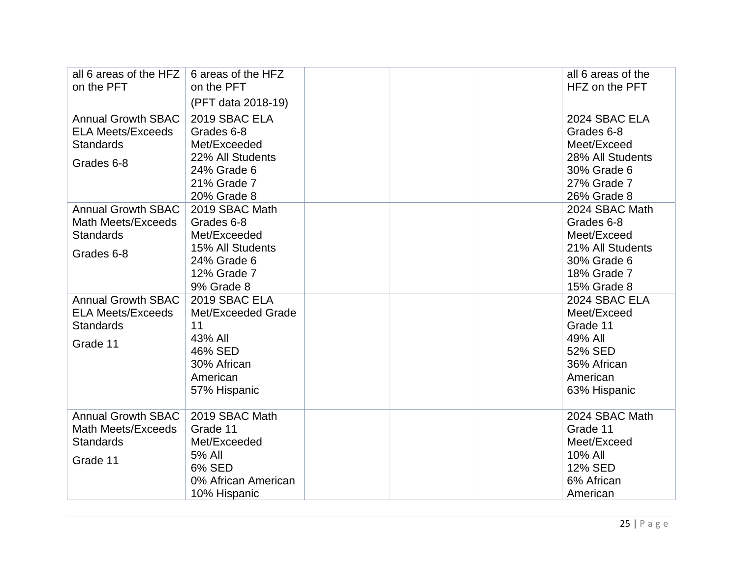| | | | | | |
|---|---|---|---|---|---|
| all 6 areas of the HFZ on the PFT | 6 areas of the HFZ on the PFT<br>(PFT data 2018-19) | | | | all 6 areas of the HFZ on the PFT |
| Annual Growth SBAC ELA Meets/Exceeds Standards<br>Grades 6-8 | 2019 SBAC ELA Grades 6-8 Met/Exceeded<br>22% All Students<br>24% Grade 6<br>21% Grade 7<br>20% Grade 8 | | | | 2024 SBAC ELA Grades 6-8 Meet/Exceed<br>28% All Students<br>30% Grade 6<br>27% Grade 7<br>26% Grade 8 |
| Annual Growth SBAC Math Meets/Exceeds Standards<br>Grades 6-8 | 2019 SBAC Math Grades 6-8 Met/Exceeded<br>15% All Students<br>24% Grade 6<br>12% Grade 7<br>9% Grade 8 | | | | 2024 SBAC Math Grades 6-8 Meet/Exceed<br>21% All Students<br>30% Grade 6<br>18% Grade 7<br>15% Grade 8 |
| Annual Growth SBAC ELA Meets/Exceeds Standards<br>Grade 11 | 2019 SBAC ELA Met/Exceeded Grade 11<br>43% All<br>46% SED<br>30% African American<br>57% Hispanic | | | | 2024 SBAC ELA Meet/Exceed Grade 11<br>49% All<br>52% SED<br>36% African American<br>63% Hispanic |
| Annual Growth SBAC Math Meets/Exceeds Standards<br>Grade 11 | 2019 SBAC Math Grade 11 Met/Exceeded<br>5% All<br>6% SED<br>0% African American<br>10% Hispanic | | | | 2024 SBAC Math Grade 11 Meet/Exceed<br>10% All<br>12% SED<br>6% African American |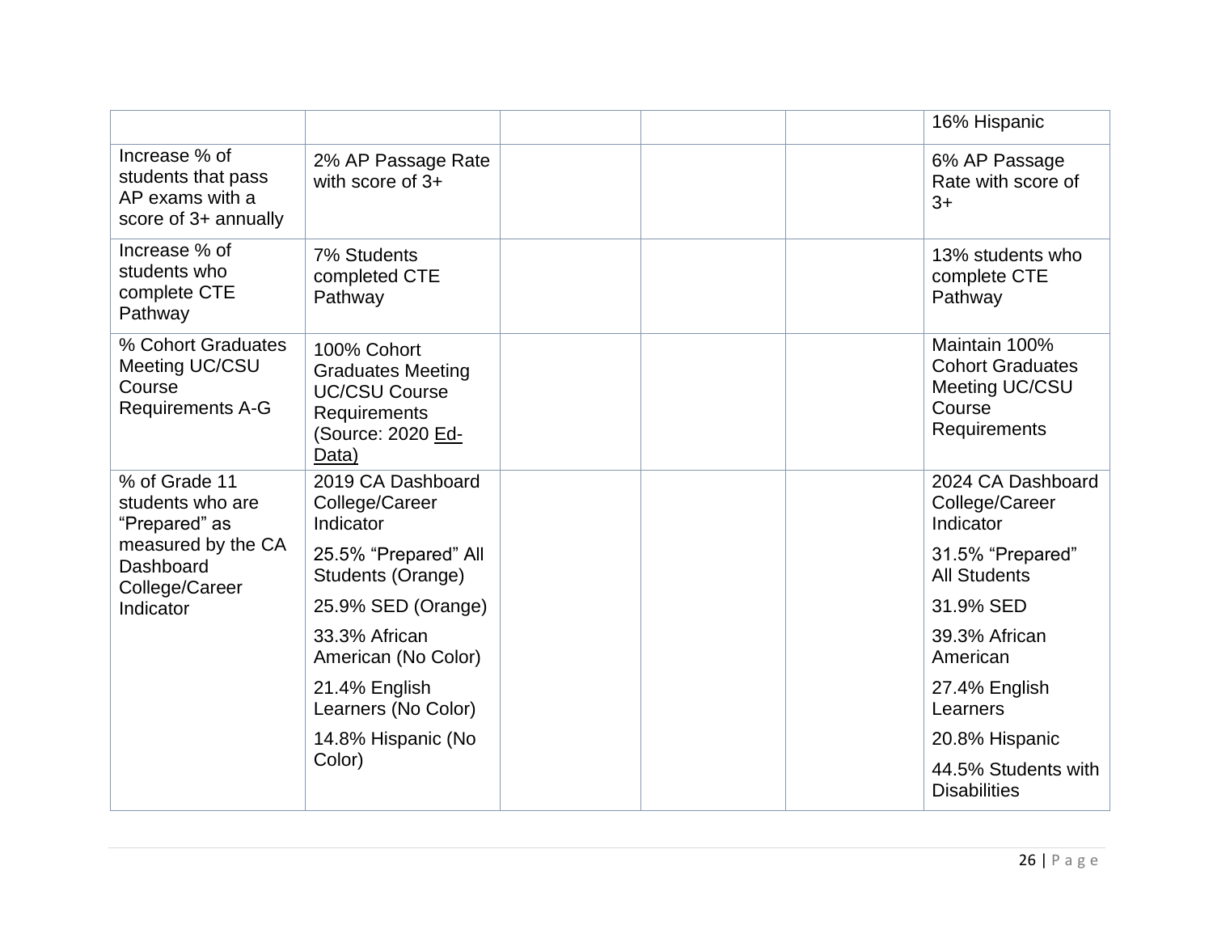| | | | | | |
|---|---|---|---|---|---|
| | | | | | 16% Hispanic |
| Increase % of students that pass AP exams with a score of 3+ annually | 2% AP Passage Rate with score of 3+ | | | | 6% AP Passage Rate with score of 3+ |
| Increase % of students who complete CTE Pathway | 7% Students completed CTE Pathway | | | | 13% students who complete CTE Pathway |
| % Cohort Graduates Meeting UC/CSU Course Requirements A-G | 100% Cohort Graduates Meeting UC/CSU Course Requirements (Source: 2020 Ed-Data) | | | | Maintain 100% Cohort Graduates Meeting UC/CSU Course Requirements |
| % of Grade 11 students who are "Prepared" as measured by the CA Dashboard College/Career Indicator | 2019 CA Dashboard College/Career Indicator<br><br>25.5% "Prepared" All Students (Orange)<br><br>25.9% SED (Orange)<br><br>33.3% African American (No Color)<br><br>21.4% English Learners (No Color)<br><br>14.8% Hispanic (No Color) | | | | 2024 CA Dashboard College/Career Indicator<br><br>31.5% "Prepared" All Students<br><br>31.9% SED<br><br>39.3% African American<br><br>27.4% English Learners<br><br>20.8% Hispanic<br><br>44.5% Students with Disabilities |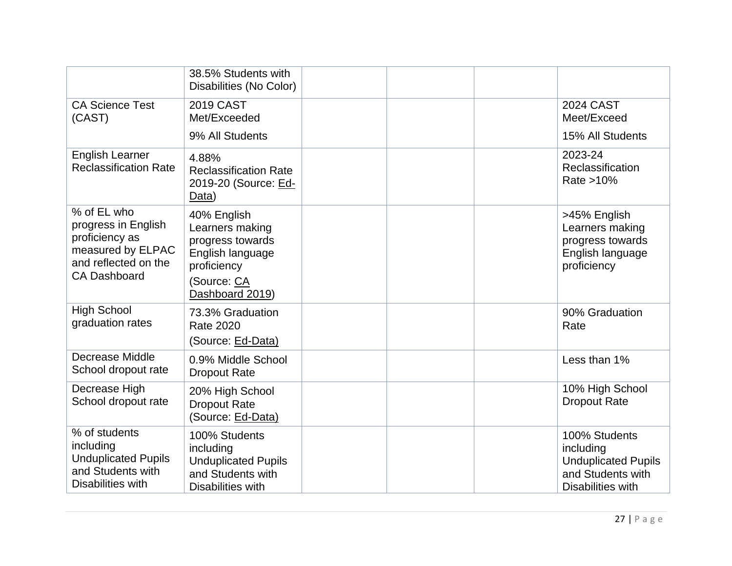| | | | | | |
|---|---|---|---|---|---|
| | 38.5% Students with Disabilities (No Color) | | | | |
| CA Science Test (CAST) | 2019 CAST Met/Exceeded<br><br>9% All Students | | | | 2024 CAST Meet/Exceed<br><br>15% All Students |
| English Learner Reclassification Rate | 4.88% Reclassification Rate 2019-20 (Source: Ed-Data) | | | | 2023-24 Reclassification Rate >10% |
| % of EL who progress in English proficiency as measured by ELPAC and reflected on the CA Dashboard | 40% English Learners making progress towards English language proficiency<br><br>(Source: CA Dashboard 2019) | | | | >45% English Learners making progress towards English language proficiency |
| High School graduation rates | 73.3% Graduation Rate 2020<br><br>(Source: Ed-Data) | | | | 90% Graduation Rate |
| Decrease Middle School dropout rate | 0.9% Middle School Dropout Rate | | | | Less than 1% |
| Decrease High School dropout rate | 20% High School Dropout Rate (Source: Ed-Data) | | | | 10% High School Dropout Rate |
| % of students including Unduplicated Pupils and Students with Disabilities with | 100% Students including Unduplicated Pupils and Students with Disabilities with | | | | 100% Students including Unduplicated Pupils and Students with Disabilities with |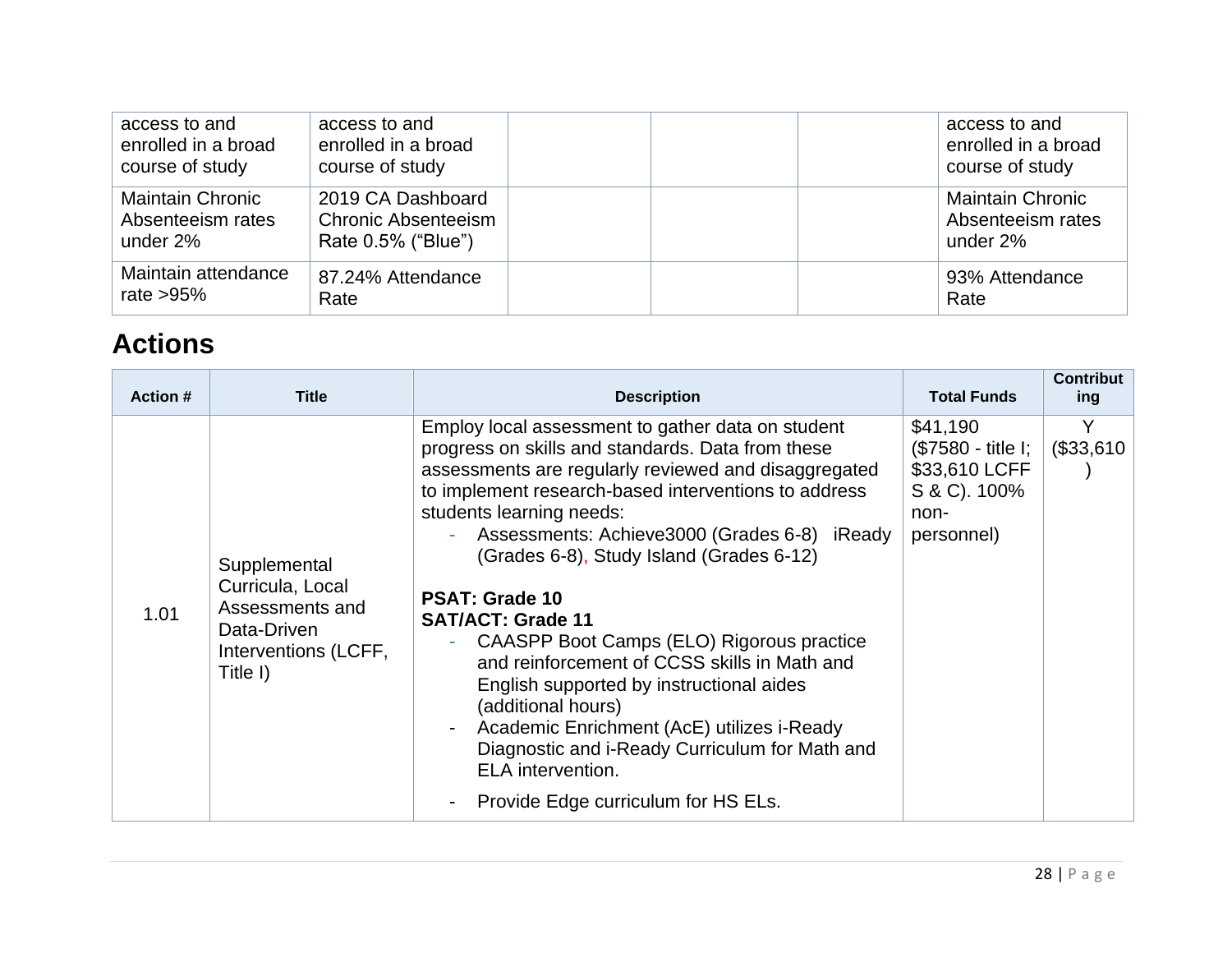| | | | | | |
|---|---|---|---|---|---|
| access to and enrolled in a broad course of study | access to and enrolled in a broad course of study | | | | access to and enrolled in a broad course of study |
| Maintain Chronic Absenteeism rates under 2% | 2019 CA Dashboard Chronic Absenteeism Rate 0.5% ("Blue") | | | | Maintain Chronic Absenteeism rates under 2% |
| Maintain attendance rate >95% | 87.24% Attendance Rate | | | | 93% Attendance Rate |

## Actions

| Action # | Title | Description | Total Funds | Contributing |
|---|---|---|---|---|
| 1.01 | Supplemental Curricula, Local Assessments and Data-Driven Interventions (LCFF, Title I) | Employ local assessment to gather data on student progress on skills and standards. Data from these assessments are regularly reviewed and disaggregated to implement research-based interventions to address students learning needs:<br>- Assessments: Achieve3000 (Grades 6-8) iReady (Grades 6-8), Study Island (Grades 6-12)<br><br>**PSAT: Grade 10**<br>**SAT/ACT: Grade 11**<br>- CAASPP Boot Camps (ELO) Rigorous practice and reinforcement of CCSS skills in Math and English supported by instructional aides (additional hours)<br>- Academic Enrichment (AcE) utilizes i-Ready Diagnostic and i-Ready Curriculum for Math and ELA intervention.<br>- Provide Edge curriculum for HS ELs. | $41,190 ($7580 - title I; $33,610 LCFF S & C). 100% non-personnel) | Y ($33,610) |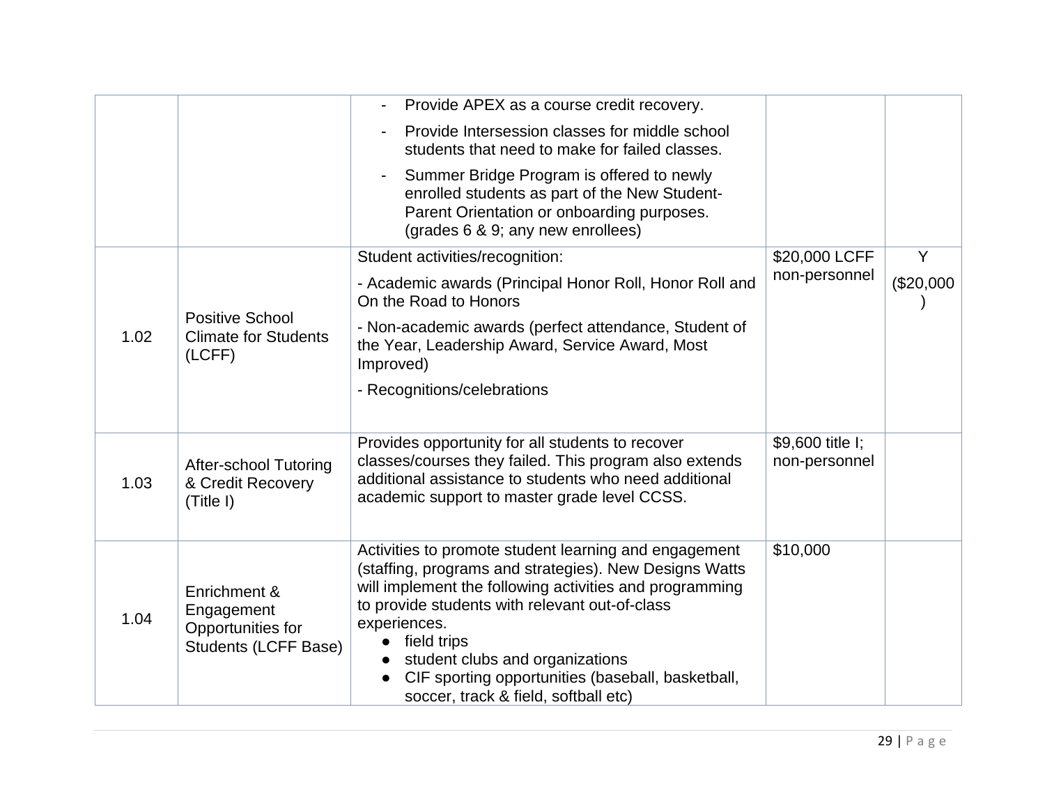| | | | | |
|---|---|---|---|---|
| | | - Provide APEX as a course credit recovery.<br>- Provide Intersession classes for middle school students that need to make for failed classes.<br>- Summer Bridge Program is offered to newly enrolled students as part of the New Student-Parent Orientation or onboarding purposes. (grades 6 & 9; any new enrollees) | | |
| 1.02 | Positive School Climate for Students (LCFF) | Student activities/recognition:<br>- Academic awards (Principal Honor Roll, Honor Roll and On the Road to Honors<br>- Non-academic awards (perfect attendance, Student of the Year, Leadership Award, Service Award, Most Improved)<br>- Recognitions/celebrations | $20,000 LCFF non-personnel | Y ($20,000) |
| 1.03 | After-school Tutoring & Credit Recovery (Title I) | Provides opportunity for all students to recover classes/courses they failed. This program also extends additional assistance to students who need additional academic support to master grade level CCSS. | $9,600 title I; non-personnel | |
| 1.04 | Enrichment & Engagement Opportunities for Students (LCFF Base) | Activities to promote student learning and engagement (staffing, programs and strategies). New Designs Watts will implement the following activities and programming to provide students with relevant out-of-class experiences.<br>● field trips<br>● student clubs and organizations<br>● CIF sporting opportunities (baseball, basketball, soccer, track & field, softball etc) | $10,000 | |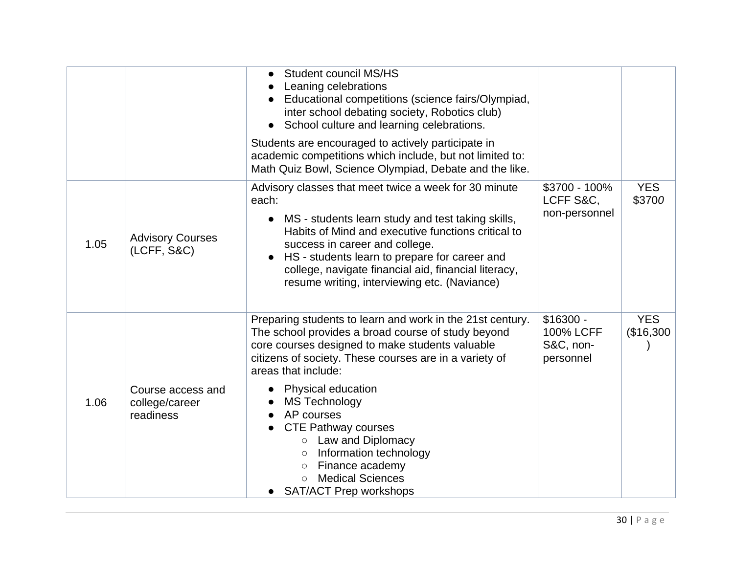| | | | | |
|---|---|---|---|---|
| | | • Student council MS/HS<br>• Leaning celebrations<br>• Educational competitions (science fairs/Olympiad, inter school debating society, Robotics club)<br>• School culture and learning celebrations.<br><br>Students are encouraged to actively participate in academic competitions which include, but not limited to: Math Quiz Bowl, Science Olympiad, Debate and the like. | | |
| 1.05 | Advisory Courses (LCFF, S&C) | Advisory classes that meet twice a week for 30 minute each:<br>• MS - students learn study and test taking skills, Habits of Mind and executive functions critical to success in career and college.<br>• HS - students learn to prepare for career and college, navigate financial aid, financial literacy, resume writing, interviewing etc. (Naviance) | $3700 - 100% LCFF S&C, non-personnel | YES $3700 |
| 1.06 | Course access and college/career readiness | Preparing students to learn and work in the 21st century. The school provides a broad course of study beyond core courses designed to make students valuable citizens of society. These courses are in a variety of areas that include:<br>• Physical education<br>• MS Technology<br>• AP courses<br>• CTE Pathway courses<br>&nbsp;&nbsp;&nbsp;&nbsp;○ Law and Diplomacy<br>&nbsp;&nbsp;&nbsp;&nbsp;○ Information technology<br>&nbsp;&nbsp;&nbsp;&nbsp;○ Finance academy<br>&nbsp;&nbsp;&nbsp;&nbsp;○ Medical Sciences<br>• SAT/ACT Prep workshops | $16300 - 100% LCFF S&C, non-personnel | YES ($16,300) |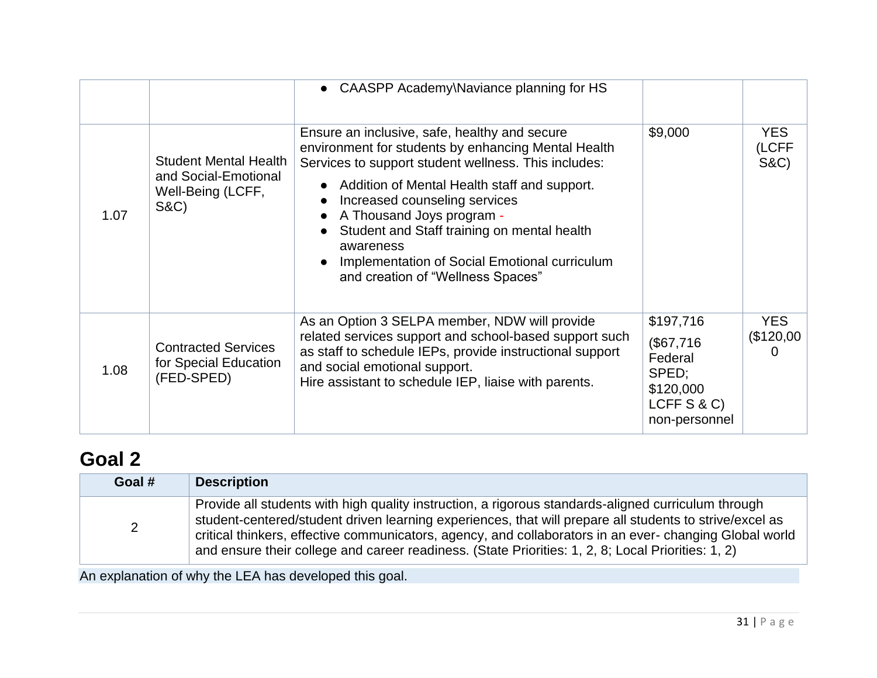| | | | | |
|---|---|---|---|---|
| | | ● CAASPP Academy\Naviance planning for HS | | |
| 1.07 | Student Mental Health and Social-Emotional Well-Being (LCFF, S&C) | Ensure an inclusive, safe, healthy and secure environment for students by enhancing Mental Health Services to support student wellness. This includes:<br>● Addition of Mental Health staff and support.<br>● Increased counseling services<br>● A Thousand Joys program -<br>● Student and Staff training on mental health awareness<br>● Implementation of Social Emotional curriculum and creation of "Wellness Spaces" | $9,000 | YES (LCFF S&C) |
| 1.08 | Contracted Services for Special Education (FED-SPED) | As an Option 3 SELPA member, NDW will provide related services support and school-based support such as staff to schedule IEPs, provide instructional support and social emotional support.<br>Hire assistant to schedule IEP, liaise with parents. | $197,716<br>($67,716 Federal SPED; $120,000 LCFF S & C) non-personnel | YES ($120,000 |

## Goal 2

| Goal # | Description |
|---|---|
| 2 | Provide all students with high quality instruction, a rigorous standards-aligned curriculum through student-centered/student driven learning experiences, that will prepare all students to strive/excel as critical thinkers, effective communicators, agency, and collaborators in an ever- changing Global world and ensure their college and career readiness. (State Priorities: 1, 2, 8; Local Priorities: 1, 2) |

An explanation of why the LEA has developed this goal.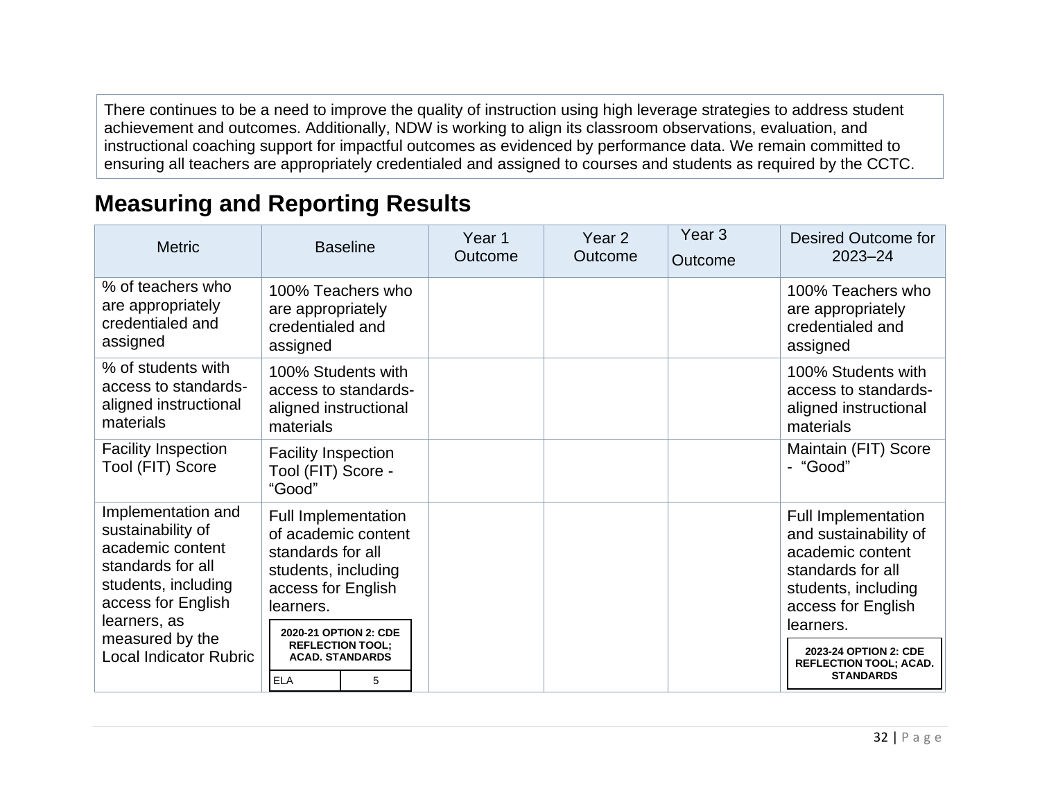There continues to be a need to improve the quality of instruction using high leverage strategies to address student achievement and outcomes. Additionally, NDW is working to align its classroom observations, evaluation, and instructional coaching support for impactful outcomes as evidenced by performance data. We remain committed to ensuring all teachers are appropriately credentialed and assigned to courses and students as required by the CCTC.

## Measuring and Reporting Results

| Metric | Baseline | Year 1 Outcome | Year 2 Outcome | Year 3 Outcome | Desired Outcome for 2023–24 |
|---|---|---|---|---|---|
| % of teachers who are appropriately credentialed and assigned | 100% Teachers who are appropriately credentialed and assigned | | | | 100% Teachers who are appropriately credentialed and assigned |
| % of students with access to standards-aligned instructional materials | 100% Students with access to standards-aligned instructional materials | | | | 100% Students with access to standards-aligned instructional materials |
| Facility Inspection Tool (FIT) Score | Facility Inspection Tool (FIT) Score - “Good” | | | | Maintain (FIT) Score - “Good” |
| Implementation and sustainability of academic content standards for all students, including access for English learners, as measured by the Local Indicator Rubric | Full Implementation of academic content standards for all students, including access for English learners.<br>**2020-21 OPTION 2: CDE REFLECTION TOOL; ACAD. STANDARDS**<br>ELA: 5 | | | | Full Implementation and sustainability of academic content standards for all students, including access for English learners.<br>**2023-24 OPTION 2: CDE REFLECTION TOOL; ACAD. STANDARDS** |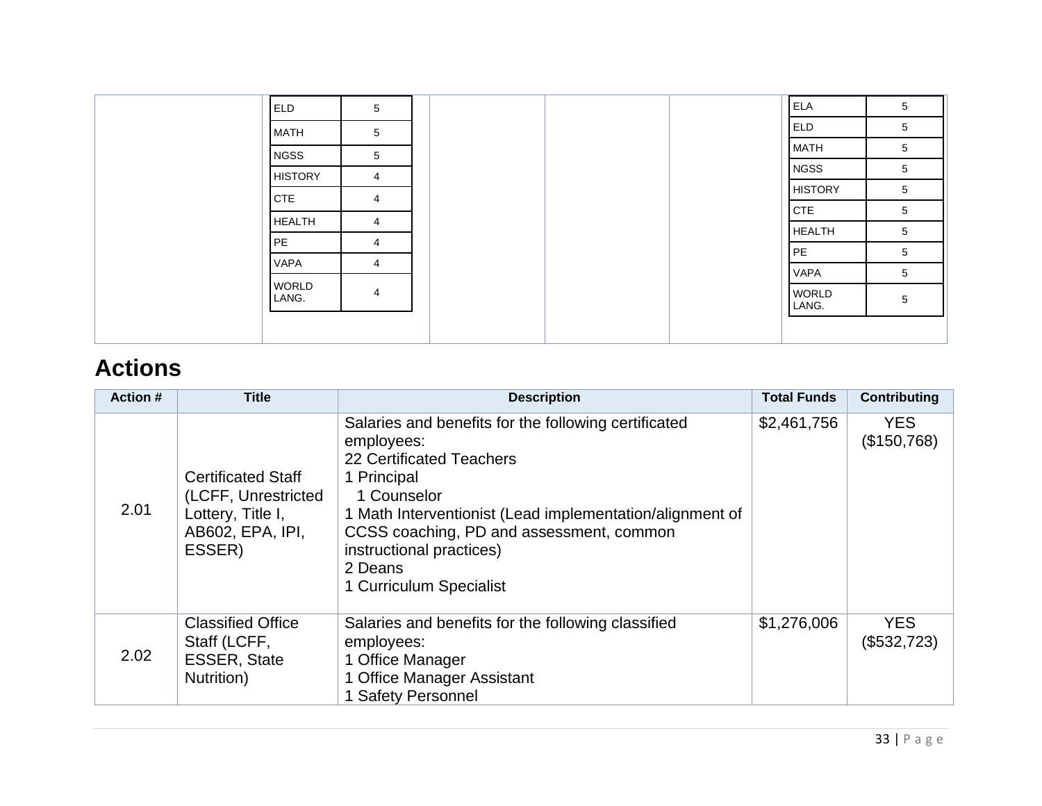| | | | | | |
|---|---|---|---|---|---|
| | ELD 5<br>MATH 5<br>NGSS 5<br>HISTORY 4<br>CTE 4<br>HEALTH 4<br>PE 4<br>VAPA 4<br>WORLD LANG. 4 | | | | ELA 5<br>ELD 5<br>MATH 5<br>NGSS 5<br>HISTORY 5<br>CTE 5<br>HEALTH 5<br>PE 5<br>VAPA 5<br>WORLD LANG. 5 |

## Actions

| Action # | Title | Description | Total Funds | Contributing |
|---|---|---|---|---|
| 2.01 | Certificated Staff (LCFF, Unrestricted Lottery, Title I, AB602, EPA, IPI, ESSER) | Salaries and benefits for the following certificated employees:<br>22 Certificated Teachers<br>1 Principal<br>1 Counselor<br>1 Math Interventionist (Lead implementation/alignment of CCSS coaching, PD and assessment, common instructional practices)<br>2 Deans<br>1 Curriculum Specialist | $2,461,756 | YES ($150,768) |
| 2.02 | Classified Office Staff (LCFF, ESSER, State Nutrition) | Salaries and benefits for the following classified employees:<br>1 Office Manager<br>1 Office Manager Assistant<br>1 Safety Personnel | $1,276,006 | YES ($532,723) |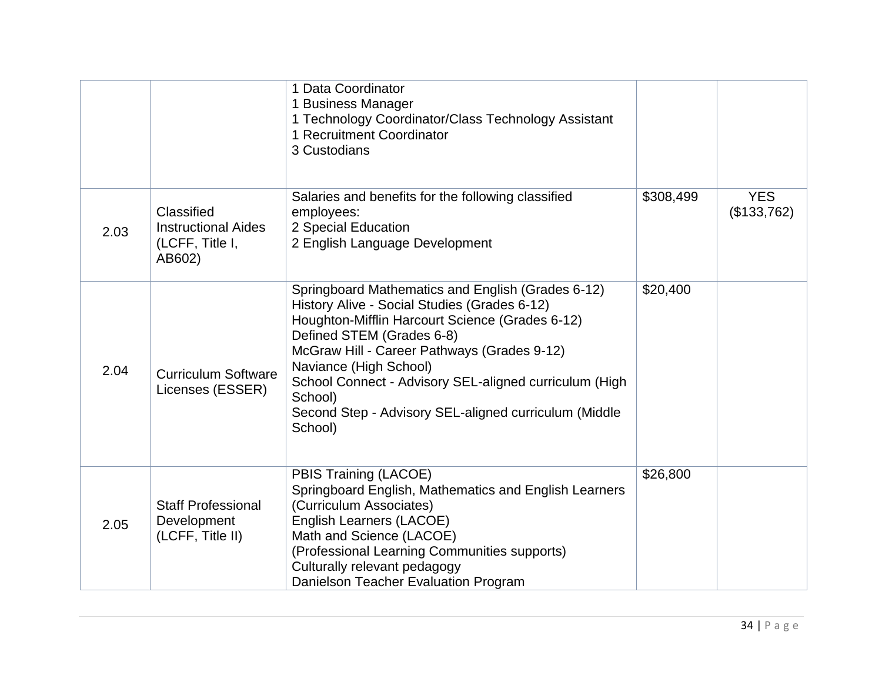| | | | | |
|---|---|---|---|---|
| | | 1 Data Coordinator<br>1 Business Manager<br>1 Technology Coordinator/Class Technology Assistant<br>1 Recruitment Coordinator<br>3 Custodians | | |
| 2.03 | Classified Instructional Aides (LCFF, Title I, AB602) | Salaries and benefits for the following classified employees:<br>2 Special Education<br>2 English Language Development | $308,499 | YES ($133,762) |
| 2.04 | Curriculum Software Licenses (ESSER) | Springboard Mathematics and English (Grades 6-12)<br>History Alive - Social Studies (Grades 6-12)<br>Houghton-Mifflin Harcourt Science (Grades 6-12)<br>Defined STEM (Grades 6-8)<br>McGraw Hill - Career Pathways (Grades 9-12)<br>Naviance (High School)<br>School Connect - Advisory SEL-aligned curriculum (High School)<br>Second Step - Advisory SEL-aligned curriculum (Middle School) | $20,400 | |
| 2.05 | Staff Professional Development (LCFF, Title II) | PBIS Training (LACOE)<br>Springboard English, Mathematics and English Learners (Curriculum Associates)<br>English Learners (LACOE)<br>Math and Science (LACOE)<br>(Professional Learning Communities supports)<br>Culturally relevant pedagogy<br>Danielson Teacher Evaluation Program | $26,800 | |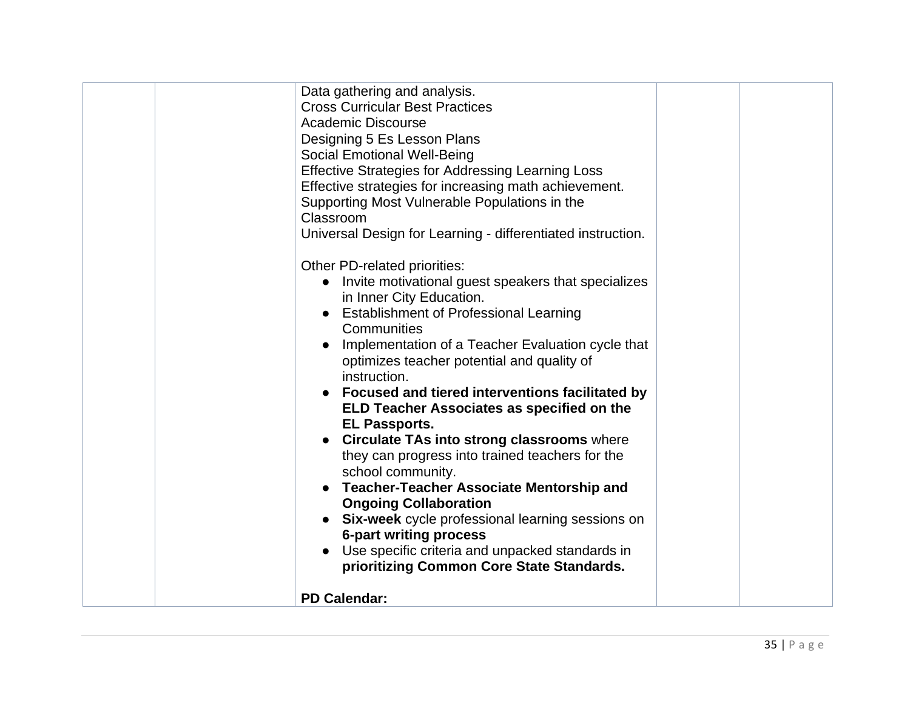| | | Data gathering and analysis.<br>Cross Curricular Best Practices<br>Academic Discourse<br>Designing 5 Es Lesson Plans<br>Social Emotional Well-Being<br>Effective Strategies for Addressing Learning Loss<br>Effective strategies for increasing math achievement.<br>Supporting Most Vulnerable Populations in the Classroom<br>Universal Design for Learning - differentiated instruction.<br><br>Other PD-related priorities:<br>● Invite motivational guest speakers that specializes in Inner City Education.<br>● Establishment of Professional Learning Communities<br>● Implementation of a Teacher Evaluation cycle that optimizes teacher potential and quality of instruction.<br>● **Focused and tiered interventions facilitated by ELD Teacher Associates as specified on the EL Passports.**<br>● **Circulate TAs into strong classrooms** where they can progress into trained teachers for the school community.<br>● **Teacher-Teacher Associate Mentorship and Ongoing Collaboration**<br>● **Six-week** cycle professional learning sessions on **6-part writing process**<br>● Use specific criteria and unpacked standards in **prioritizing Common Core State Standards.**<br><br>**PD Calendar:** | | |
|---|---|---|---|---|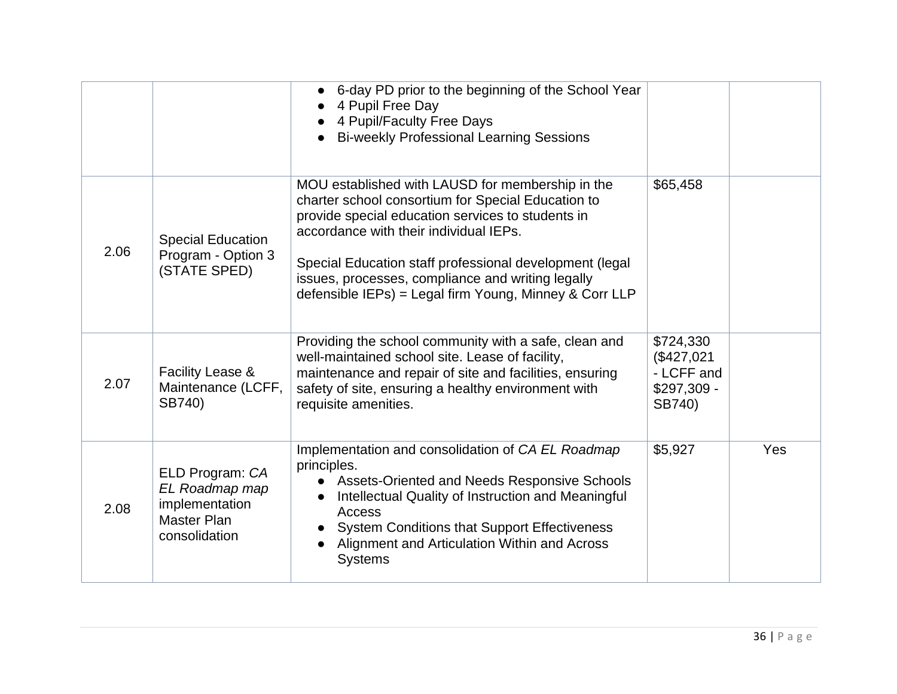| | | | | |
|---|---|---|---|---|
| | | ● 6-day PD prior to the beginning of the School Year<br>● 4 Pupil Free Day<br>● 4 Pupil/Faculty Free Days<br>● Bi-weekly Professional Learning Sessions | | |
| 2.06 | Special Education Program - Option 3 (STATE SPED) | MOU established with LAUSD for membership in the charter school consortium for Special Education to provide special education services to students in accordance with their individual IEPs.<br><br>Special Education staff professional development (legal issues, processes, compliance and writing legally defensible IEPs) = Legal firm Young, Minney & Corr LLP | $65,458 | |
| 2.07 | Facility Lease & Maintenance (LCFF, SB740) | Providing the school community with a safe, clean and well-maintained school site. Lease of facility, maintenance and repair of site and facilities, ensuring safety of site, ensuring a healthy environment with requisite amenities. | $724,330 ($427,021 - LCFF and $297,309 - SB740) | |
| 2.08 | ELD Program: *CA EL Roadmap map* implementation Master Plan consolidation | Implementation and consolidation of *CA EL Roadmap* principles.<br>● Assets-Oriented and Needs Responsive Schools<br>● Intellectual Quality of Instruction and Meaningful Access<br>● System Conditions that Support Effectiveness<br>● Alignment and Articulation Within and Across Systems | $5,927 | Yes |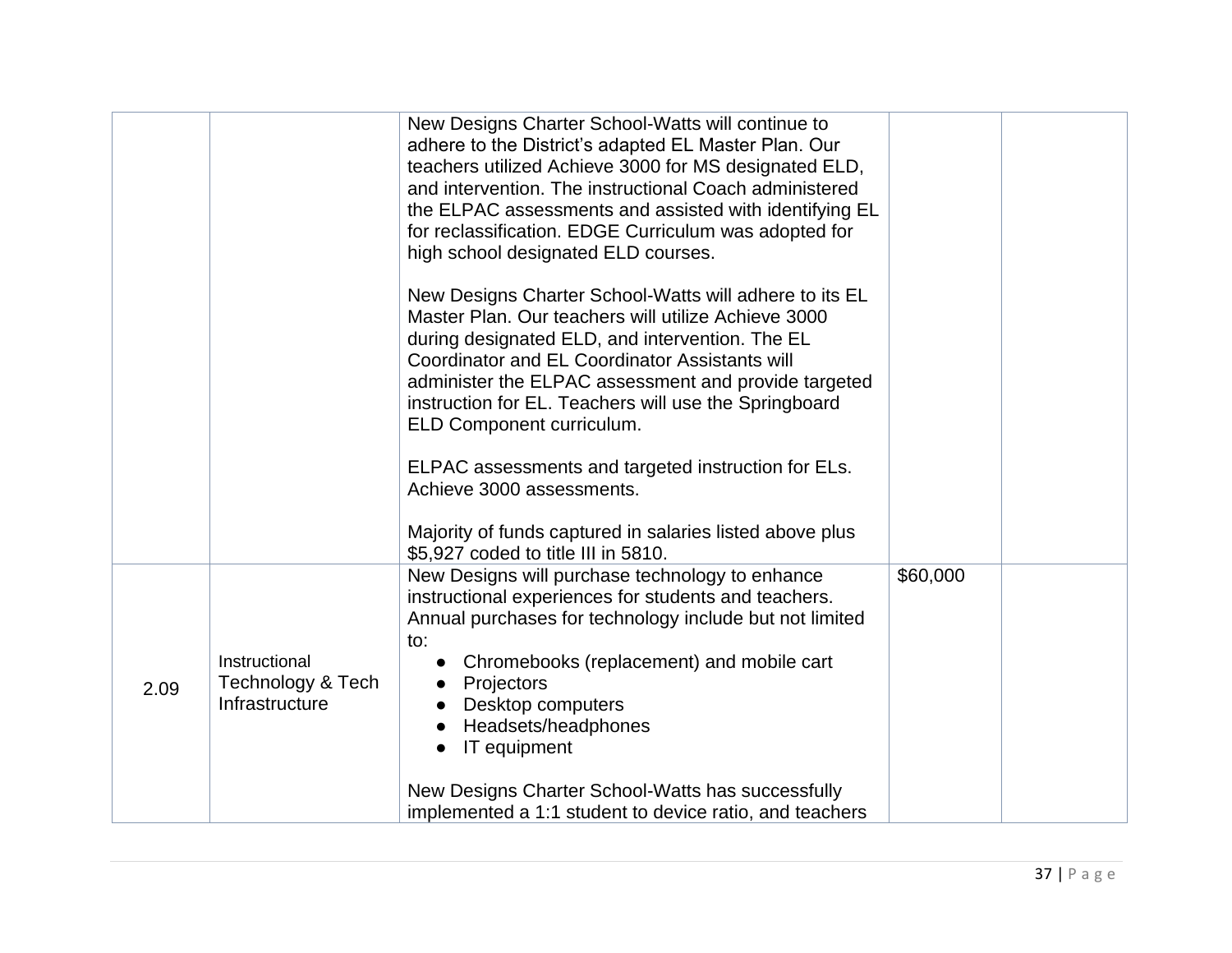| | | | | |
|---|---|---|---|---|
| | | New Designs Charter School-Watts will continue to adhere to the District's adapted EL Master Plan. Our teachers utilized Achieve 3000 for MS designated ELD, and intervention. The instructional Coach administered the ELPAC assessments and assisted with identifying EL for reclassification. EDGE Curriculum was adopted for high school designated ELD courses.<br><br>New Designs Charter School-Watts will adhere to its EL Master Plan. Our teachers will utilize Achieve 3000 during designated ELD, and intervention. The EL Coordinator and EL Coordinator Assistants will administer the ELPAC assessment and provide targeted instruction for EL. Teachers will use the Springboard ELD Component curriculum.<br><br>ELPAC assessments and targeted instruction for ELs. Achieve 3000 assessments.<br><br>Majority of funds captured in salaries listed above plus $5,927 coded to title III in 5810. | | |
| 2.09 | Instructional Technology & Tech Infrastructure | New Designs will purchase technology to enhance instructional experiences for students and teachers. Annual purchases for technology include but not limited to:<br>● Chromebooks (replacement) and mobile cart<br>● Projectors<br>● Desktop computers<br>● Headsets/headphones<br>● IT equipment<br><br>New Designs Charter School-Watts has successfully implemented a 1:1 student to device ratio, and teachers | $60,000 | |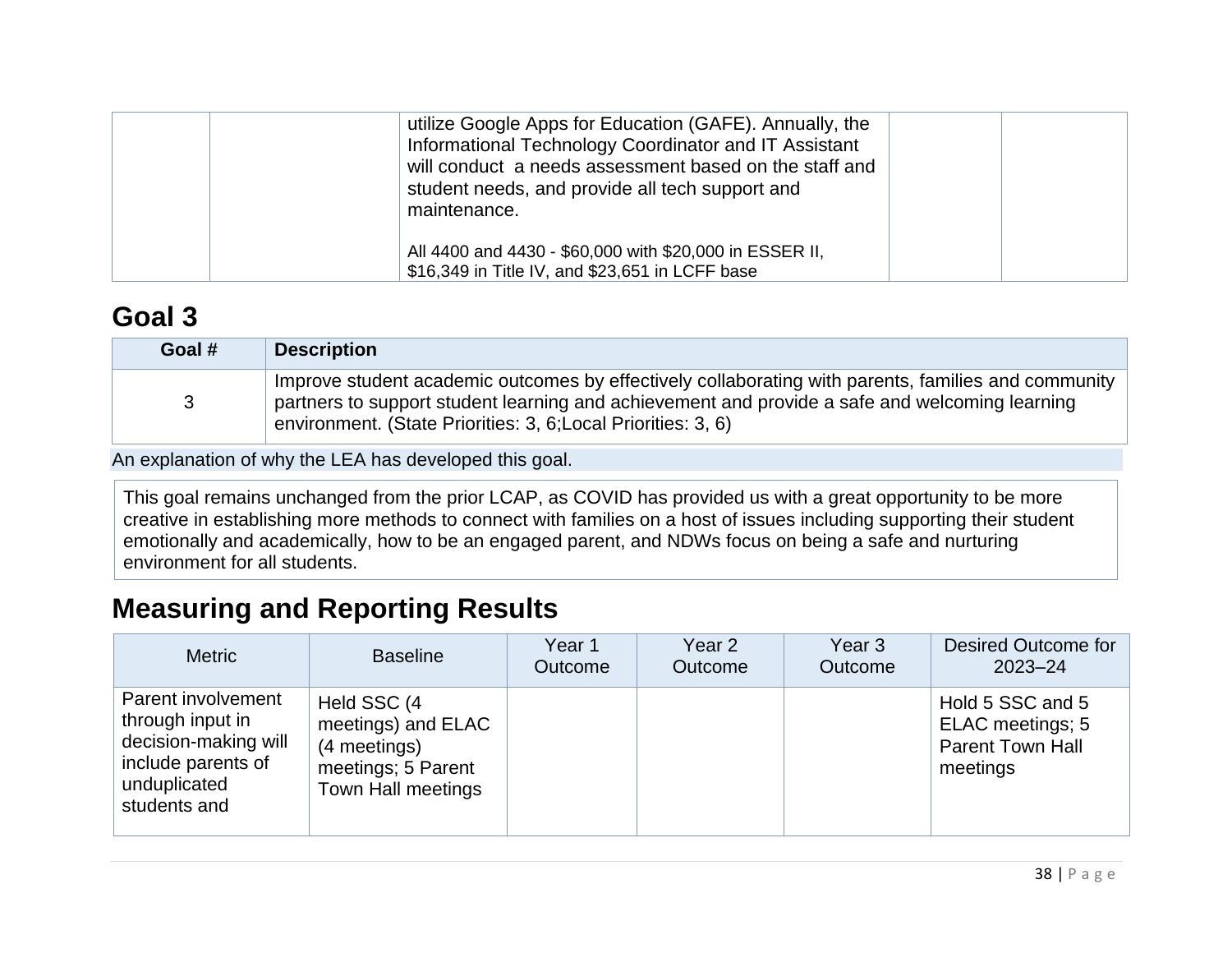| | | utilize Google Apps for Education (GAFE). Annually, the Informational Technology Coordinator and IT Assistant will conduct a needs assessment based on the staff and student needs, and provide all tech support and maintenance.<br><br>All 4400 and 4430 - $60,000 with $20,000 in ESSER II, $16,349 in Title IV, and $23,651 in LCFF base | | |
|---|---|---|---|---|

## Goal 3

| Goal # | Description |
|---|---|
| 3 | Improve student academic outcomes by effectively collaborating with parents, families and community partners to support student learning and achievement and provide a safe and welcoming learning environment. (State Priorities: 3, 6;Local Priorities: 3, 6) |

An explanation of why the LEA has developed this goal.

This goal remains unchanged from the prior LCAP, as COVID has provided us with a great opportunity to be more creative in establishing more methods to connect with families on a host of issues including supporting their student emotionally and academically, how to be an engaged parent, and NDWs focus on being a safe and nurturing environment for all students.

## Measuring and Reporting Results

| Metric | Baseline | Year 1 Outcome | Year 2 Outcome | Year 3 Outcome | Desired Outcome for 2023–24 |
|---|---|---|---|---|---|
| Parent involvement through input in decision-making will include parents of unduplicated students and | Held SSC (4 meetings) and ELAC (4 meetings) meetings; 5 Parent Town Hall meetings | | | | Hold 5 SSC and 5 ELAC meetings; 5 Parent Town Hall meetings |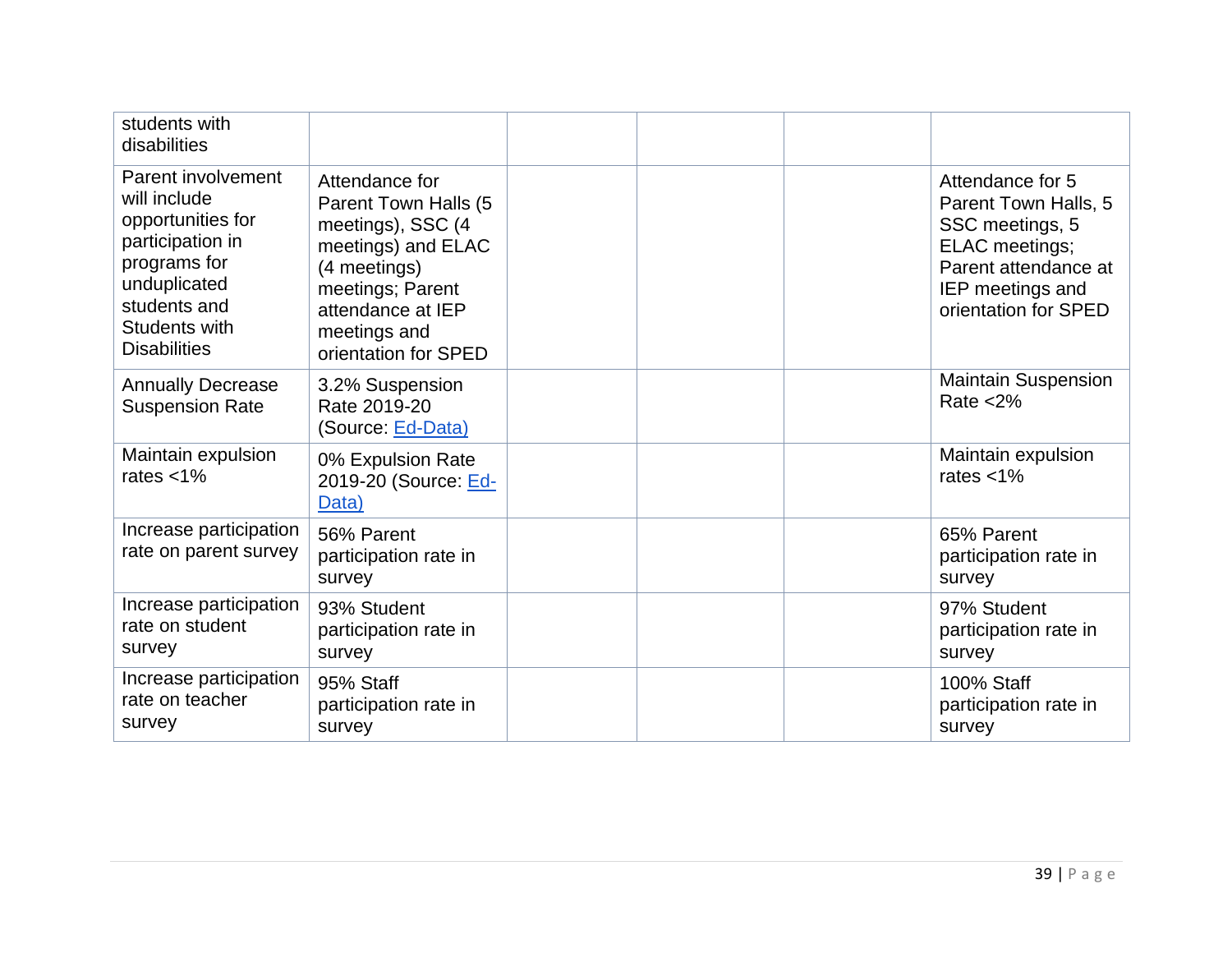| | | | | | |
|---|---|---|---|---|---|
| students with disabilities | | | | | |
| Parent involvement will include opportunities for participation in programs for unduplicated students and Students with Disabilities | Attendance for Parent Town Halls (5 meetings), SSC (4 meetings) and ELAC (4 meetings) meetings; Parent attendance at IEP meetings and orientation for SPED | | | | Attendance for 5 Parent Town Halls, 5 SSC meetings, 5 ELAC meetings; Parent attendance at IEP meetings and orientation for SPED |
| Annually Decrease Suspension Rate | 3.2% Suspension Rate 2019-20 (Source: [Ed-Data)]() | | | | Maintain Suspension Rate <2% |
| Maintain expulsion rates <1% | 0% Expulsion Rate 2019-20 (Source: [Ed-Data)]() | | | | Maintain expulsion rates <1% |
| Increase participation rate on parent survey | 56% Parent participation rate in survey | | | | 65% Parent participation rate in survey |
| Increase participation rate on student survey | 93% Student participation rate in survey | | | | 97% Student participation rate in survey |
| Increase participation rate on teacher survey | 95% Staff participation rate in survey | | | | 100% Staff participation rate in survey |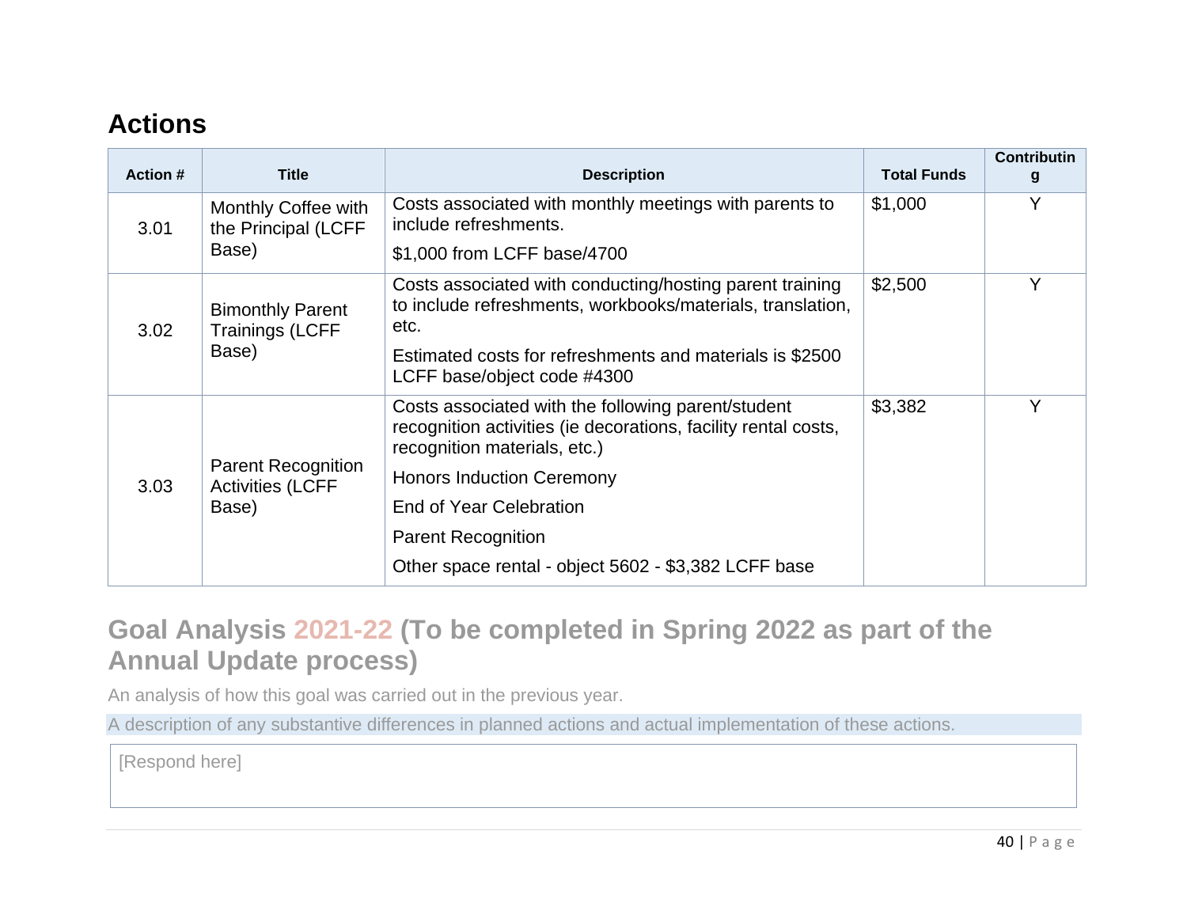## Actions

| Action # | Title | Description | Total Funds | Contributing |
|---|---|---|---|---|
| 3.01 | Monthly Coffee with the Principal (LCFF Base) | Costs associated with monthly meetings with parents to include refreshments.<br><br>$1,000 from LCFF base/4700 | $1,000 | Y |
| 3.02 | Bimonthly Parent Trainings (LCFF Base) | Costs associated with conducting/hosting parent training to include refreshments, workbooks/materials, translation, etc.<br><br>Estimated costs for refreshments and materials is $2500 LCFF base/object code #4300 | $2,500 | Y |
| 3.03 | Parent Recognition Activities (LCFF Base) | Costs associated with the following parent/student recognition activities (ie decorations, facility rental costs, recognition materials, etc.)<br><br>Honors Induction Ceremony<br><br>End of Year Celebration<br><br>Parent Recognition<br><br>Other space rental - object 5602 - $3,382 LCFF base | $3,382 | Y |

## Goal Analysis 2021-22 (To be completed in Spring 2022 as part of the Annual Update process)

An analysis of how this goal was carried out in the previous year.

A description of any substantive differences in planned actions and actual implementation of these actions.

[Respond here]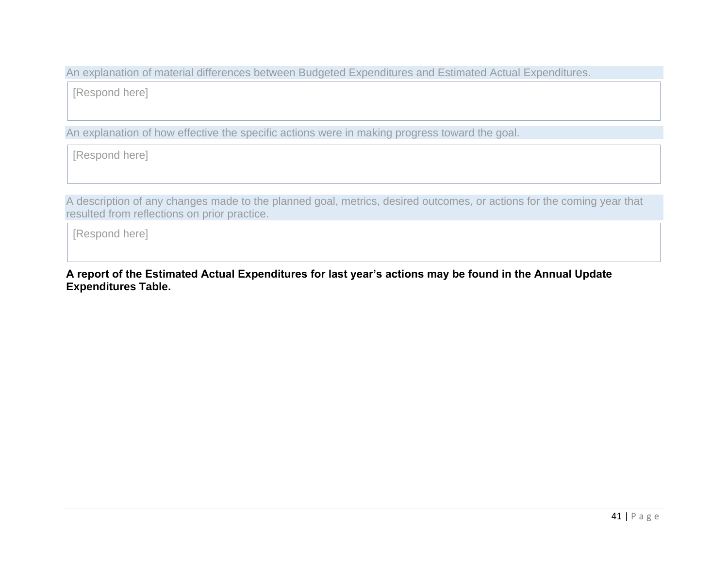An explanation of material differences between Budgeted Expenditures and Estimated Actual Expenditures.

[Respond here]

An explanation of how effective the specific actions were in making progress toward the goal.

[Respond here]

A description of any changes made to the planned goal, metrics, desired outcomes, or actions for the coming year that resulted from reflections on prior practice.

[Respond here]

**A report of the Estimated Actual Expenditures for last year's actions may be found in the Annual Update Expenditures Table.**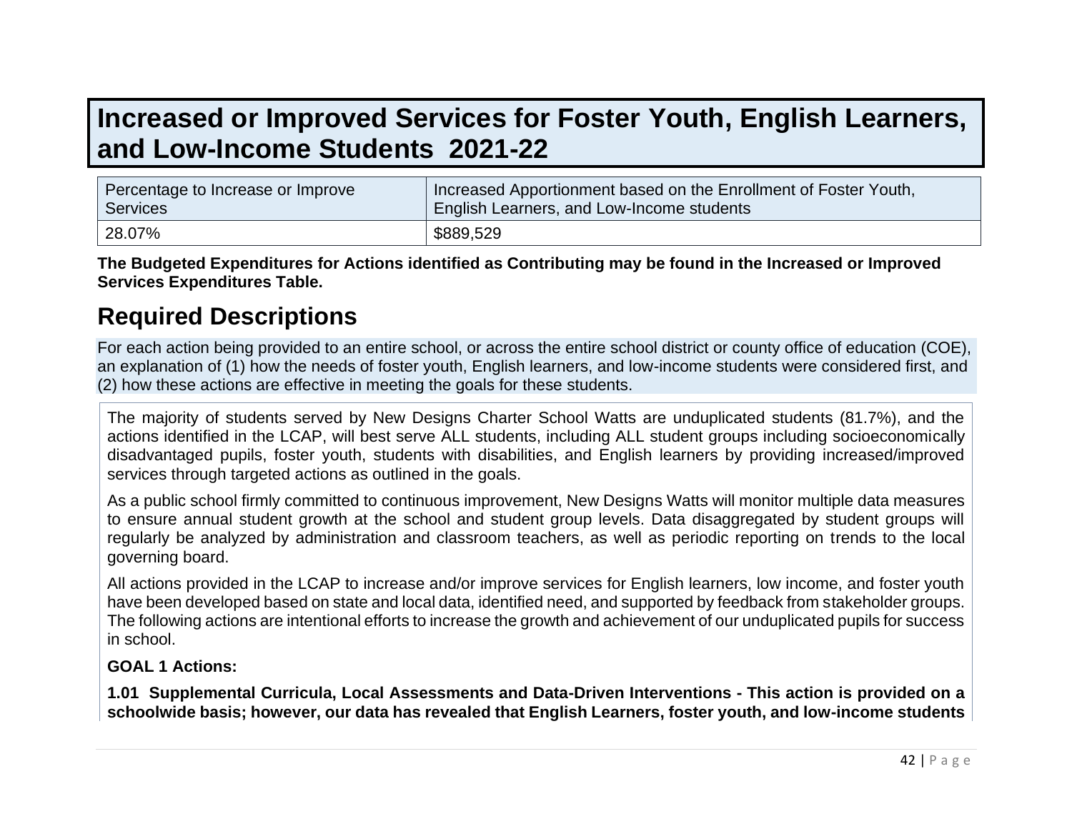# Increased or Improved Services for Foster Youth, English Learners, and Low-Income Students 2021-22

| Percentage to Increase or Improve Services | Increased Apportionment based on the Enrollment of Foster Youth, English Learners, and Low-Income students |
|---|---|
| 28.07% | $889,529 |

**The Budgeted Expenditures for Actions identified as Contributing may be found in the Increased or Improved Services Expenditures Table.**

## Required Descriptions

For each action being provided to an entire school, or across the entire school district or county office of education (COE), an explanation of (1) how the needs of foster youth, English learners, and low-income students were considered first, and (2) how these actions are effective in meeting the goals for these students.

The majority of students served by New Designs Charter School Watts are unduplicated students (81.7%), and the actions identified in the LCAP, will best serve ALL students, including ALL student groups including socioeconomically disadvantaged pupils, foster youth, students with disabilities, and English learners by providing increased/improved services through targeted actions as outlined in the goals.

As a public school firmly committed to continuous improvement, New Designs Watts will monitor multiple data measures to ensure annual student growth at the school and student group levels. Data disaggregated by student groups will regularly be analyzed by administration and classroom teachers, as well as periodic reporting on trends to the local governing board.

All actions provided in the LCAP to increase and/or improve services for English learners, low income, and foster youth have been developed based on state and local data, identified need, and supported by feedback from stakeholder groups. The following actions are intentional efforts to increase the growth and achievement of our unduplicated pupils for success in school.

**GOAL 1 Actions:**

**1.01 Supplemental Curricula, Local Assessments and Data-Driven Interventions - This action is provided on a schoolwide basis; however, our data has revealed that English Learners, foster youth, and low-income students**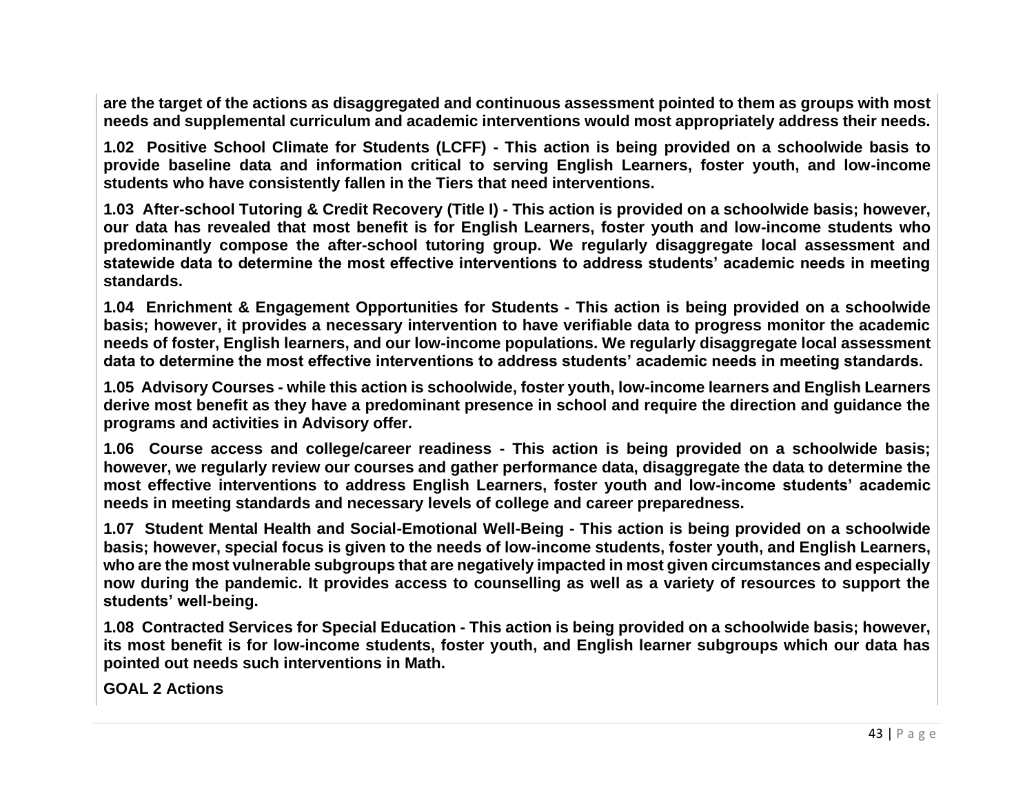**are the target of the actions as disaggregated and continuous assessment pointed to them as groups with most needs and supplemental curriculum and academic interventions would most appropriately address their needs.**

**1.02 Positive School Climate for Students (LCFF) - This action is being provided on a schoolwide basis to provide baseline data and information critical to serving English Learners, foster youth, and low-income students who have consistently fallen in the Tiers that need interventions.**

**1.03 After-school Tutoring & Credit Recovery (Title I) - This action is provided on a schoolwide basis; however, our data has revealed that most benefit is for English Learners, foster youth and low-income students who predominantly compose the after-school tutoring group. We regularly disaggregate local assessment and statewide data to determine the most effective interventions to address students' academic needs in meeting standards.**

**1.04 Enrichment & Engagement Opportunities for Students - This action is being provided on a schoolwide basis; however, it provides a necessary intervention to have verifiable data to progress monitor the academic needs of foster, English learners, and our low-income populations. We regularly disaggregate local assessment data to determine the most effective interventions to address students' academic needs in meeting standards.**

**1.05 Advisory Courses - while this action is schoolwide, foster youth, low-income learners and English Learners derive most benefit as they have a predominant presence in school and require the direction and guidance the programs and activities in Advisory offer.**

**1.06 Course access and college/career readiness - This action is being provided on a schoolwide basis; however, we regularly review our courses and gather performance data, disaggregate the data to determine the most effective interventions to address English Learners, foster youth and low-income students' academic needs in meeting standards and necessary levels of college and career preparedness.**

**1.07 Student Mental Health and Social-Emotional Well-Being - This action is being provided on a schoolwide basis; however, special focus is given to the needs of low-income students, foster youth, and English Learners, who are the most vulnerable subgroups that are negatively impacted in most given circumstances and especially now during the pandemic. It provides access to counselling as well as a variety of resources to support the students' well-being.**

**1.08 Contracted Services for Special Education - This action is being provided on a schoolwide basis; however, its most benefit is for low-income students, foster youth, and English learner subgroups which our data has pointed out needs such interventions in Math.**

**GOAL 2 Actions**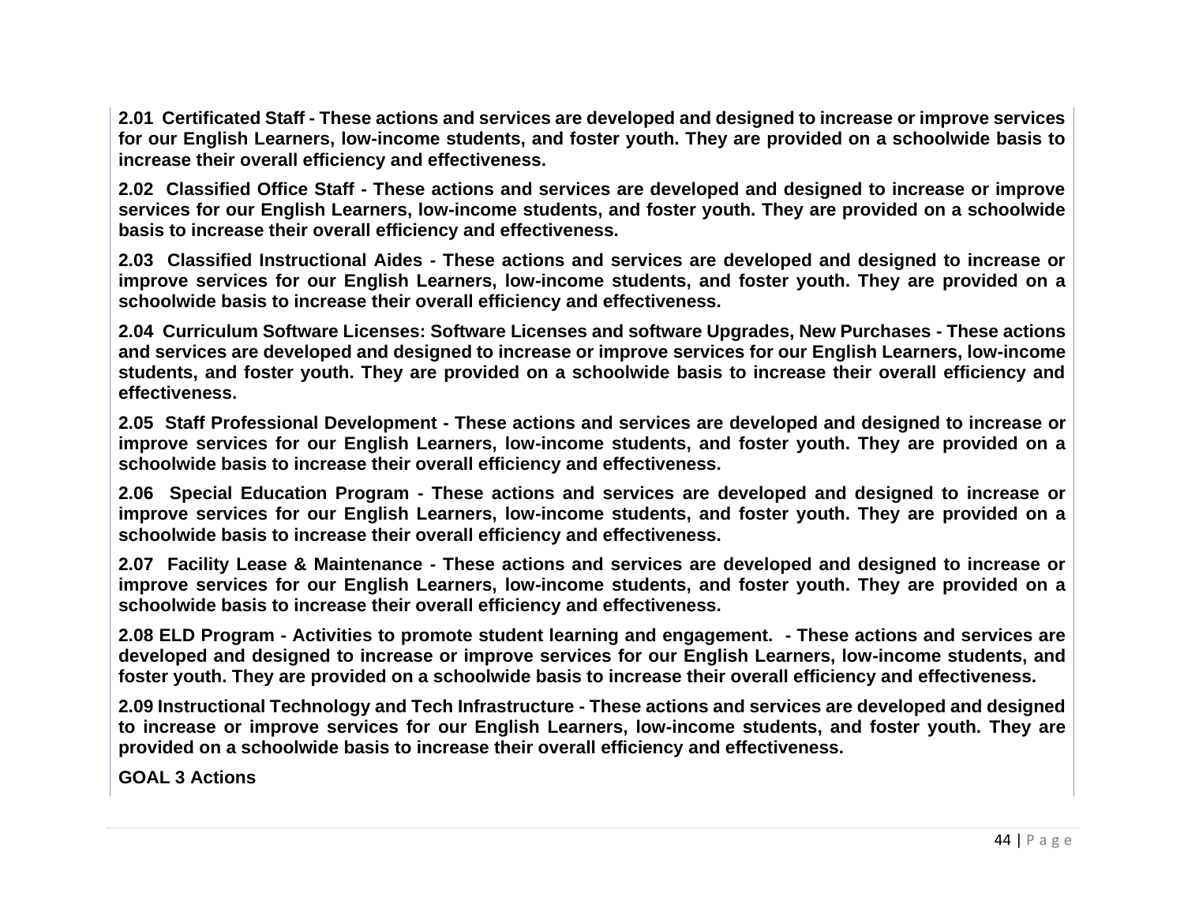**2.01 Certificated Staff - These actions and services are developed and designed to increase or improve services for our English Learners, low-income students, and foster youth. They are provided on a schoolwide basis to increase their overall efficiency and effectiveness.**

**2.02 Classified Office Staff - These actions and services are developed and designed to increase or improve services for our English Learners, low-income students, and foster youth. They are provided on a schoolwide basis to increase their overall efficiency and effectiveness.**

**2.03 Classified Instructional Aides - These actions and services are developed and designed to increase or improve services for our English Learners, low-income students, and foster youth. They are provided on a schoolwide basis to increase their overall efficiency and effectiveness.**

**2.04 Curriculum Software Licenses: Software Licenses and software Upgrades, New Purchases - These actions and services are developed and designed to increase or improve services for our English Learners, low-income students, and foster youth. They are provided on a schoolwide basis to increase their overall efficiency and effectiveness.**

**2.05 Staff Professional Development - These actions and services are developed and designed to increase or improve services for our English Learners, low-income students, and foster youth. They are provided on a schoolwide basis to increase their overall efficiency and effectiveness.**

**2.06 Special Education Program - These actions and services are developed and designed to increase or improve services for our English Learners, low-income students, and foster youth. They are provided on a schoolwide basis to increase their overall efficiency and effectiveness.**

**2.07 Facility Lease & Maintenance - These actions and services are developed and designed to increase or improve services for our English Learners, low-income students, and foster youth. They are provided on a schoolwide basis to increase their overall efficiency and effectiveness.**

**2.08 ELD Program - Activities to promote student learning and engagement. - These actions and services are developed and designed to increase or improve services for our English Learners, low-income students, and foster youth. They are provided on a schoolwide basis to increase their overall efficiency and effectiveness.**

**2.09 Instructional Technology and Tech Infrastructure - These actions and services are developed and designed to increase or improve services for our English Learners, low-income students, and foster youth. They are provided on a schoolwide basis to increase their overall efficiency and effectiveness.**

**GOAL 3 Actions**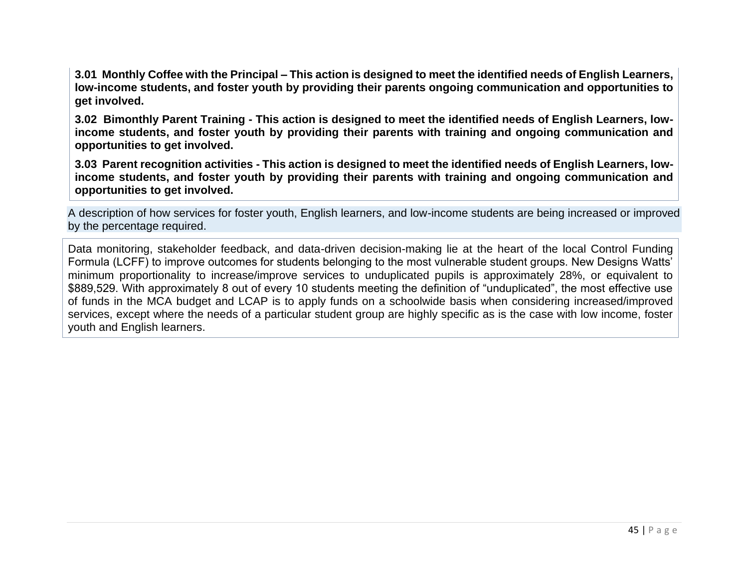**3.01 Monthly Coffee with the Principal – This action is designed to meet the identified needs of English Learners, low-income students, and foster youth by providing their parents ongoing communication and opportunities to get involved.**

**3.02 Bimonthly Parent Training - This action is designed to meet the identified needs of English Learners, low-income students, and foster youth by providing their parents with training and ongoing communication and opportunities to get involved.**

**3.03 Parent recognition activities - This action is designed to meet the identified needs of English Learners, low-income students, and foster youth by providing their parents with training and ongoing communication and opportunities to get involved.**

A description of how services for foster youth, English learners, and low-income students are being increased or improved by the percentage required.

Data monitoring, stakeholder feedback, and data-driven decision-making lie at the heart of the local Control Funding Formula (LCFF) to improve outcomes for students belonging to the most vulnerable student groups. New Designs Watts' minimum proportionality to increase/improve services to unduplicated pupils is approximately 28%, or equivalent to $889,529. With approximately 8 out of every 10 students meeting the definition of "unduplicated", the most effective use of funds in the MCA budget and LCAP is to apply funds on a schoolwide basis when considering increased/improved services, except where the needs of a particular student group are highly specific as is the case with low income, foster youth and English learners.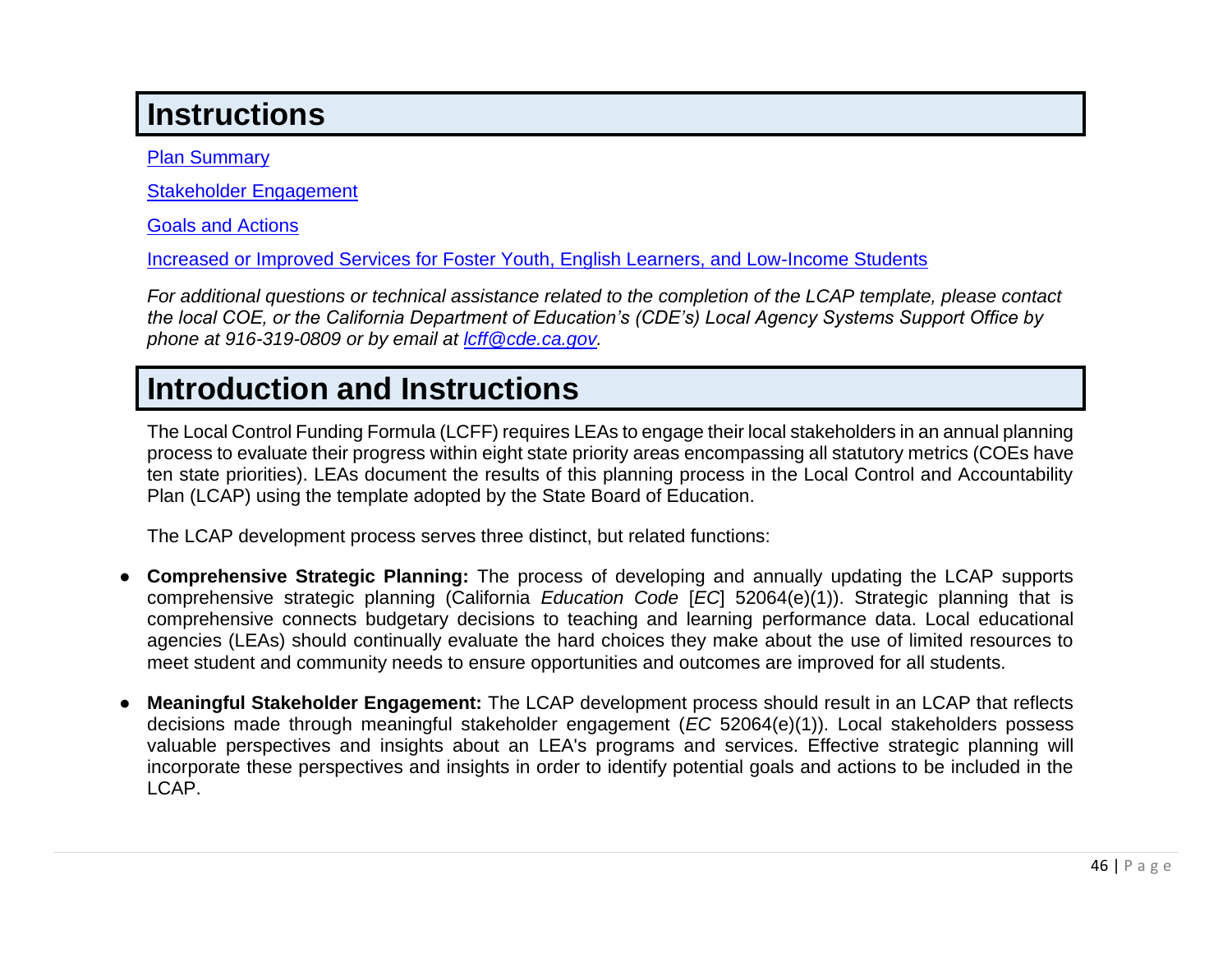# Instructions

[Plan Summary]

[Stakeholder Engagement]

[Goals and Actions]

[Increased or Improved Services for Foster Youth, English Learners, and Low-Income Students]

*For additional questions or technical assistance related to the completion of the LCAP template, please contact the local COE, or the California Department of Education's (CDE's) Local Agency Systems Support Office by phone at 916-319-0809 or by email at lcff@cde.ca.gov.*

# Introduction and Instructions

The Local Control Funding Formula (LCFF) requires LEAs to engage their local stakeholders in an annual planning process to evaluate their progress within eight state priority areas encompassing all statutory metrics (COEs have ten state priorities). LEAs document the results of this planning process in the Local Control and Accountability Plan (LCAP) using the template adopted by the State Board of Education.

The LCAP development process serves three distinct, but related functions:

- **Comprehensive Strategic Planning:** The process of developing and annually updating the LCAP supports comprehensive strategic planning (California *Education Code* [*EC*] 52064(e)(1)). Strategic planning that is comprehensive connects budgetary decisions to teaching and learning performance data. Local educational agencies (LEAs) should continually evaluate the hard choices they make about the use of limited resources to meet student and community needs to ensure opportunities and outcomes are improved for all students.
- **Meaningful Stakeholder Engagement:** The LCAP development process should result in an LCAP that reflects decisions made through meaningful stakeholder engagement (*EC* 52064(e)(1)). Local stakeholders possess valuable perspectives and insights about an LEA's programs and services. Effective strategic planning will incorporate these perspectives and insights in order to identify potential goals and actions to be included in the LCAP.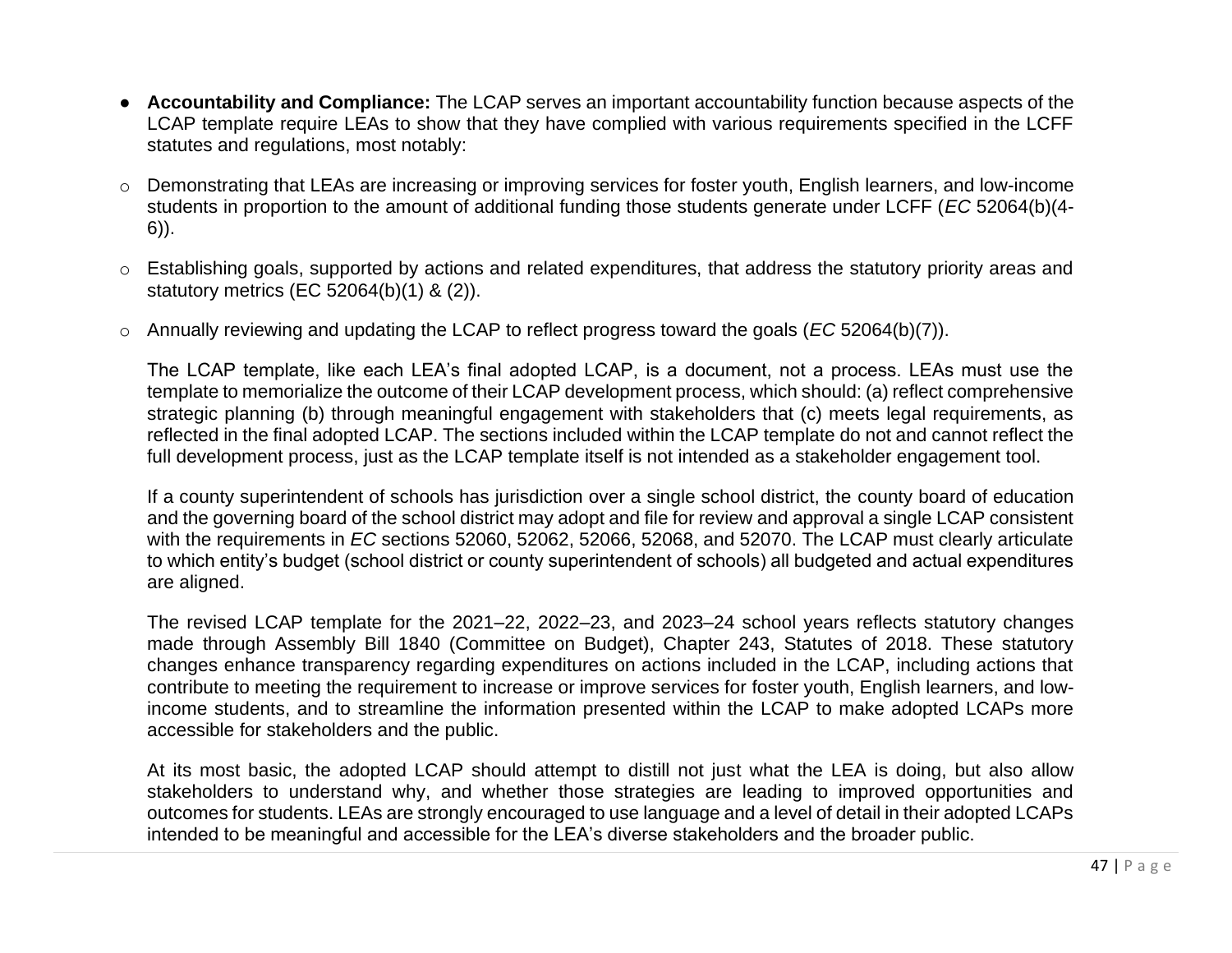- **Accountability and Compliance:** The LCAP serves an important accountability function because aspects of the LCAP template require LEAs to show that they have complied with various requirements specified in the LCFF statutes and regulations, most notably:

  - Demonstrating that LEAs are increasing or improving services for foster youth, English learners, and low-income students in proportion to the amount of additional funding those students generate under LCFF (*EC* 52064(b)(4-6)).
  - Establishing goals, supported by actions and related expenditures, that address the statutory priority areas and statutory metrics (EC 52064(b)(1) & (2)).
  - Annually reviewing and updating the LCAP to reflect progress toward the goals (*EC* 52064(b)(7)).

The LCAP template, like each LEA's final adopted LCAP, is a document, not a process. LEAs must use the template to memorialize the outcome of their LCAP development process, which should: (a) reflect comprehensive strategic planning (b) through meaningful engagement with stakeholders that (c) meets legal requirements, as reflected in the final adopted LCAP. The sections included within the LCAP template do not and cannot reflect the full development process, just as the LCAP template itself is not intended as a stakeholder engagement tool.

If a county superintendent of schools has jurisdiction over a single school district, the county board of education and the governing board of the school district may adopt and file for review and approval a single LCAP consistent with the requirements in *EC* sections 52060, 52062, 52066, 52068, and 52070. The LCAP must clearly articulate to which entity's budget (school district or county superintendent of schools) all budgeted and actual expenditures are aligned.

The revised LCAP template for the 2021–22, 2022–23, and 2023–24 school years reflects statutory changes made through Assembly Bill 1840 (Committee on Budget), Chapter 243, Statutes of 2018. These statutory changes enhance transparency regarding expenditures on actions included in the LCAP, including actions that contribute to meeting the requirement to increase or improve services for foster youth, English learners, and low-income students, and to streamline the information presented within the LCAP to make adopted LCAPs more accessible for stakeholders and the public.

At its most basic, the adopted LCAP should attempt to distill not just what the LEA is doing, but also allow stakeholders to understand why, and whether those strategies are leading to improved opportunities and outcomes for students. LEAs are strongly encouraged to use language and a level of detail in their adopted LCAPs intended to be meaningful and accessible for the LEA's diverse stakeholders and the broader public.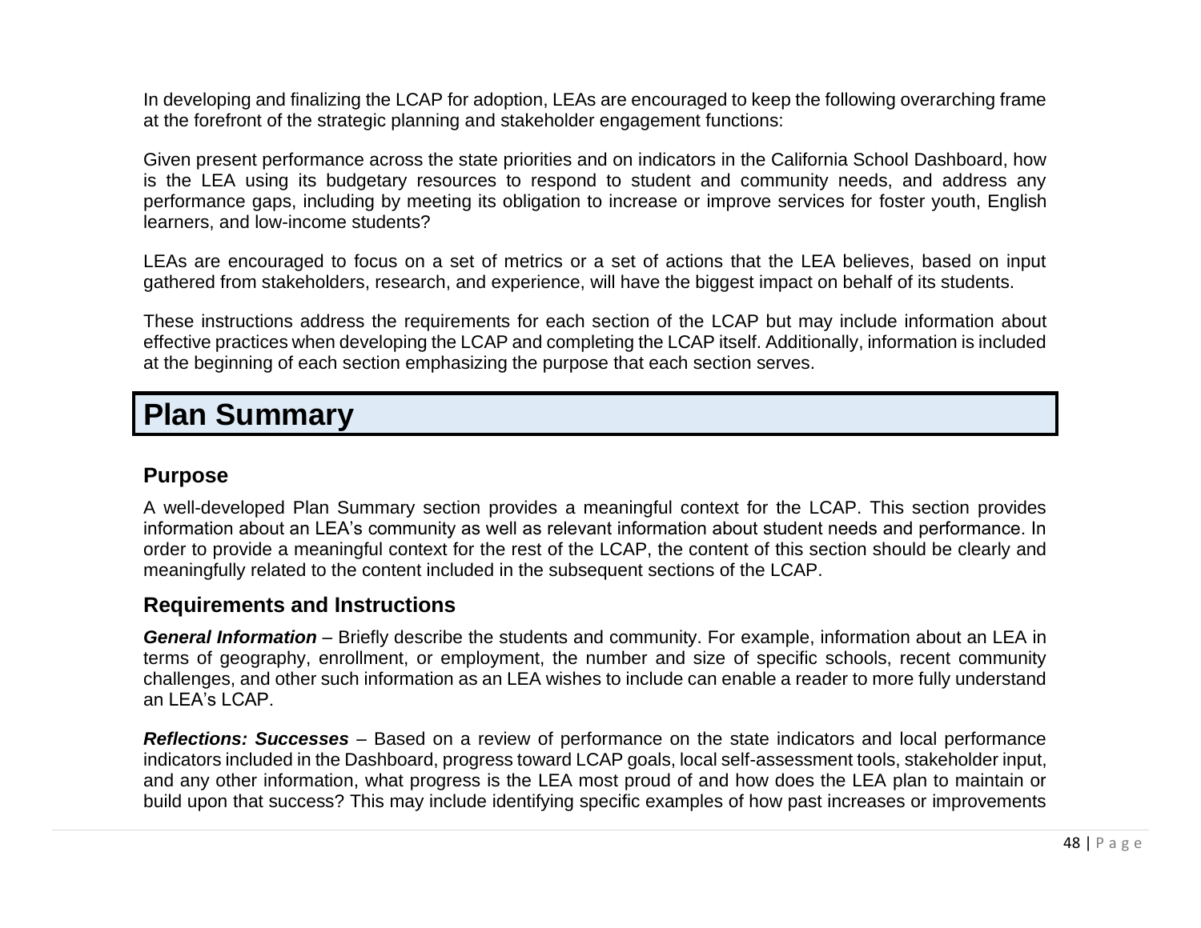In developing and finalizing the LCAP for adoption, LEAs are encouraged to keep the following overarching frame at the forefront of the strategic planning and stakeholder engagement functions:

Given present performance across the state priorities and on indicators in the California School Dashboard, how is the LEA using its budgetary resources to respond to student and community needs, and address any performance gaps, including by meeting its obligation to increase or improve services for foster youth, English learners, and low-income students?

LEAs are encouraged to focus on a set of metrics or a set of actions that the LEA believes, based on input gathered from stakeholders, research, and experience, will have the biggest impact on behalf of its students.

These instructions address the requirements for each section of the LCAP but may include information about effective practices when developing the LCAP and completing the LCAP itself. Additionally, information is included at the beginning of each section emphasizing the purpose that each section serves.

# Plan Summary

## Purpose

A well-developed Plan Summary section provides a meaningful context for the LCAP. This section provides information about an LEA's community as well as relevant information about student needs and performance. In order to provide a meaningful context for the rest of the LCAP, the content of this section should be clearly and meaningfully related to the content included in the subsequent sections of the LCAP.

## Requirements and Instructions

***General Information*** – Briefly describe the students and community. For example, information about an LEA in terms of geography, enrollment, or employment, the number and size of specific schools, recent community challenges, and other such information as an LEA wishes to include can enable a reader to more fully understand an LEA's LCAP.

***Reflections: Successes*** – Based on a review of performance on the state indicators and local performance indicators included in the Dashboard, progress toward LCAP goals, local self-assessment tools, stakeholder input, and any other information, what progress is the LEA most proud of and how does the LEA plan to maintain or build upon that success? This may include identifying specific examples of how past increases or improvements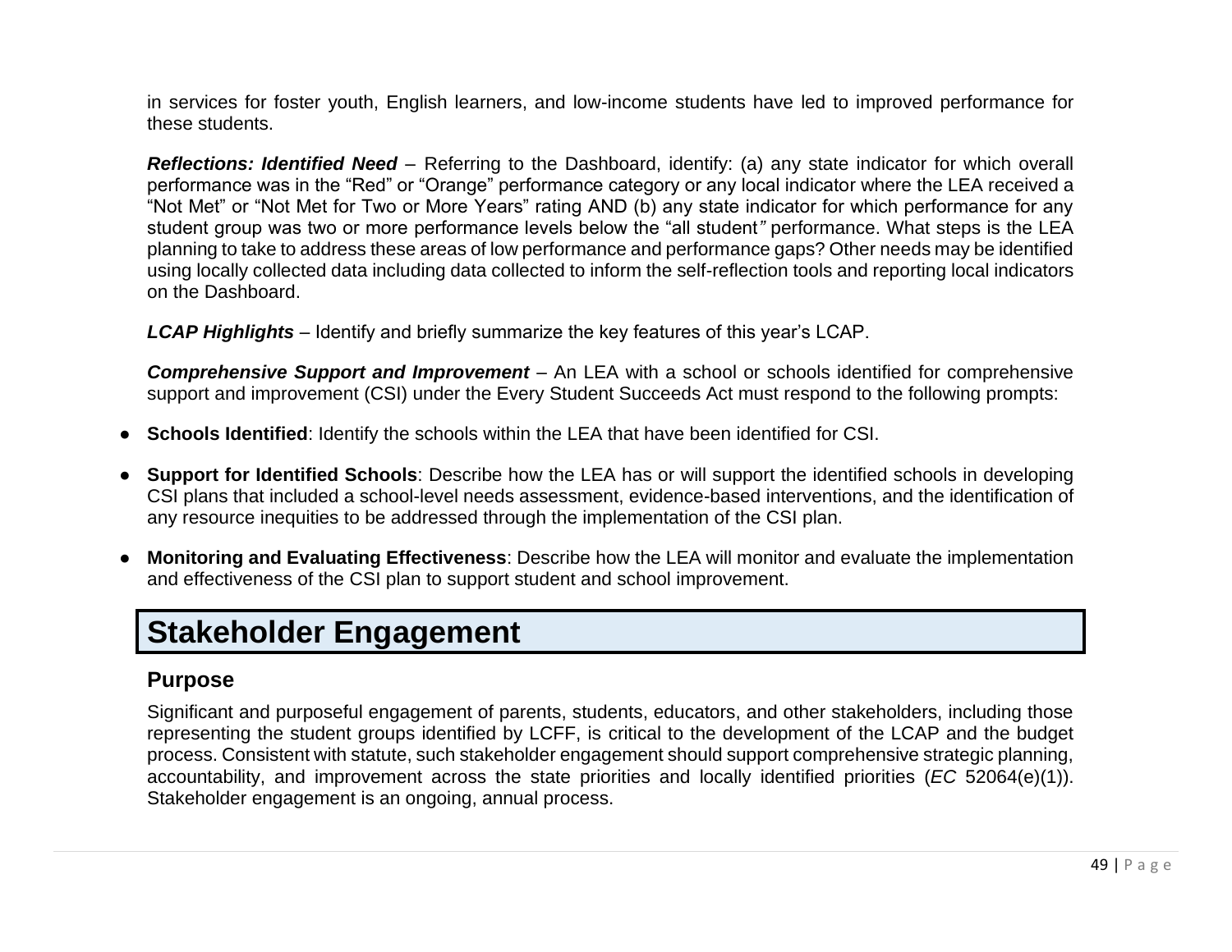in services for foster youth, English learners, and low-income students have led to improved performance for these students.

***Reflections: Identified Need*** – Referring to the Dashboard, identify: (a) any state indicator for which overall performance was in the "Red" or "Orange" performance category or any local indicator where the LEA received a "Not Met" or "Not Met for Two or More Years" rating AND (b) any state indicator for which performance for any student group was two or more performance levels below the "all student" performance. What steps is the LEA planning to take to address these areas of low performance and performance gaps? Other needs may be identified using locally collected data including data collected to inform the self-reflection tools and reporting local indicators on the Dashboard.

***LCAP Highlights*** – Identify and briefly summarize the key features of this year's LCAP.

***Comprehensive Support and Improvement*** – An LEA with a school or schools identified for comprehensive support and improvement (CSI) under the Every Student Succeeds Act must respond to the following prompts:

- **Schools Identified**: Identify the schools within the LEA that have been identified for CSI.
- **Support for Identified Schools**: Describe how the LEA has or will support the identified schools in developing CSI plans that included a school-level needs assessment, evidence-based interventions, and the identification of any resource inequities to be addressed through the implementation of the CSI plan.
- **Monitoring and Evaluating Effectiveness**: Describe how the LEA will monitor and evaluate the implementation and effectiveness of the CSI plan to support student and school improvement.

# Stakeholder Engagement

## Purpose

Significant and purposeful engagement of parents, students, educators, and other stakeholders, including those representing the student groups identified by LCFF, is critical to the development of the LCAP and the budget process. Consistent with statute, such stakeholder engagement should support comprehensive strategic planning, accountability, and improvement across the state priorities and locally identified priorities (*EC* 52064(e)(1)). Stakeholder engagement is an ongoing, annual process.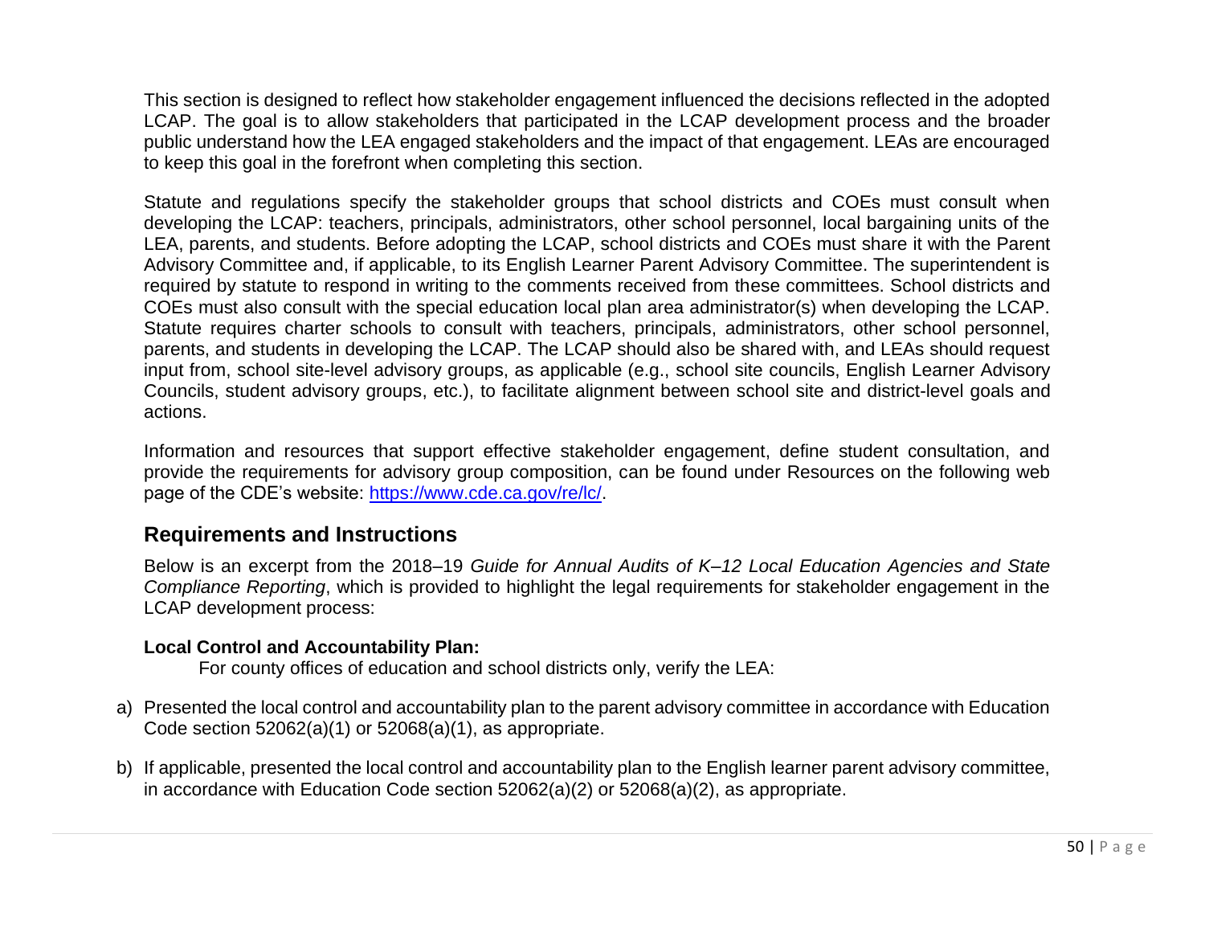This section is designed to reflect how stakeholder engagement influenced the decisions reflected in the adopted LCAP. The goal is to allow stakeholders that participated in the LCAP development process and the broader public understand how the LEA engaged stakeholders and the impact of that engagement. LEAs are encouraged to keep this goal in the forefront when completing this section.

Statute and regulations specify the stakeholder groups that school districts and COEs must consult when developing the LCAP: teachers, principals, administrators, other school personnel, local bargaining units of the LEA, parents, and students. Before adopting the LCAP, school districts and COEs must share it with the Parent Advisory Committee and, if applicable, to its English Learner Parent Advisory Committee. The superintendent is required by statute to respond in writing to the comments received from these committees. School districts and COEs must also consult with the special education local plan area administrator(s) when developing the LCAP. Statute requires charter schools to consult with teachers, principals, administrators, other school personnel, parents, and students in developing the LCAP. The LCAP should also be shared with, and LEAs should request input from, school site-level advisory groups, as applicable (e.g., school site councils, English Learner Advisory Councils, student advisory groups, etc.), to facilitate alignment between school site and district-level goals and actions.

Information and resources that support effective stakeholder engagement, define student consultation, and provide the requirements for advisory group composition, can be found under Resources on the following web page of the CDE's website: https://www.cde.ca.gov/re/lc/.

## Requirements and Instructions

Below is an excerpt from the 2018–19 *Guide for Annual Audits of K–12 Local Education Agencies and State Compliance Reporting*, which is provided to highlight the legal requirements for stakeholder engagement in the LCAP development process:

**Local Control and Accountability Plan:**

For county offices of education and school districts only, verify the LEA:

a) Presented the local control and accountability plan to the parent advisory committee in accordance with Education Code section 52062(a)(1) or 52068(a)(1), as appropriate.

b) If applicable, presented the local control and accountability plan to the English learner parent advisory committee, in accordance with Education Code section 52062(a)(2) or 52068(a)(2), as appropriate.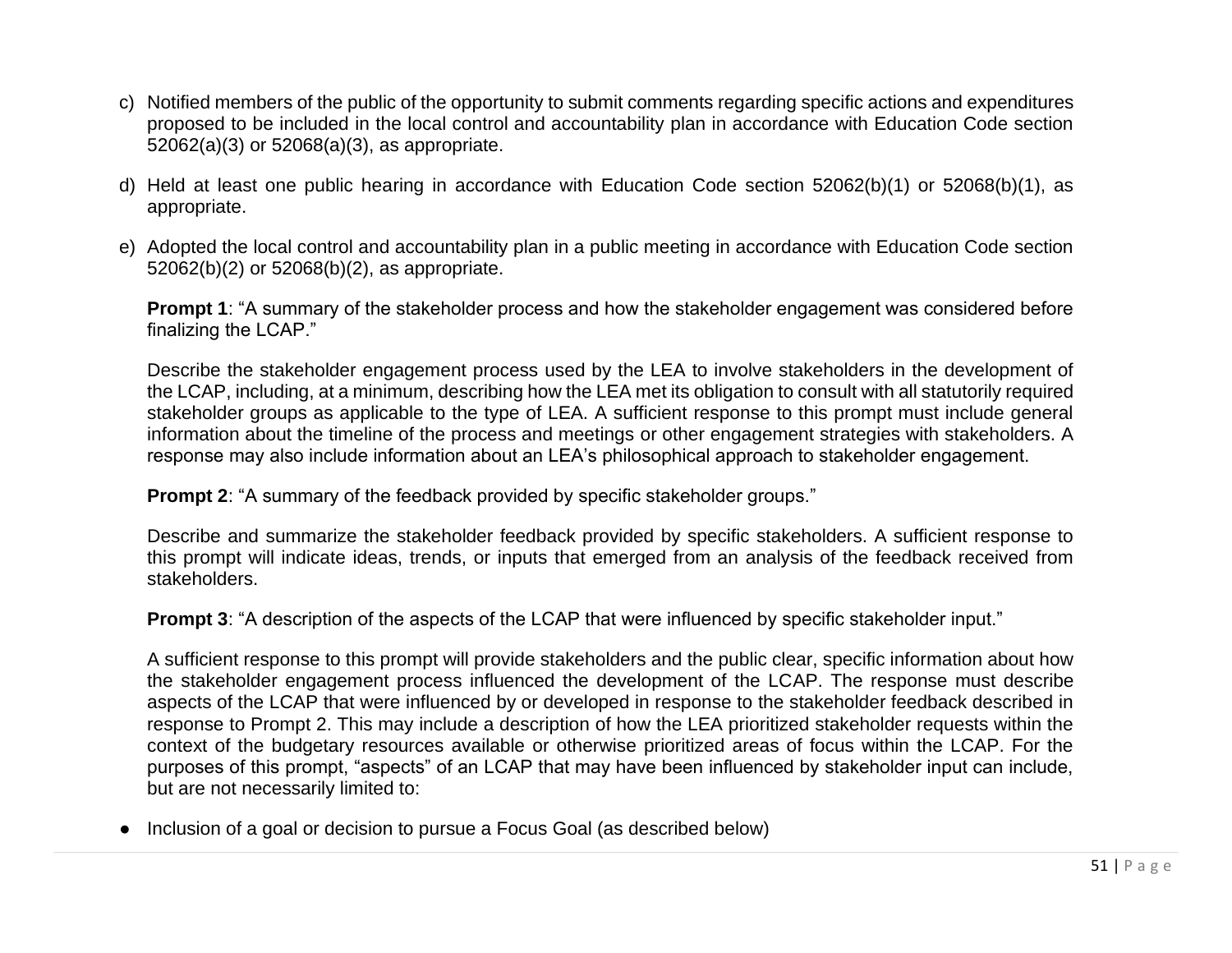c) Notified members of the public of the opportunity to submit comments regarding specific actions and expenditures proposed to be included in the local control and accountability plan in accordance with Education Code section 52062(a)(3) or 52068(a)(3), as appropriate.

d) Held at least one public hearing in accordance with Education Code section 52062(b)(1) or 52068(b)(1), as appropriate.

e) Adopted the local control and accountability plan in a public meeting in accordance with Education Code section 52062(b)(2) or 52068(b)(2), as appropriate.

**Prompt 1**: "A summary of the stakeholder process and how the stakeholder engagement was considered before finalizing the LCAP."

Describe the stakeholder engagement process used by the LEA to involve stakeholders in the development of the LCAP, including, at a minimum, describing how the LEA met its obligation to consult with all statutorily required stakeholder groups as applicable to the type of LEA. A sufficient response to this prompt must include general information about the timeline of the process and meetings or other engagement strategies with stakeholders. A response may also include information about an LEA's philosophical approach to stakeholder engagement.

**Prompt 2**: "A summary of the feedback provided by specific stakeholder groups."

Describe and summarize the stakeholder feedback provided by specific stakeholders. A sufficient response to this prompt will indicate ideas, trends, or inputs that emerged from an analysis of the feedback received from stakeholders.

**Prompt 3**: "A description of the aspects of the LCAP that were influenced by specific stakeholder input."

A sufficient response to this prompt will provide stakeholders and the public clear, specific information about how the stakeholder engagement process influenced the development of the LCAP. The response must describe aspects of the LCAP that were influenced by or developed in response to the stakeholder feedback described in response to Prompt 2. This may include a description of how the LEA prioritized stakeholder requests within the context of the budgetary resources available or otherwise prioritized areas of focus within the LCAP. For the purposes of this prompt, "aspects" of an LCAP that may have been influenced by stakeholder input can include, but are not necessarily limited to:

- Inclusion of a goal or decision to pursue a Focus Goal (as described below)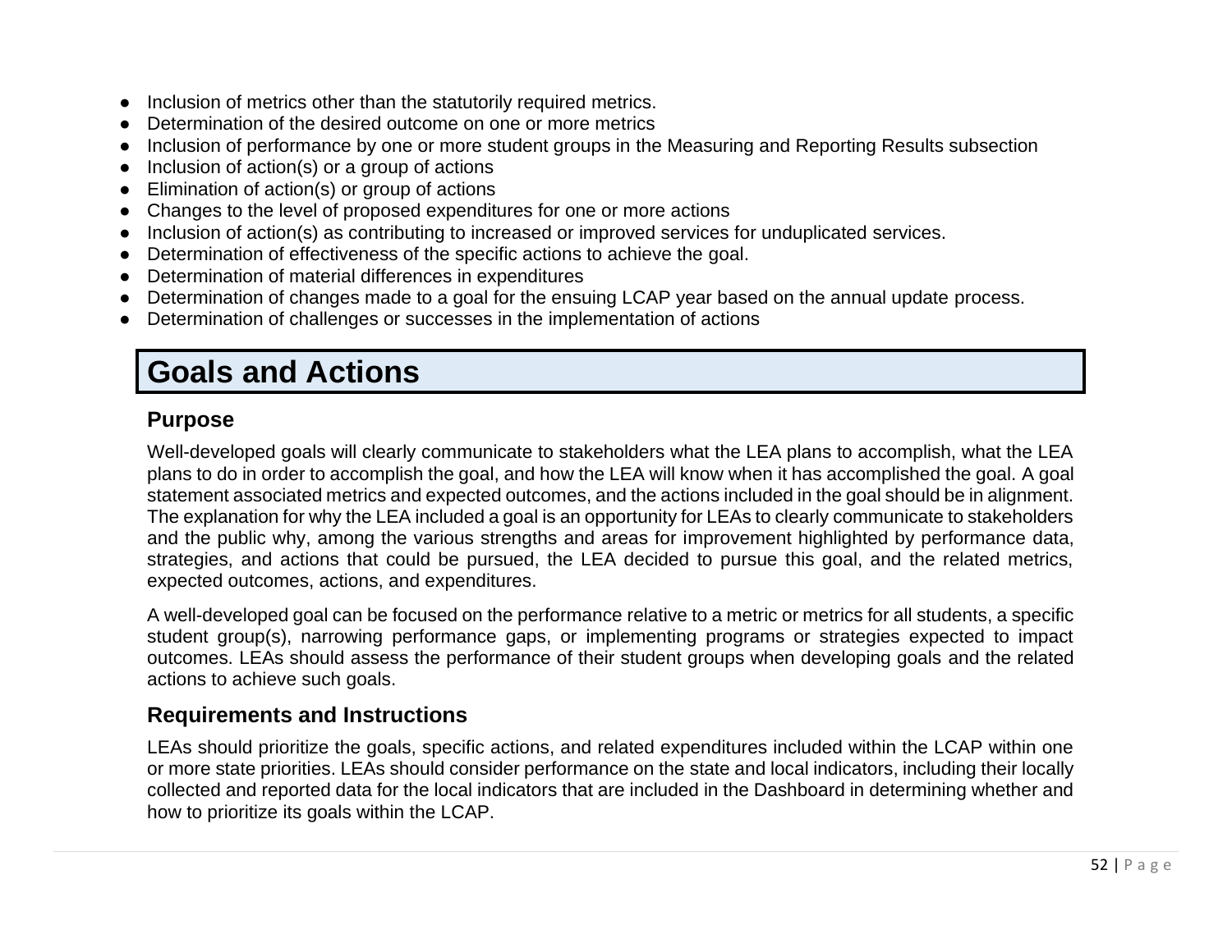- Inclusion of metrics other than the statutorily required metrics.
- Determination of the desired outcome on one or more metrics
- Inclusion of performance by one or more student groups in the Measuring and Reporting Results subsection
- Inclusion of action(s) or a group of actions
- Elimination of action(s) or group of actions
- Changes to the level of proposed expenditures for one or more actions
- Inclusion of action(s) as contributing to increased or improved services for unduplicated services.
- Determination of effectiveness of the specific actions to achieve the goal.
- Determination of material differences in expenditures
- Determination of changes made to a goal for the ensuing LCAP year based on the annual update process.
- Determination of challenges or successes in the implementation of actions

# Goals and Actions

## Purpose

Well-developed goals will clearly communicate to stakeholders what the LEA plans to accomplish, what the LEA plans to do in order to accomplish the goal, and how the LEA will know when it has accomplished the goal. A goal statement associated metrics and expected outcomes, and the actions included in the goal should be in alignment. The explanation for why the LEA included a goal is an opportunity for LEAs to clearly communicate to stakeholders and the public why, among the various strengths and areas for improvement highlighted by performance data, strategies, and actions that could be pursued, the LEA decided to pursue this goal, and the related metrics, expected outcomes, actions, and expenditures.

A well-developed goal can be focused on the performance relative to a metric or metrics for all students, a specific student group(s), narrowing performance gaps, or implementing programs or strategies expected to impact outcomes. LEAs should assess the performance of their student groups when developing goals and the related actions to achieve such goals.

## Requirements and Instructions

LEAs should prioritize the goals, specific actions, and related expenditures included within the LCAP within one or more state priorities. LEAs should consider performance on the state and local indicators, including their locally collected and reported data for the local indicators that are included in the Dashboard in determining whether and how to prioritize its goals within the LCAP.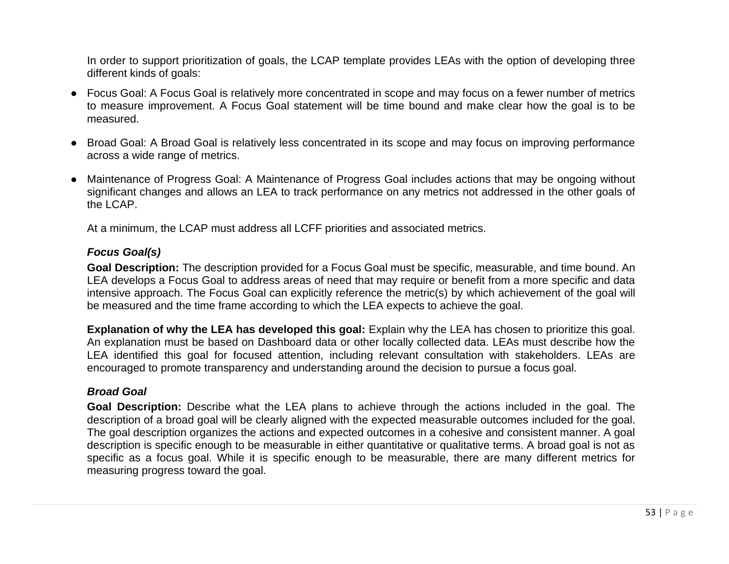In order to support prioritization of goals, the LCAP template provides LEAs with the option of developing three different kinds of goals:

- Focus Goal: A Focus Goal is relatively more concentrated in scope and may focus on a fewer number of metrics to measure improvement. A Focus Goal statement will be time bound and make clear how the goal is to be measured.
- Broad Goal: A Broad Goal is relatively less concentrated in its scope and may focus on improving performance across a wide range of metrics.
- Maintenance of Progress Goal: A Maintenance of Progress Goal includes actions that may be ongoing without significant changes and allows an LEA to track performance on any metrics not addressed in the other goals of the LCAP.

At a minimum, the LCAP must address all LCFF priorities and associated metrics.

### *Focus Goal(s)*

**Goal Description:** The description provided for a Focus Goal must be specific, measurable, and time bound. An LEA develops a Focus Goal to address areas of need that may require or benefit from a more specific and data intensive approach. The Focus Goal can explicitly reference the metric(s) by which achievement of the goal will be measured and the time frame according to which the LEA expects to achieve the goal.

**Explanation of why the LEA has developed this goal:** Explain why the LEA has chosen to prioritize this goal. An explanation must be based on Dashboard data or other locally collected data. LEAs must describe how the LEA identified this goal for focused attention, including relevant consultation with stakeholders. LEAs are encouraged to promote transparency and understanding around the decision to pursue a focus goal.

### *Broad Goal*

**Goal Description:** Describe what the LEA plans to achieve through the actions included in the goal. The description of a broad goal will be clearly aligned with the expected measurable outcomes included for the goal. The goal description organizes the actions and expected outcomes in a cohesive and consistent manner. A goal description is specific enough to be measurable in either quantitative or qualitative terms. A broad goal is not as specific as a focus goal. While it is specific enough to be measurable, there are many different metrics for measuring progress toward the goal.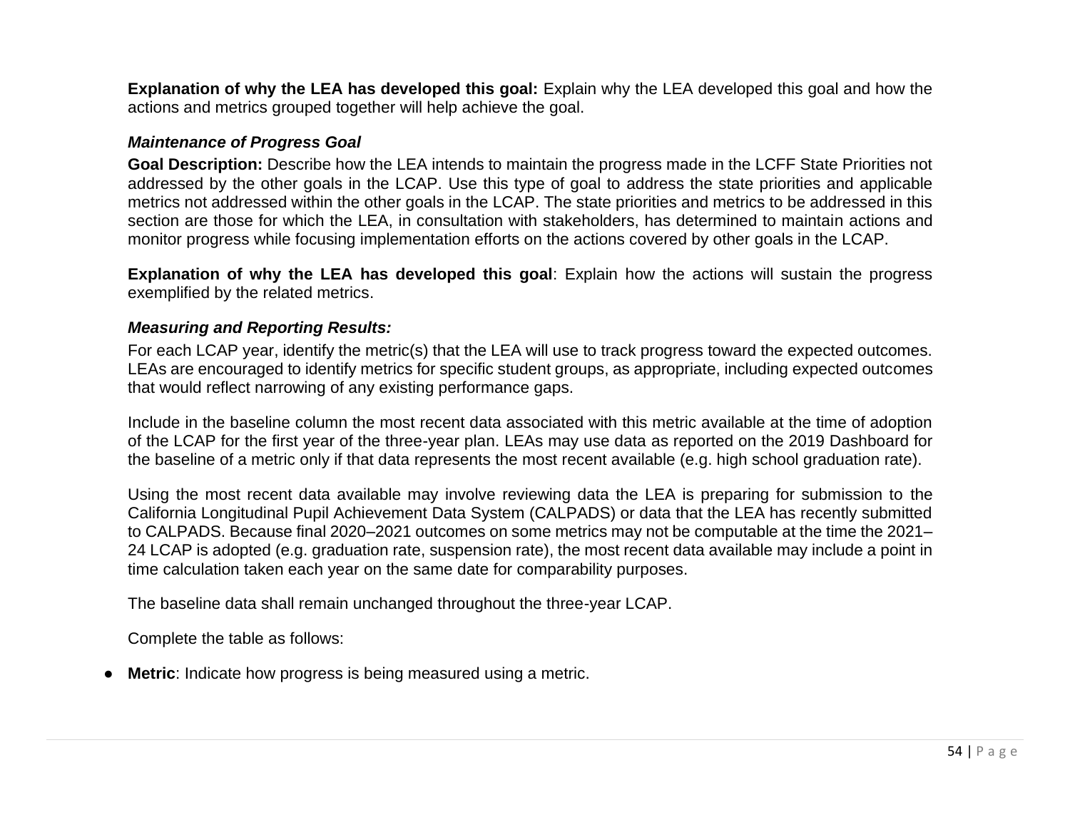**Explanation of why the LEA has developed this goal:** Explain why the LEA developed this goal and how the actions and metrics grouped together will help achieve the goal.

### *Maintenance of Progress Goal*

**Goal Description:** Describe how the LEA intends to maintain the progress made in the LCFF State Priorities not addressed by the other goals in the LCAP. Use this type of goal to address the state priorities and applicable metrics not addressed within the other goals in the LCAP. The state priorities and metrics to be addressed in this section are those for which the LEA, in consultation with stakeholders, has determined to maintain actions and monitor progress while focusing implementation efforts on the actions covered by other goals in the LCAP.

**Explanation of why the LEA has developed this goal**: Explain how the actions will sustain the progress exemplified by the related metrics.

### *Measuring and Reporting Results:*

For each LCAP year, identify the metric(s) that the LEA will use to track progress toward the expected outcomes. LEAs are encouraged to identify metrics for specific student groups, as appropriate, including expected outcomes that would reflect narrowing of any existing performance gaps.

Include in the baseline column the most recent data associated with this metric available at the time of adoption of the LCAP for the first year of the three-year plan. LEAs may use data as reported on the 2019 Dashboard for the baseline of a metric only if that data represents the most recent available (e.g. high school graduation rate).

Using the most recent data available may involve reviewing data the LEA is preparing for submission to the California Longitudinal Pupil Achievement Data System (CALPADS) or data that the LEA has recently submitted to CALPADS. Because final 2020–2021 outcomes on some metrics may not be computable at the time the 2021–24 LCAP is adopted (e.g. graduation rate, suspension rate), the most recent data available may include a point in time calculation taken each year on the same date for comparability purposes.

The baseline data shall remain unchanged throughout the three-year LCAP.

Complete the table as follows:

- **Metric**: Indicate how progress is being measured using a metric.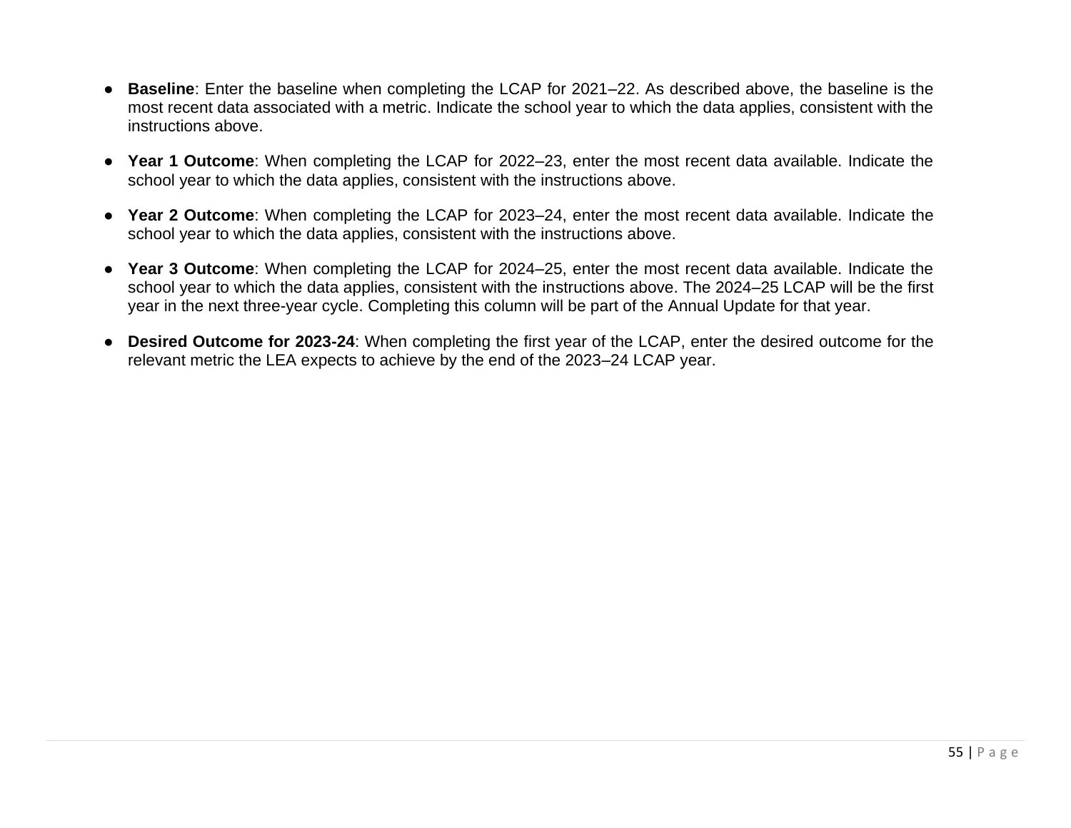- **Baseline**: Enter the baseline when completing the LCAP for 2021–22. As described above, the baseline is the most recent data associated with a metric. Indicate the school year to which the data applies, consistent with the instructions above.
- **Year 1 Outcome**: When completing the LCAP for 2022–23, enter the most recent data available. Indicate the school year to which the data applies, consistent with the instructions above.
- **Year 2 Outcome**: When completing the LCAP for 2023–24, enter the most recent data available. Indicate the school year to which the data applies, consistent with the instructions above.
- **Year 3 Outcome**: When completing the LCAP for 2024–25, enter the most recent data available. Indicate the school year to which the data applies, consistent with the instructions above. The 2024–25 LCAP will be the first year in the next three-year cycle. Completing this column will be part of the Annual Update for that year.
- **Desired Outcome for 2023-24**: When completing the first year of the LCAP, enter the desired outcome for the relevant metric the LEA expects to achieve by the end of the 2023–24 LCAP year.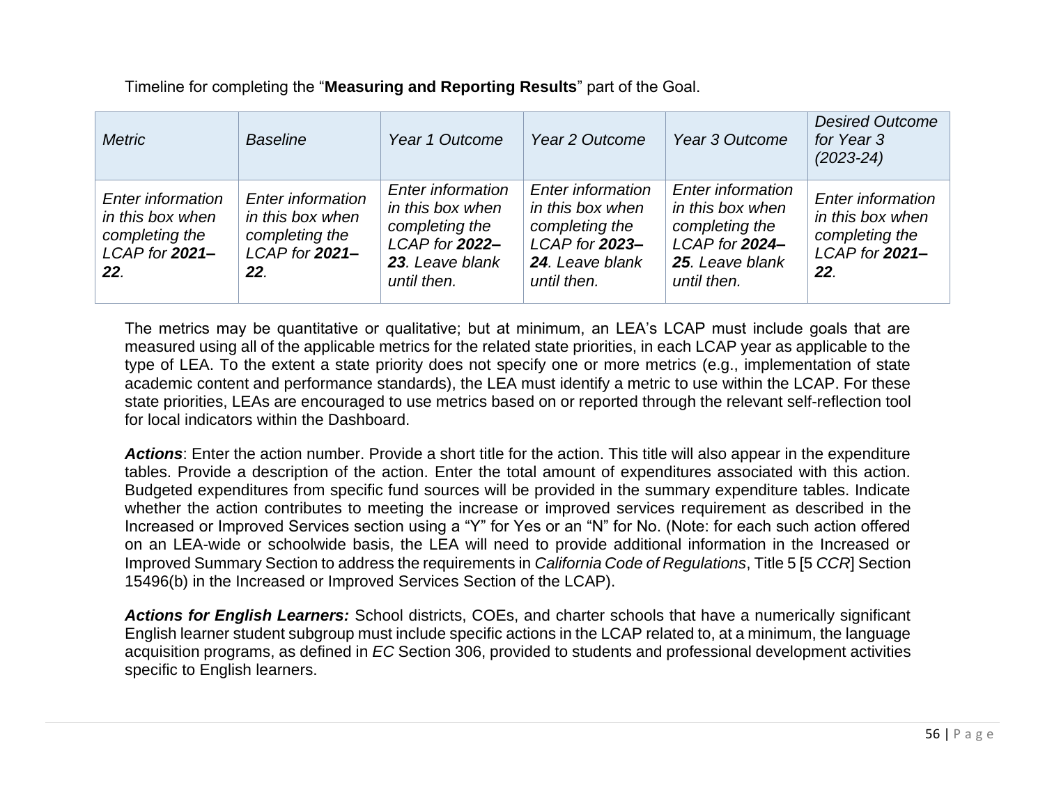Timeline for completing the "**Measuring and Reporting Results**" part of the Goal.

| *Metric* | *Baseline* | *Year 1 Outcome* | *Year 2 Outcome* | *Year 3 Outcome* | *Desired Outcome for Year 3 (2023-24)* |
|---|---|---|---|---|---|
| *Enter information in this box when completing the LCAP for **2021–22**.* | *Enter information in this box when completing the LCAP for **2021–22**.* | *Enter information in this box when completing the LCAP for **2022–23**. Leave blank until then.* | *Enter information in this box when completing the LCAP for **2023–24**. Leave blank until then.* | *Enter information in this box when completing the LCAP for **2024–25**. Leave blank until then.* | *Enter information in this box when completing the LCAP for **2021–22**.* |

The metrics may be quantitative or qualitative; but at minimum, an LEA's LCAP must include goals that are measured using all of the applicable metrics for the related state priorities, in each LCAP year as applicable to the type of LEA. To the extent a state priority does not specify one or more metrics (e.g., implementation of state academic content and performance standards), the LEA must identify a metric to use within the LCAP. For these state priorities, LEAs are encouraged to use metrics based on or reported through the relevant self-reflection tool for local indicators within the Dashboard.

***Actions***: Enter the action number. Provide a short title for the action. This title will also appear in the expenditure tables. Provide a description of the action. Enter the total amount of expenditures associated with this action. Budgeted expenditures from specific fund sources will be provided in the summary expenditure tables. Indicate whether the action contributes to meeting the increase or improved services requirement as described in the Increased or Improved Services section using a "Y" for Yes or an "N" for No. (Note: for each such action offered on an LEA-wide or schoolwide basis, the LEA will need to provide additional information in the Increased or Improved Summary Section to address the requirements in *California Code of Regulations*, Title 5 [5 *CCR*] Section 15496(b) in the Increased or Improved Services Section of the LCAP).

***Actions for English Learners:*** School districts, COEs, and charter schools that have a numerically significant English learner student subgroup must include specific actions in the LCAP related to, at a minimum, the language acquisition programs, as defined in *EC* Section 306, provided to students and professional development activities specific to English learners.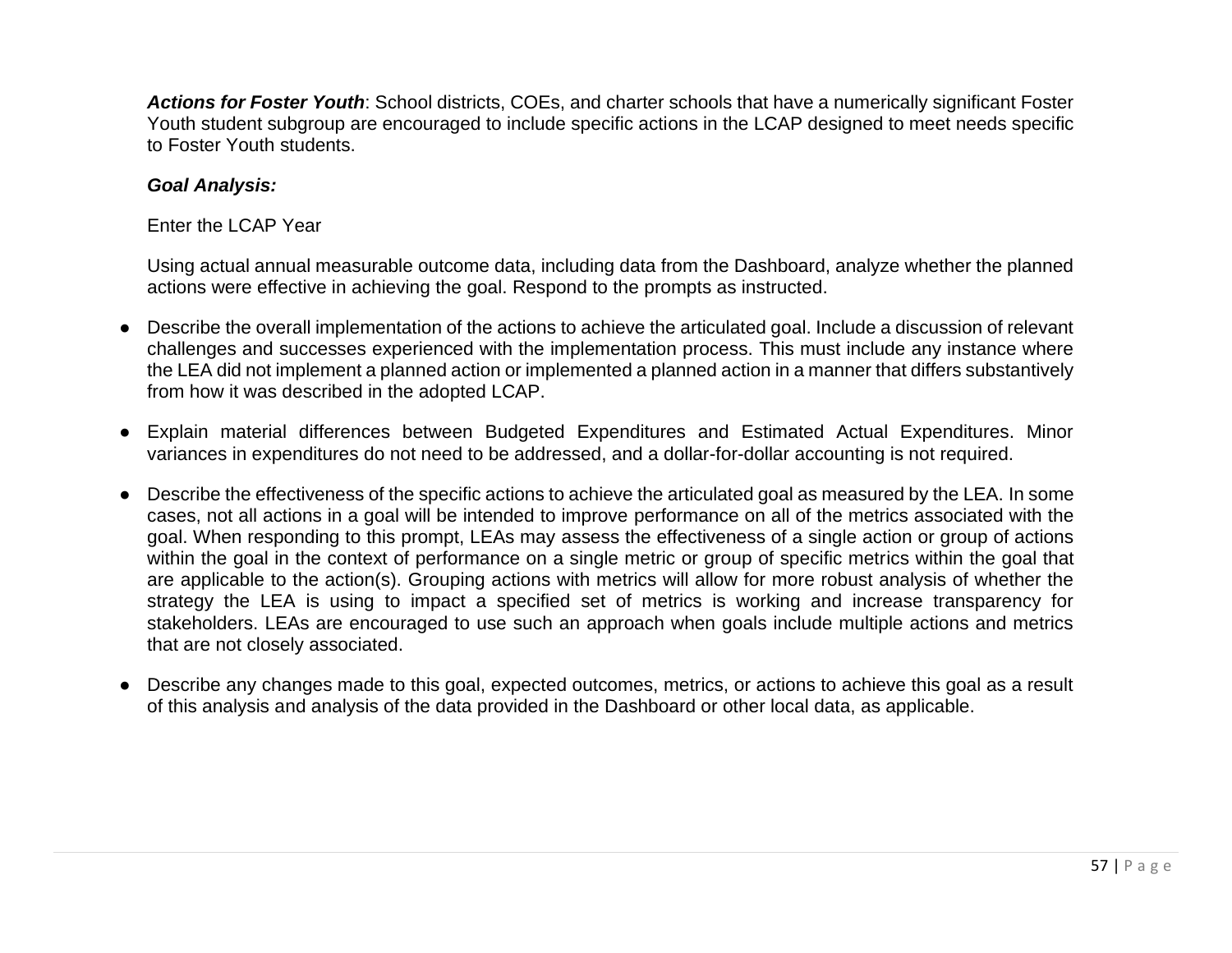***Actions for Foster Youth***: School districts, COEs, and charter schools that have a numerically significant Foster Youth student subgroup are encouraged to include specific actions in the LCAP designed to meet needs specific to Foster Youth students.

***Goal Analysis:***

Enter the LCAP Year

Using actual annual measurable outcome data, including data from the Dashboard, analyze whether the planned actions were effective in achieving the goal. Respond to the prompts as instructed.

- Describe the overall implementation of the actions to achieve the articulated goal. Include a discussion of relevant challenges and successes experienced with the implementation process. This must include any instance where the LEA did not implement a planned action or implemented a planned action in a manner that differs substantively from how it was described in the adopted LCAP.
- Explain material differences between Budgeted Expenditures and Estimated Actual Expenditures. Minor variances in expenditures do not need to be addressed, and a dollar-for-dollar accounting is not required.
- Describe the effectiveness of the specific actions to achieve the articulated goal as measured by the LEA. In some cases, not all actions in a goal will be intended to improve performance on all of the metrics associated with the goal. When responding to this prompt, LEAs may assess the effectiveness of a single action or group of actions within the goal in the context of performance on a single metric or group of specific metrics within the goal that are applicable to the action(s). Grouping actions with metrics will allow for more robust analysis of whether the strategy the LEA is using to impact a specified set of metrics is working and increase transparency for stakeholders. LEAs are encouraged to use such an approach when goals include multiple actions and metrics that are not closely associated.
- Describe any changes made to this goal, expected outcomes, metrics, or actions to achieve this goal as a result of this analysis and analysis of the data provided in the Dashboard or other local data, as applicable.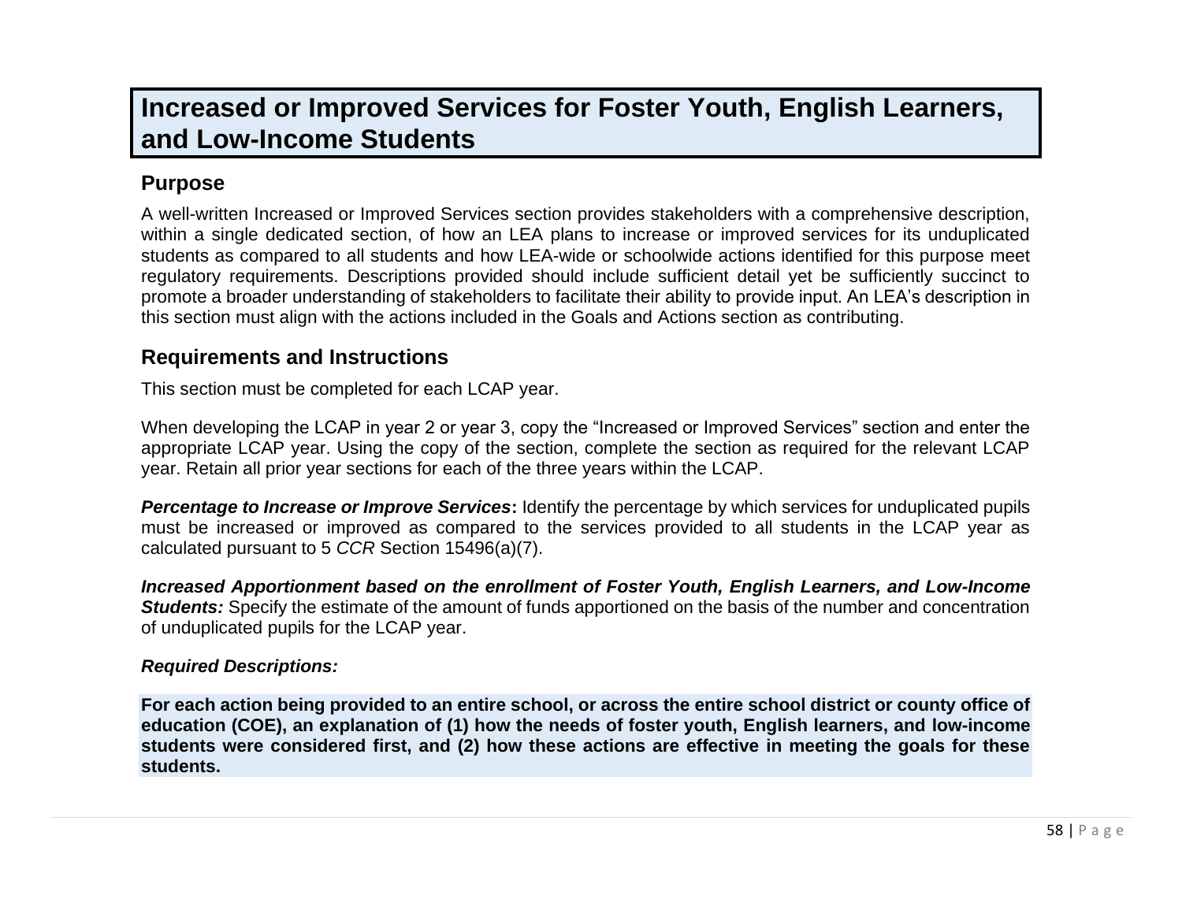# Increased or Improved Services for Foster Youth, English Learners, and Low-Income Students

## Purpose

A well-written Increased or Improved Services section provides stakeholders with a comprehensive description, within a single dedicated section, of how an LEA plans to increase or improved services for its unduplicated students as compared to all students and how LEA-wide or schoolwide actions identified for this purpose meet regulatory requirements. Descriptions provided should include sufficient detail yet be sufficiently succinct to promote a broader understanding of stakeholders to facilitate their ability to provide input. An LEA's description in this section must align with the actions included in the Goals and Actions section as contributing.

## Requirements and Instructions

This section must be completed for each LCAP year.

When developing the LCAP in year 2 or year 3, copy the "Increased or Improved Services" section and enter the appropriate LCAP year. Using the copy of the section, complete the section as required for the relevant LCAP year. Retain all prior year sections for each of the three years within the LCAP.

***Percentage to Increase or Improve Services*:** Identify the percentage by which services for unduplicated pupils must be increased or improved as compared to the services provided to all students in the LCAP year as calculated pursuant to 5 *CCR* Section 15496(a)(7).

***Increased Apportionment based on the enrollment of Foster Youth, English Learners, and Low-Income Students:*** Specify the estimate of the amount of funds apportioned on the basis of the number and concentration of unduplicated pupils for the LCAP year.

***Required Descriptions:***

**For each action being provided to an entire school, or across the entire school district or county office of education (COE), an explanation of (1) how the needs of foster youth, English learners, and low-income students were considered first, and (2) how these actions are effective in meeting the goals for these students.**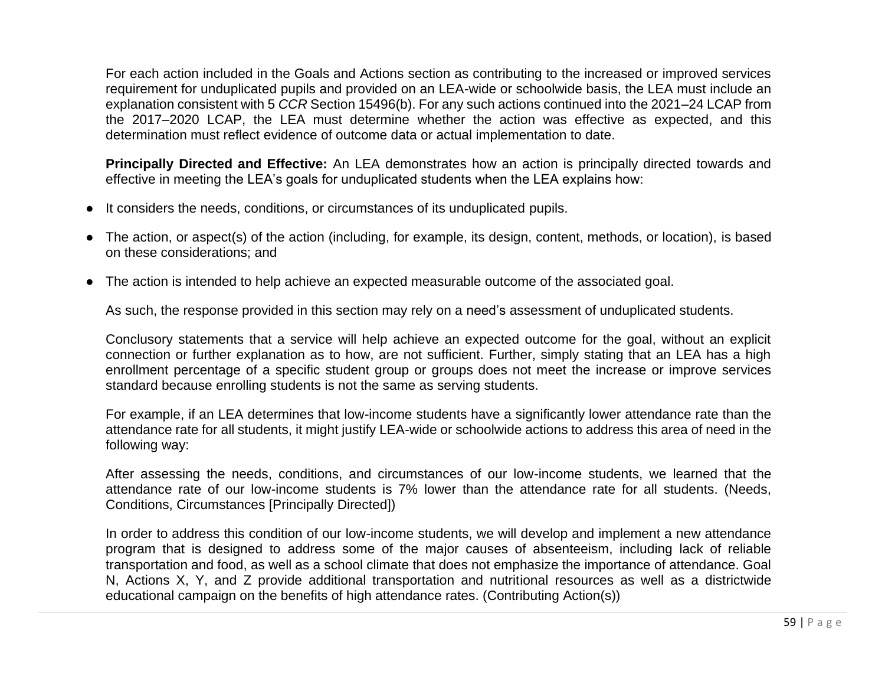For each action included in the Goals and Actions section as contributing to the increased or improved services requirement for unduplicated pupils and provided on an LEA-wide or schoolwide basis, the LEA must include an explanation consistent with 5 *CCR* Section 15496(b). For any such actions continued into the 2021–24 LCAP from the 2017–2020 LCAP, the LEA must determine whether the action was effective as expected, and this determination must reflect evidence of outcome data or actual implementation to date.

**Principally Directed and Effective:** An LEA demonstrates how an action is principally directed towards and effective in meeting the LEA's goals for unduplicated students when the LEA explains how:

- It considers the needs, conditions, or circumstances of its unduplicated pupils.
- The action, or aspect(s) of the action (including, for example, its design, content, methods, or location), is based on these considerations; and
- The action is intended to help achieve an expected measurable outcome of the associated goal.

As such, the response provided in this section may rely on a need's assessment of unduplicated students.

Conclusory statements that a service will help achieve an expected outcome for the goal, without an explicit connection or further explanation as to how, are not sufficient. Further, simply stating that an LEA has a high enrollment percentage of a specific student group or groups does not meet the increase or improve services standard because enrolling students is not the same as serving students.

For example, if an LEA determines that low-income students have a significantly lower attendance rate than the attendance rate for all students, it might justify LEA-wide or schoolwide actions to address this area of need in the following way:

After assessing the needs, conditions, and circumstances of our low-income students, we learned that the attendance rate of our low-income students is 7% lower than the attendance rate for all students. (Needs, Conditions, Circumstances [Principally Directed])

In order to address this condition of our low-income students, we will develop and implement a new attendance program that is designed to address some of the major causes of absenteeism, including lack of reliable transportation and food, as well as a school climate that does not emphasize the importance of attendance. Goal N, Actions X, Y, and Z provide additional transportation and nutritional resources as well as a districtwide educational campaign on the benefits of high attendance rates. (Contributing Action(s))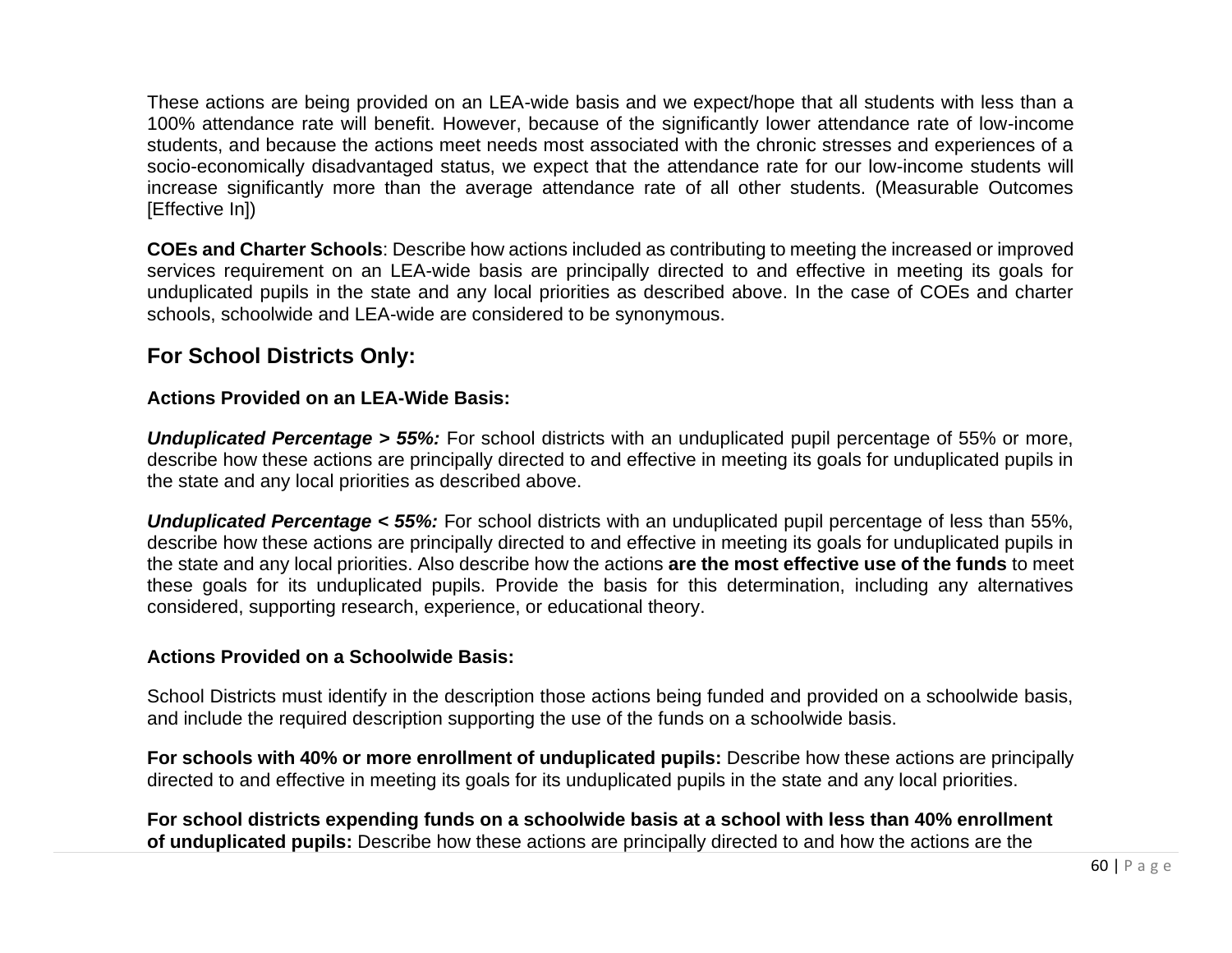These actions are being provided on an LEA-wide basis and we expect/hope that all students with less than a 100% attendance rate will benefit. However, because of the significantly lower attendance rate of low-income students, and because the actions meet needs most associated with the chronic stresses and experiences of a socio-economically disadvantaged status, we expect that the attendance rate for our low-income students will increase significantly more than the average attendance rate of all other students. (Measurable Outcomes [Effective In])

**COEs and Charter Schools**: Describe how actions included as contributing to meeting the increased or improved services requirement on an LEA-wide basis are principally directed to and effective in meeting its goals for unduplicated pupils in the state and any local priorities as described above. In the case of COEs and charter schools, schoolwide and LEA-wide are considered to be synonymous.

## For School Districts Only:

### Actions Provided on an LEA-Wide Basis:

***Unduplicated Percentage > 55%:*** For school districts with an unduplicated pupil percentage of 55% or more, describe how these actions are principally directed to and effective in meeting its goals for unduplicated pupils in the state and any local priorities as described above.

***Unduplicated Percentage < 55%:*** For school districts with an unduplicated pupil percentage of less than 55%, describe how these actions are principally directed to and effective in meeting its goals for unduplicated pupils in the state and any local priorities. Also describe how the actions **are the most effective use of the funds** to meet these goals for its unduplicated pupils. Provide the basis for this determination, including any alternatives considered, supporting research, experience, or educational theory.

### Actions Provided on a Schoolwide Basis:

School Districts must identify in the description those actions being funded and provided on a schoolwide basis, and include the required description supporting the use of the funds on a schoolwide basis.

**For schools with 40% or more enrollment of unduplicated pupils:** Describe how these actions are principally directed to and effective in meeting its goals for its unduplicated pupils in the state and any local priorities.

**For school districts expending funds on a schoolwide basis at a school with less than 40% enrollment of unduplicated pupils:** Describe how these actions are principally directed to and how the actions are the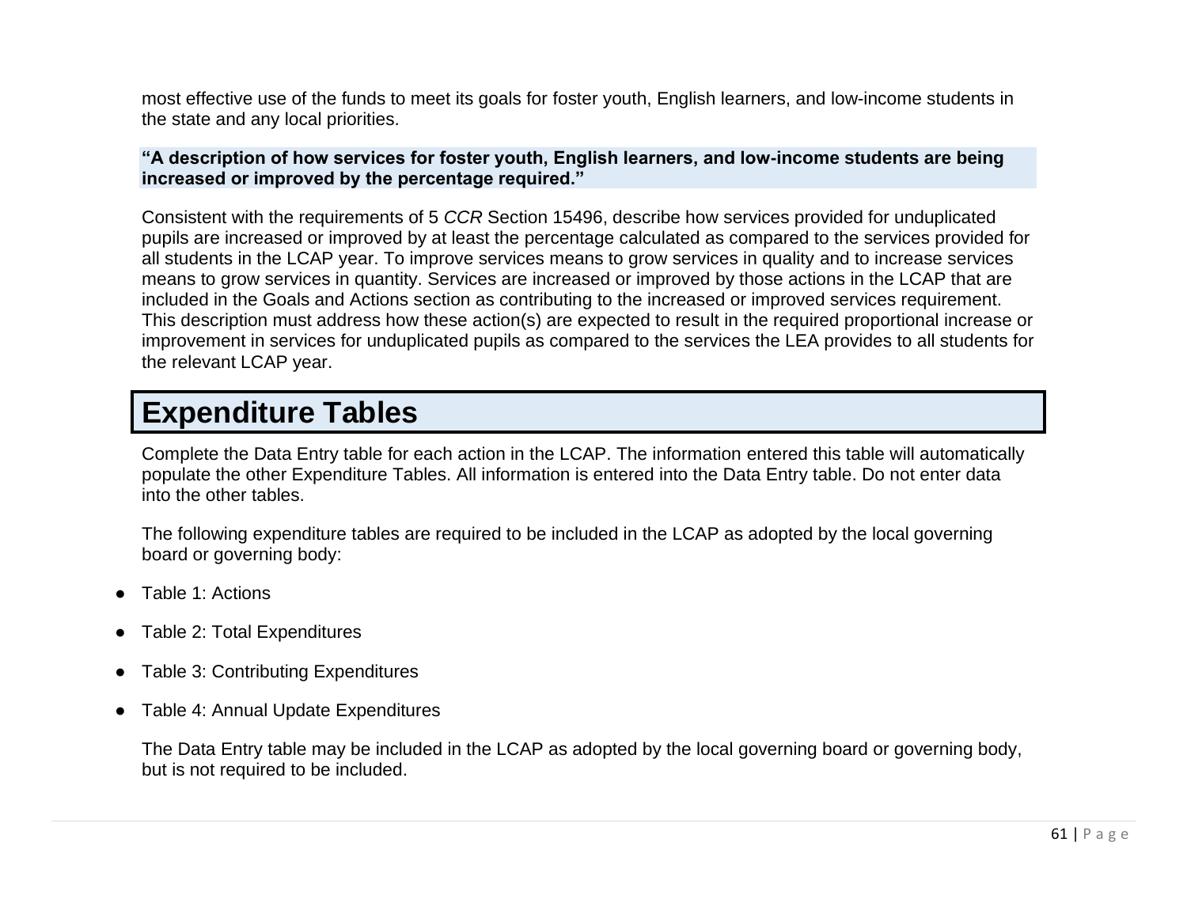most effective use of the funds to meet its goals for foster youth, English learners, and low-income students in the state and any local priorities.

**"A description of how services for foster youth, English learners, and low-income students are being increased or improved by the percentage required."**

Consistent with the requirements of 5 *CCR* Section 15496, describe how services provided for unduplicated pupils are increased or improved by at least the percentage calculated as compared to the services provided for all students in the LCAP year. To improve services means to grow services in quality and to increase services means to grow services in quantity. Services are increased or improved by those actions in the LCAP that are included in the Goals and Actions section as contributing to the increased or improved services requirement. This description must address how these action(s) are expected to result in the required proportional increase or improvement in services for unduplicated pupils as compared to the services the LEA provides to all students for the relevant LCAP year.

# Expenditure Tables

Complete the Data Entry table for each action in the LCAP. The information entered this table will automatically populate the other Expenditure Tables. All information is entered into the Data Entry table. Do not enter data into the other tables.

The following expenditure tables are required to be included in the LCAP as adopted by the local governing board or governing body:

- Table 1: Actions
- Table 2: Total Expenditures
- Table 3: Contributing Expenditures
- Table 4: Annual Update Expenditures

The Data Entry table may be included in the LCAP as adopted by the local governing board or governing body, but is not required to be included.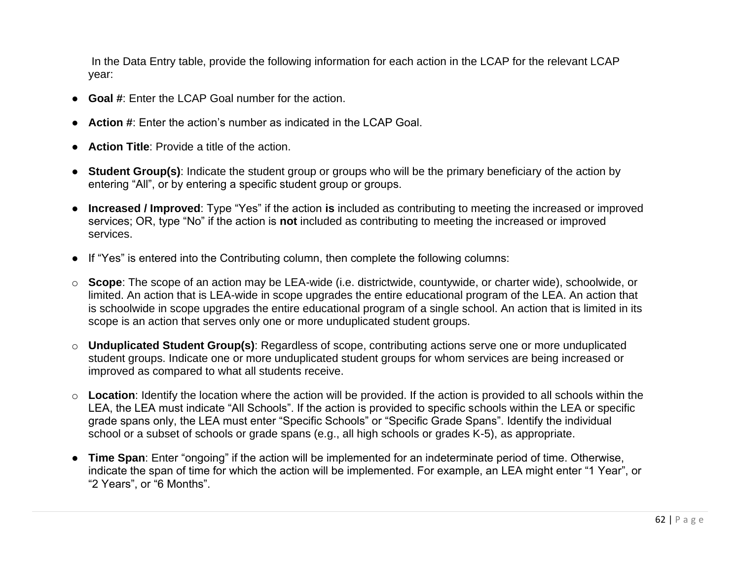In the Data Entry table, provide the following information for each action in the LCAP for the relevant LCAP year:

- **Goal #**: Enter the LCAP Goal number for the action.
- **Action #**: Enter the action's number as indicated in the LCAP Goal.
- **Action Title**: Provide a title of the action.
- **Student Group(s)**: Indicate the student group or groups who will be the primary beneficiary of the action by entering "All", or by entering a specific student group or groups.
- **Increased / Improved**: Type "Yes" if the action **is** included as contributing to meeting the increased or improved services; OR, type "No" if the action is **not** included as contributing to meeting the increased or improved services.
- If "Yes" is entered into the Contributing column, then complete the following columns:
  - **Scope**: The scope of an action may be LEA-wide (i.e. districtwide, countywide, or charter wide), schoolwide, or limited. An action that is LEA-wide in scope upgrades the entire educational program of the LEA. An action that is schoolwide in scope upgrades the entire educational program of a single school. An action that is limited in its scope is an action that serves only one or more unduplicated student groups.
  - **Unduplicated Student Group(s)**: Regardless of scope, contributing actions serve one or more unduplicated student groups. Indicate one or more unduplicated student groups for whom services are being increased or improved as compared to what all students receive.
  - **Location**: Identify the location where the action will be provided. If the action is provided to all schools within the LEA, the LEA must indicate "All Schools". If the action is provided to specific schools within the LEA or specific grade spans only, the LEA must enter "Specific Schools" or "Specific Grade Spans". Identify the individual school or a subset of schools or grade spans (e.g., all high schools or grades K-5), as appropriate.
- **Time Span**: Enter "ongoing" if the action will be implemented for an indeterminate period of time. Otherwise, indicate the span of time for which the action will be implemented. For example, an LEA might enter "1 Year", or "2 Years", or "6 Months".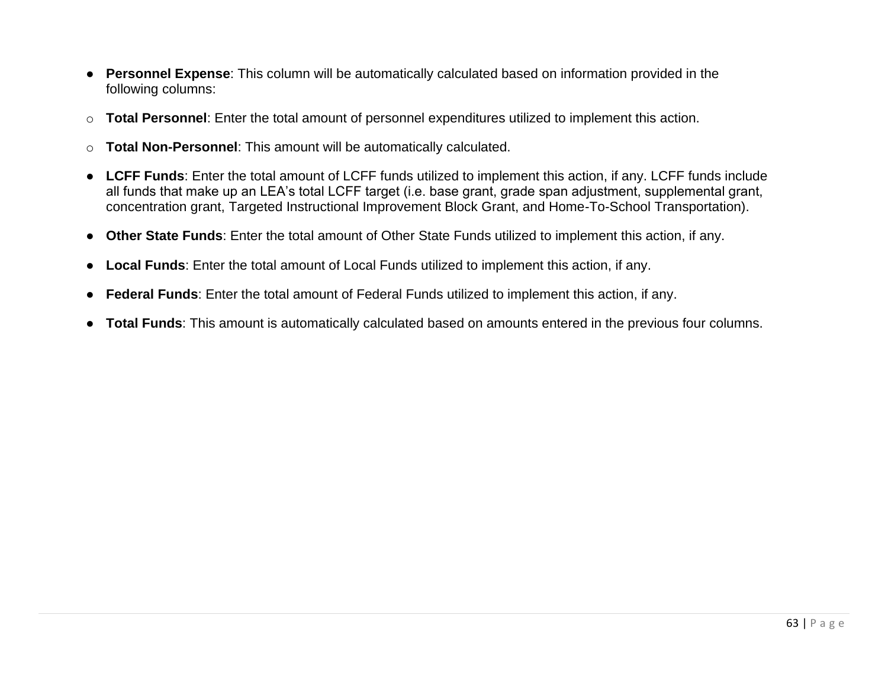- **Personnel Expense**: This column will be automatically calculated based on information provided in the following columns:
  - **Total Personnel**: Enter the total amount of personnel expenditures utilized to implement this action.
  - **Total Non-Personnel**: This amount will be automatically calculated.
- **LCFF Funds**: Enter the total amount of LCFF funds utilized to implement this action, if any. LCFF funds include all funds that make up an LEA's total LCFF target (i.e. base grant, grade span adjustment, supplemental grant, concentration grant, Targeted Instructional Improvement Block Grant, and Home-To-School Transportation).
- **Other State Funds**: Enter the total amount of Other State Funds utilized to implement this action, if any.
- **Local Funds**: Enter the total amount of Local Funds utilized to implement this action, if any.
- **Federal Funds**: Enter the total amount of Federal Funds utilized to implement this action, if any.
- **Total Funds**: This amount is automatically calculated based on amounts entered in the previous four columns.